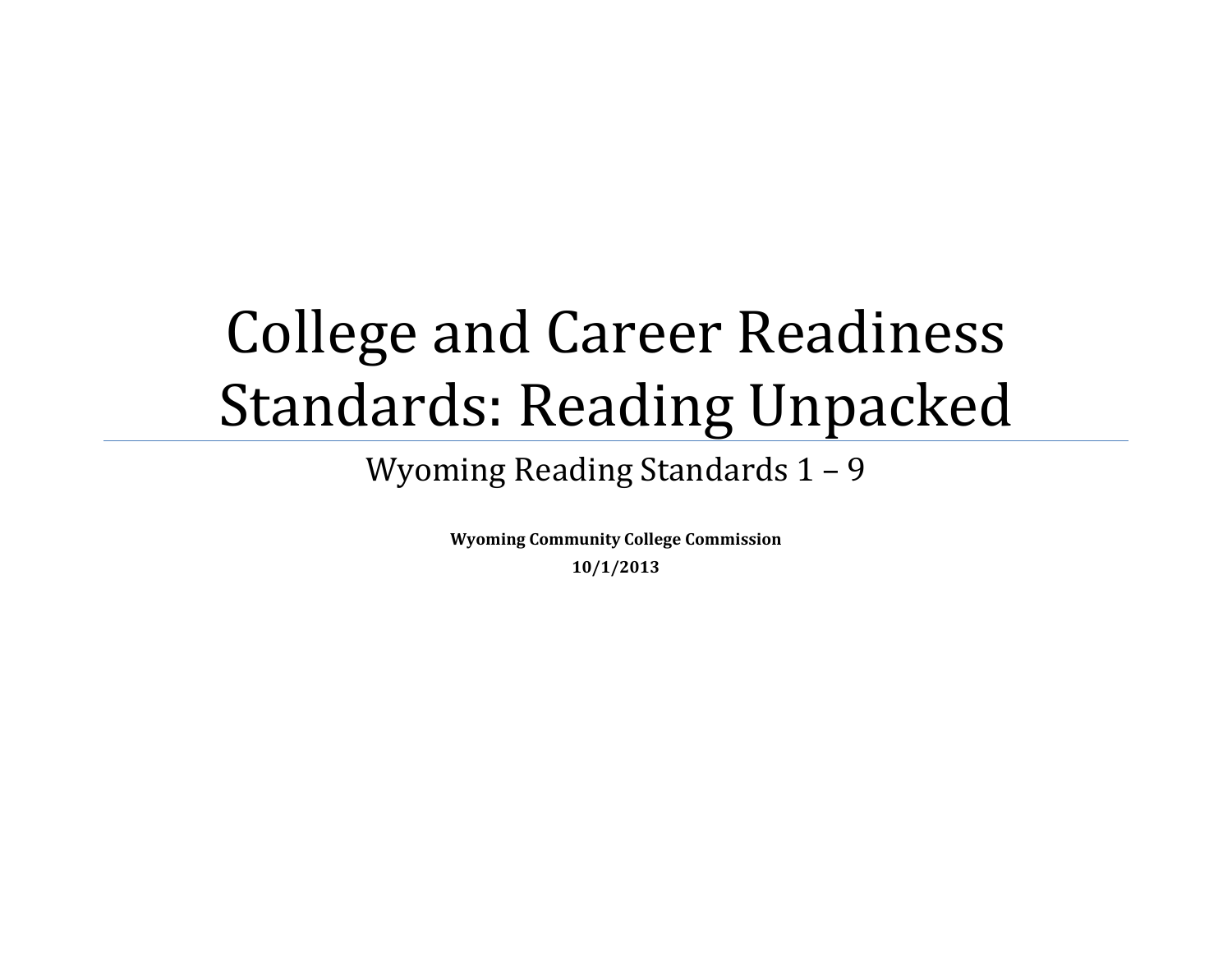# College and Career Readiness Standards: Reading Unpacked

## Wyoming Reading Standards 1 – 9

**Wyoming Community College Commission**

**10/1/2013**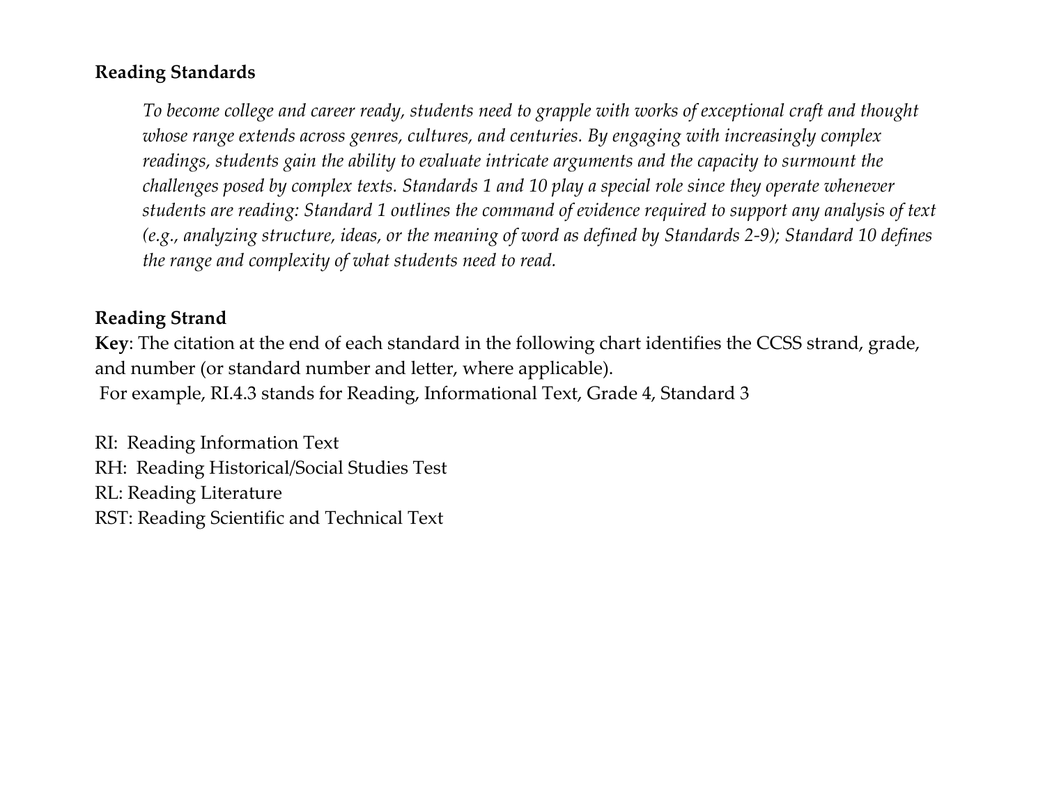**Reading Standards**

> *To become college and career ready, students need to grapple with works of exceptional craft and thought whose range extends across genres, cultures, and centuries. By engaging with increasingly complex readings, students gain the ability to evaluate intricate arguments and the capacity to surmount the challenges posed by complex texts. Standards 1 and 10 play a special role since they operate whenever students are reading: Standard 1 outlines the command of evidence required to support any analysis of text (e.g., analyzing structure, ideas, or the meaning of word as defined by Standards 2-9); Standard 10 defines the range and complexity of what students need to read.*

**Reading Strand**

**Key**: The citation at the end of each standard in the following chart identifies the CCSS strand, grade, and number (or standard number and letter, where applicable).
For example, RI.4.3 stands for Reading, Informational Text, Grade 4, Standard 3

RI: Reading Information Text
RH: Reading Historical/Social Studies Test
RL: Reading Literature
RST: Reading Scientific and Technical Text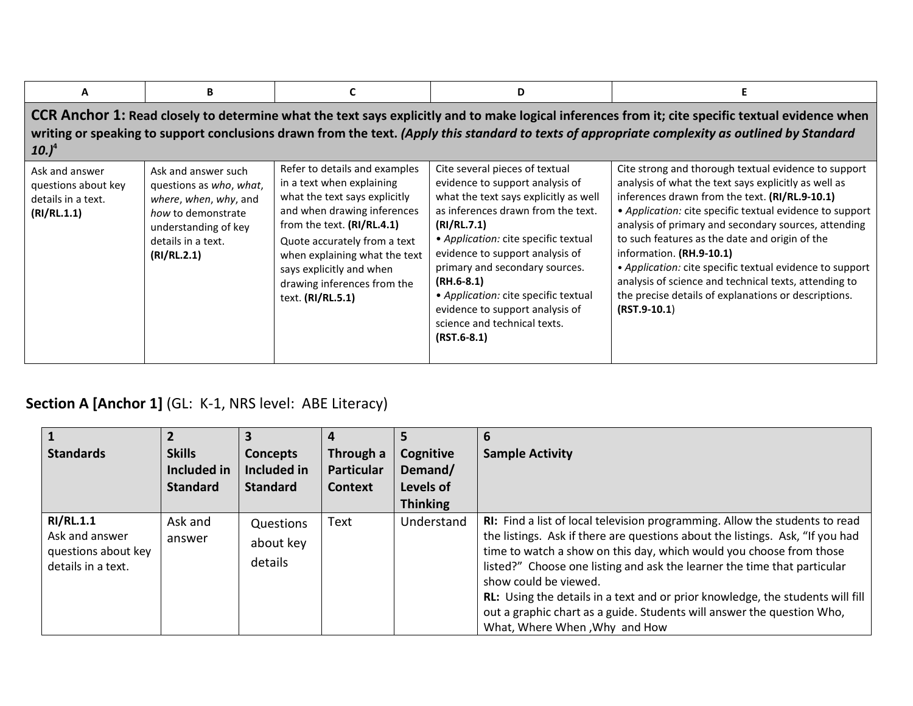| A | B | C | D | E |
|---|---|---|---|---|
| **CCR Anchor 1: Read closely to determine what the text says explicitly and to make logical inferences from it; cite specific textual evidence when writing or speaking to support conclusions drawn from the text. *(Apply this standard to texts of appropriate complexity as outlined by Standard 10.)*[4]** | | | | |
| Ask and answer questions about key details in a text. **(RI/RL.1.1)** | Ask and answer such questions as *who*, *what*, *where*, *when*, *why*, and *how* to demonstrate understanding of key details in a text. **(RI/RL.2.1)** | Refer to details and examples in a text when explaining what the text says explicitly and when drawing inferences from the text. **(RI/RL.4.1)**<br>Quote accurately from a text when explaining what the text says explicitly and when drawing inferences from the text. **(RI/RL.5.1)** | Cite several pieces of textual evidence to support analysis of what the text says explicitly as well as inferences drawn from the text. **(RI/RL.7.1)**<br>• *Application:* cite specific textual evidence to support analysis of primary and secondary sources. **(RH.6-8.1)**<br>• *Application:* cite specific textual evidence to support analysis of science and technical texts. **(RST.6-8.1)** | Cite strong and thorough textual evidence to support analysis of what the text says explicitly as well as inferences drawn from the text. **(RI/RL.9-10.1)**<br>• *Application:* cite specific textual evidence to support analysis of primary and secondary sources, attending to such features as the date and origin of the information. **(RH.9-10.1)**<br>• *Application:* cite specific textual evidence to support analysis of science and technical texts, attending to the precise details of explanations or descriptions. **(RST.9-10.1)** |

## **Section A [Anchor 1]** (GL: K-1, NRS level: ABE Literacy)

| 1<br>**Standards** | 2<br>**Skills Included in Standard** | 3<br>**Concepts Included in Standard** | 4<br>**Through a Particular Context** | 5<br>**Cognitive Demand/ Levels of Thinking** | 6<br>**Sample Activity** |
|---|---|---|---|---|---|
| **RI/RL.1.1**<br>Ask and answer questions about key details in a text. | Ask and answer | Questions about key details | Text | Understand | **RI:** Find a list of local television programming. Allow the students to read the listings. Ask if there are questions about the listings. Ask, "If you had time to watch a show on this day, which would you choose from those listed?" Choose one listing and ask the learner the time that particular show could be viewed.<br>**RL:** Using the details in a text and or prior knowledge, the students will fill out a graphic chart as a guide. Students will answer the question Who, What, Where When ,Why and How |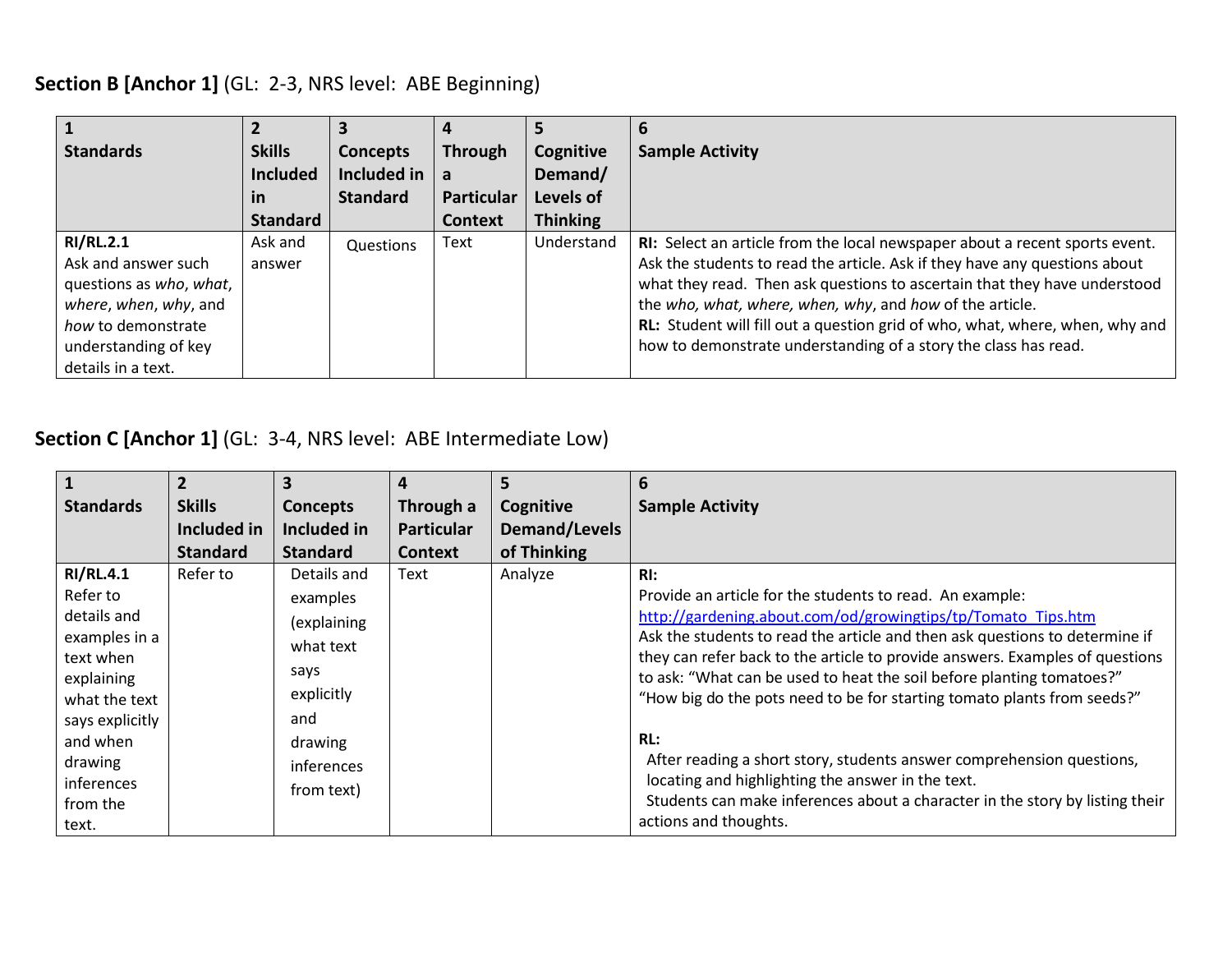## **Section B [Anchor 1]** (GL: 2-3, NRS level: ABE Beginning)

| 1 Standards | 2 Skills Included in Standard | 3 Concepts Included in Standard | 4 Through a Particular Context | 5 Cognitive Demand/ Levels of Thinking | 6 Sample Activity |
|---|---|---|---|---|---|
| **RI/RL.2.1** Ask and answer such questions as *who*, *what*, *where*, *when*, *why*, and *how* to demonstrate understanding of key details in a text. | Ask and answer | Questions | Text | Understand | **RI:** Select an article from the local newspaper about a recent sports event. Ask the students to read the article. Ask if they have any questions about what they read. Then ask questions to ascertain that they have understood the *who, what, where, when, why*, and *how* of the article.<br>**RL:** Student will fill out a question grid of who, what, where, when, why and how to demonstrate understanding of a story the class has read. |

## **Section C [Anchor 1]** (GL: 3-4, NRS level: ABE Intermediate Low)

| 1 Standards | 2 Skills Included in Standard | 3 Concepts Included in Standard | 4 Through a Particular Context | 5 Cognitive Demand/Levels of Thinking | 6 Sample Activity |
|---|---|---|---|---|---|
| **RI/RL.4.1** Refer to details and examples in a text when explaining what the text says explicitly and when drawing inferences from the text. | Refer to | Details and examples (explaining what text says explicitly and drawing inferences from text) | Text | Analyze | **RI:**<br>Provide an article for the students to read. An example: http://gardening.about.com/od/growingtips/tp/Tomato_Tips.htm<br>Ask the students to read the article and then ask questions to determine if they can refer back to the article to provide answers. Examples of questions to ask: "What can be used to heat the soil before planting tomatoes?" "How big do the pots need to be for starting tomato plants from seeds?"<br><br>**RL:**<br>After reading a short story, students answer comprehension questions, locating and highlighting the answer in the text.<br>Students can make inferences about a character in the story by listing their actions and thoughts. |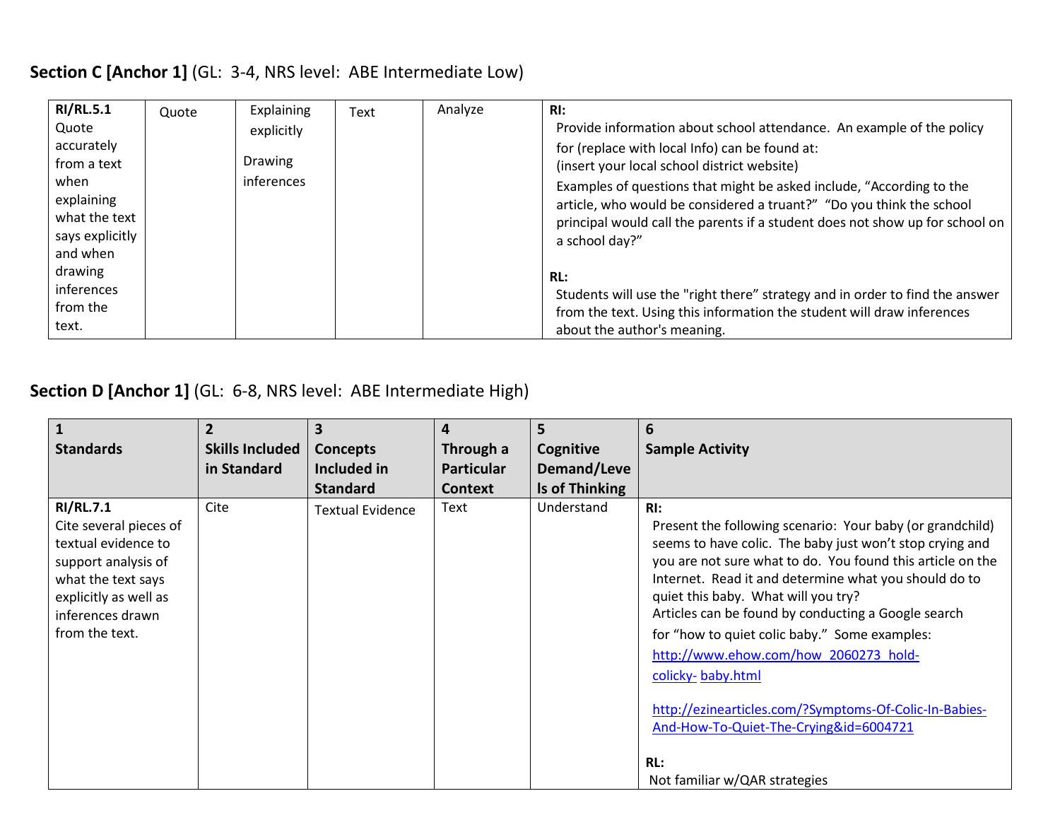**Section C [Anchor 1]** (GL: 3-4, NRS level: ABE Intermediate Low)

| | | | | | |
|---|---|---|---|---|---|
| **RI/RL.5.1** Quote accurately from a text when explaining what the text says explicitly and when drawing inferences from the text. | Quote | Explaining explicitly<br><br>Drawing inferences | Text | Analyze | **RI:**<br>Provide information about school attendance. An example of the policy for (replace with local Info) can be found at:<br>(insert your local school district website)<br>Examples of questions that might be asked include, "According to the article, who would be considered a truant?" "Do you think the school principal would call the parents if a student does not show up for school on a school day?"<br><br>**RL:**<br>Students will use the "right there" strategy and in order to find the answer from the text. Using this information the student will draw inferences about the author's meaning. |

**Section D [Anchor 1]** (GL: 6-8, NRS level: ABE Intermediate High)

| 1 Standards | 2 Skills Included in Standard | 3 Concepts Included in Standard | 4 Through a Particular Context | 5 Cognitive Demand/Levels of Thinking | 6 Sample Activity |
|---|---|---|---|---|---|
| **RI/RL.7.1** Cite several pieces of textual evidence to support analysis of what the text says explicitly as well as inferences drawn from the text. | Cite | Textual Evidence | Text | Understand | **RI:**<br>Present the following scenario: Your baby (or grandchild) seems to have colic. The baby just won't stop crying and you are not sure what to do. You found this article on the Internet. Read it and determine what you should do to quiet this baby. What will you try?<br>Articles can be found by conducting a Google search for "how to quiet colic baby." Some examples:<br>http://www.ehow.com/how_2060273_hold-colicky- baby.html<br><br>http://ezinearticles.com/?Symptoms-Of-Colic-In-Babies-And-How-To-Quiet-The-Crying&id=6004721<br><br>**RL:**<br>Not familiar w/QAR strategies |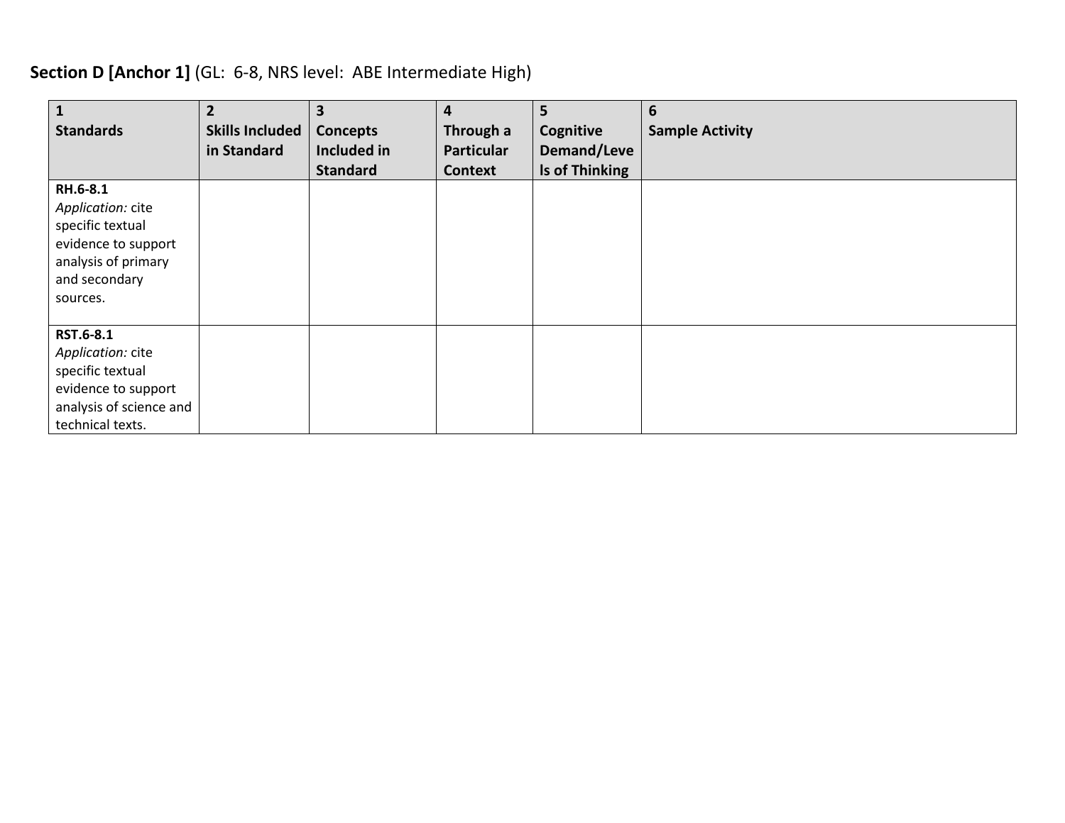**Section D [Anchor 1]** (GL: 6-8, NRS level: ABE Intermediate High)

| 1 Standards | 2 Skills Included in Standard | 3 Concepts Included in Standard | 4 Through a Particular Context | 5 Cognitive Demand/Levels of Thinking | 6 Sample Activity |
|---|---|---|---|---|---|
| **RH.6-8.1** *Application:* cite specific textual evidence to support analysis of primary and secondary sources. | | | | | |
| **RST.6-8.1** *Application:* cite specific textual evidence to support analysis of science and technical texts. | | | | | |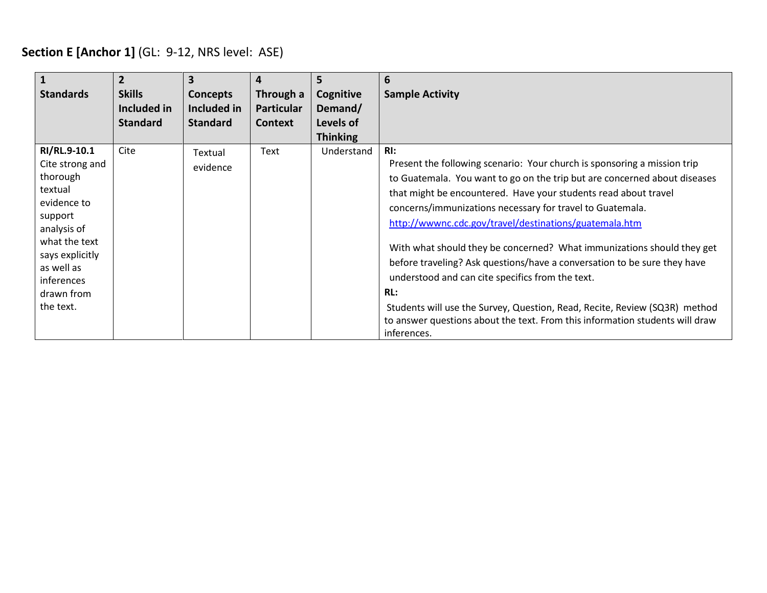**Section E [Anchor 1]** (GL: 9-12, NRS level: ASE)

| 1<br>**Standards** | 2<br>**Skills Included in Standard** | 3<br>**Concepts Included in Standard** | 4<br>**Through a Particular Context** | 5<br>**Cognitive Demand/ Levels of Thinking** | 6<br>**Sample Activity** |
|---|---|---|---|---|---|
| **RI/RL.9-10.1** Cite strong and thorough textual evidence to support analysis of what the text says explicitly as well as inferences drawn from the text. | Cite | Textual evidence | Text | Understand | **RI:** Present the following scenario: Your church is sponsoring a mission trip to Guatemala. You want to go on the trip but are concerned about diseases that might be encountered. Have your students read about travel concerns/immunizations necessary for travel to Guatemala. http://wwwnc.cdc.gov/travel/destinations/guatemala.htm<br><br>With what should they be concerned? What immunizations should they get before traveling? Ask questions/have a conversation to be sure they have understood and can cite specifics from the text.<br>**RL:** Students will use the Survey, Question, Read, Recite, Review (SQ3R) method to answer questions about the text. From this information students will draw inferences. |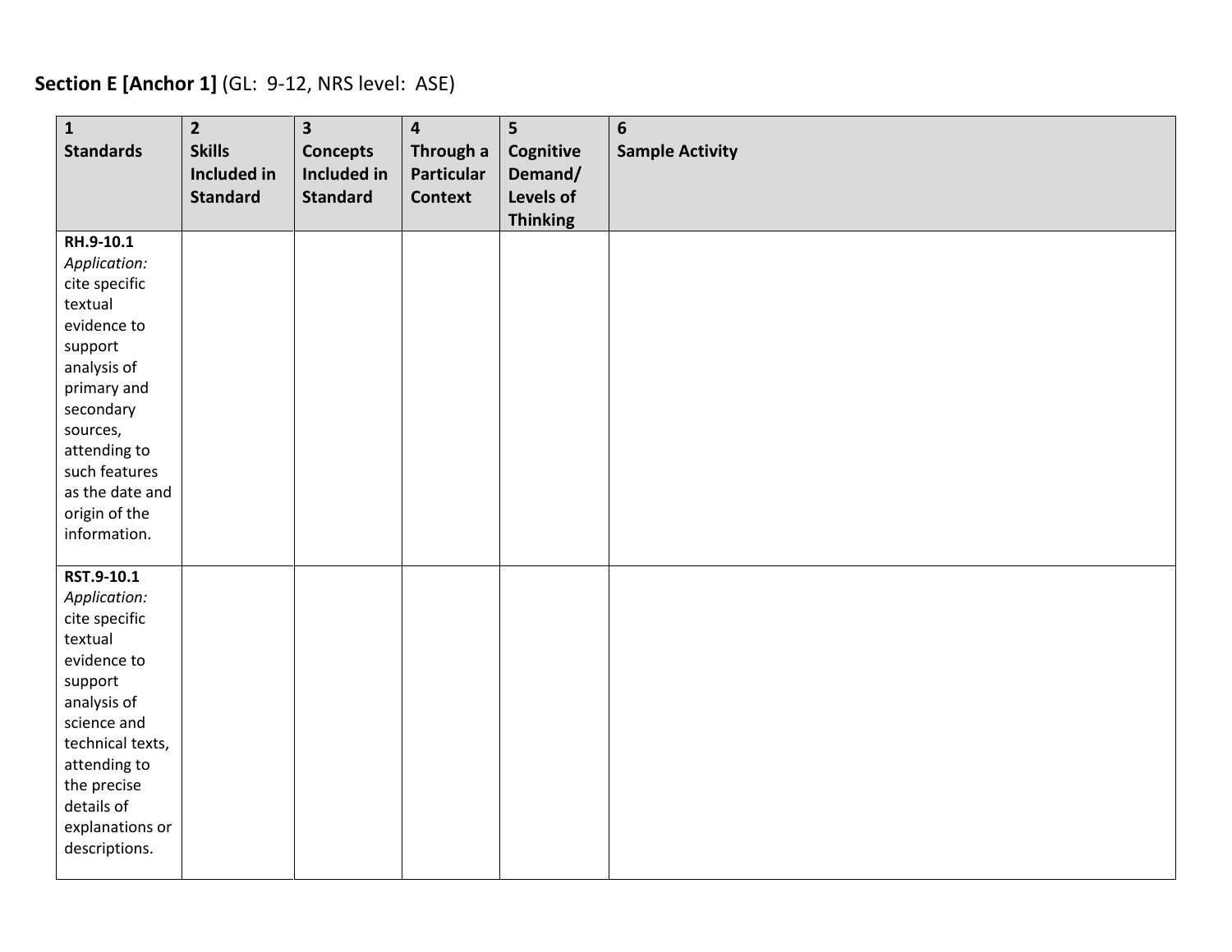**Section E [Anchor 1]** (GL: 9-12, NRS level: ASE)

| 1<br>**Standards** | 2<br>**Skills Included in Standard** | 3<br>**Concepts Included in Standard** | 4<br>**Through a Particular Context** | 5<br>**Cognitive Demand/ Levels of Thinking** | 6<br>**Sample Activity** |
|---|---|---|---|---|---|
| **RH.9-10.1**<br>*Application:* cite specific textual evidence to support analysis of primary and secondary sources, attending to such features as the date and origin of the information. | | | | | |
| **RST.9-10.1**<br>*Application:* cite specific textual evidence to support analysis of science and technical texts, attending to the precise details of explanations or descriptions. | | | | | |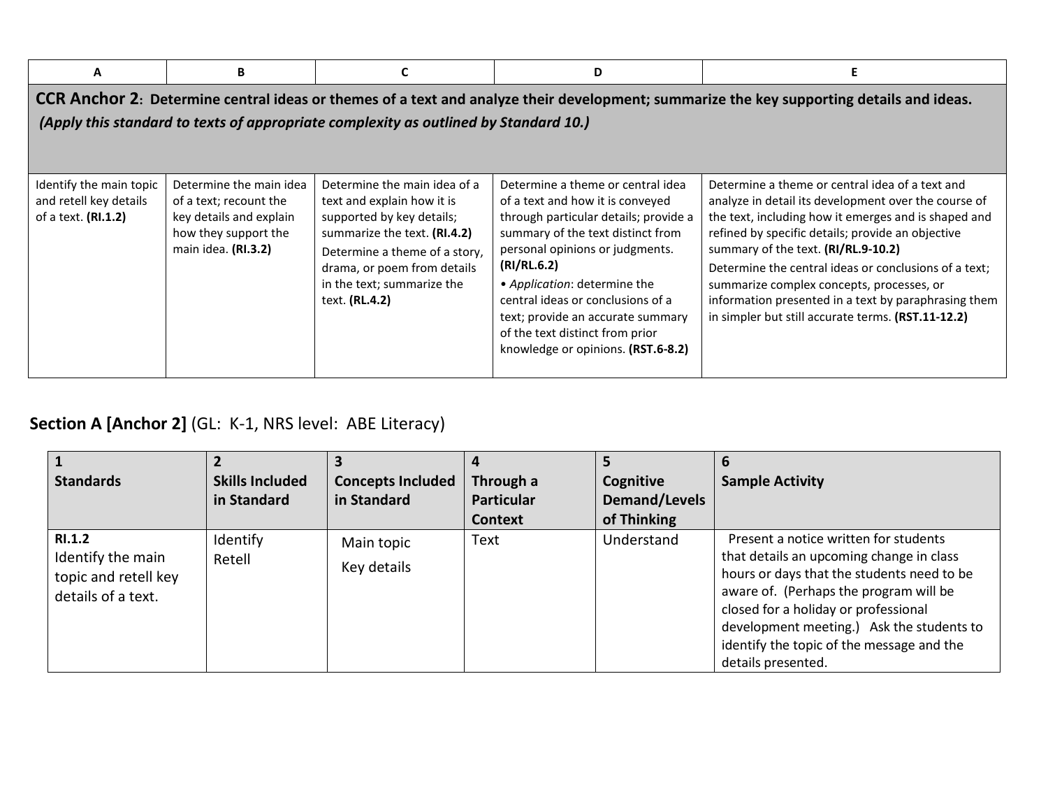| A | B | C | D | E |
|---|---|---|---|---|
| **CCR Anchor 2: Determine central ideas or themes of a text and analyze their development; summarize the key supporting details and ideas.** ***(Apply this standard to texts of appropriate complexity as outlined by Standard 10.)*** | | | | |
| Identify the main topic and retell key details of a text. **(RI.1.2)** | Determine the main idea of a text; recount the key details and explain how they support the main idea. **(RI.3.2)** | Determine the main idea of a text and explain how it is supported by key details; summarize the text. **(RI.4.2)** Determine a theme of a story, drama, or poem from details in the text; summarize the text. **(RL.4.2)** | Determine a theme or central idea of a text and how it is conveyed through particular details; provide a summary of the text distinct from personal opinions or judgments. **(RI/RL.6.2)** • *Application*: determine the central ideas or conclusions of a text; provide an accurate summary of the text distinct from prior knowledge or opinions. **(RST.6-8.2)** | Determine a theme or central idea of a text and analyze in detail its development over the course of the text, including how it emerges and is shaped and refined by specific details; provide an objective summary of the text. **(RI/RL.9-10.2)** Determine the central ideas or conclusions of a text; summarize complex concepts, processes, or information presented in a text by paraphrasing them in simpler but still accurate terms. **(RST.11-12.2)** |

## Section A [Anchor 2] (GL: K-1, NRS level: ABE Literacy)

| 1<br>Standards | 2<br>Skills Included in Standard | 3<br>Concepts Included in Standard | 4<br>Through a Particular Context | 5<br>Cognitive Demand/Levels of Thinking | 6<br>Sample Activity |
|---|---|---|---|---|---|
| **RI.1.2**<br>Identify the main topic and retell key details of a text. | Identify<br>Retell | Main topic<br>Key details | Text | Understand | Present a notice written for students that details an upcoming change in class hours or days that the students need to be aware of. (Perhaps the program will be closed for a holiday or professional development meeting.) Ask the students to identify the topic of the message and the details presented. |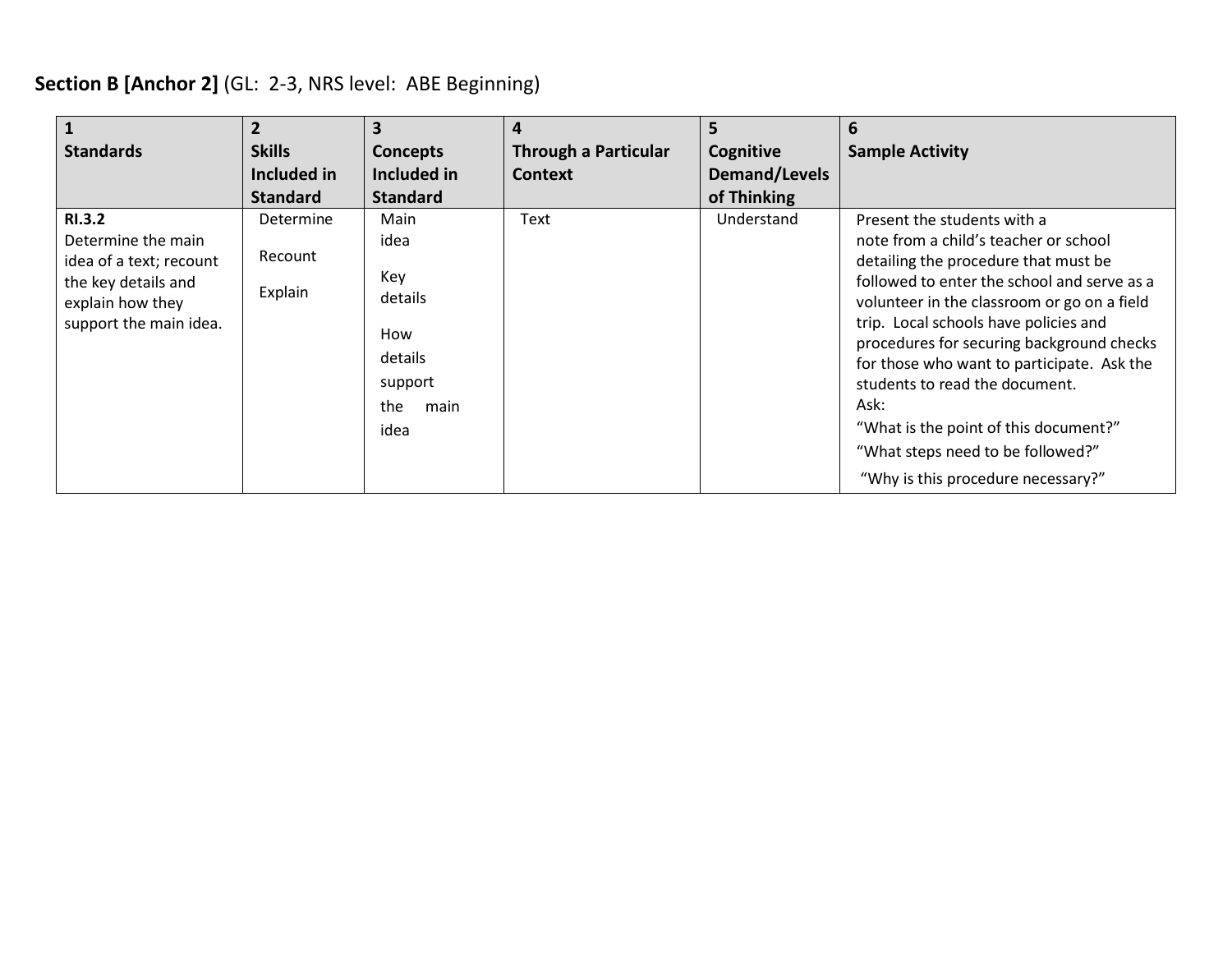**Section B [Anchor 2]** (GL: 2-3, NRS level: ABE Beginning)

| 1<br>Standards | 2<br>Skills Included in Standard | 3<br>Concepts Included in Standard | 4<br>Through a Particular Context | 5<br>Cognitive Demand/Levels of Thinking | 6<br>Sample Activity |
|---|---|---|---|---|---|
| **RI.3.2**<br>Determine the main idea of a text; recount the key details and explain how they support the main idea. | Determine<br>Recount<br>Explain | Main idea<br>Key details<br>How details support the main idea | Text | Understand | Present the students with a note from a child's teacher or school detailing the procedure that must be followed to enter the school and serve as a volunteer in the classroom or go on a field trip. Local schools have policies and procedures for securing background checks for those who want to participate. Ask the students to read the document.<br>Ask:<br>"What is the point of this document?"<br>"What steps need to be followed?"<br>"Why is this procedure necessary?" |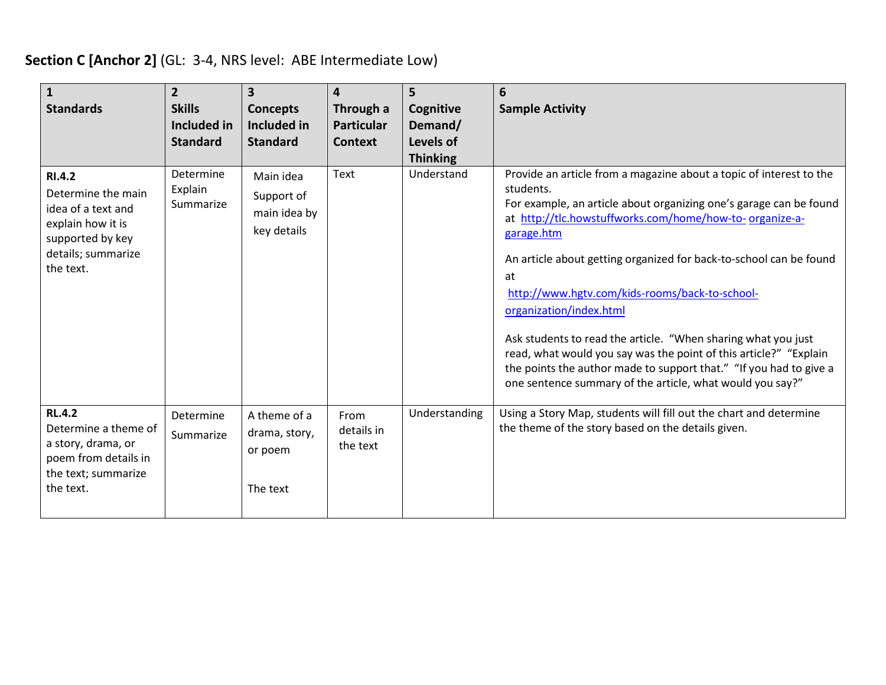**Section C [Anchor 2]** (GL: 3-4, NRS level: ABE Intermediate Low)

| 1<br>**Standards** | 2<br>**Skills Included in Standard** | 3<br>**Concepts Included in Standard** | 4<br>**Through a Particular Context** | 5<br>**Cognitive Demand/ Levels of Thinking** | 6<br>**Sample Activity** |
|---|---|---|---|---|---|
| **RI.4.2**<br>Determine the main idea of a text and explain how it is supported by key details; summarize the text. | Determine<br>Explain<br>Summarize | Main idea<br>Support of main idea by key details | Text | Understand | Provide an article from a magazine about a topic of interest to the students.<br>For example, an article about organizing one's garage can be found at http://tlc.howstuffworks.com/home/how-to-organize-a-garage.htm<br><br>An article about getting organized for back-to-school can be found at<br>http://www.hgtv.com/kids-rooms/back-to-school-organization/index.html<br><br>Ask students to read the article. "When sharing what you just read, what would you say was the point of this article?" "Explain the points the author made to support that." "If you had to give a one sentence summary of the article, what would you say?" |
| **RL.4.2**<br>Determine a theme of a story, drama, or poem from details in the text; summarize the text. | Determine<br>Summarize | A theme of a drama, story, or poem<br><br>The text | From details in the text | Understanding | Using a Story Map, students will fill out the chart and determine the theme of the story based on the details given. |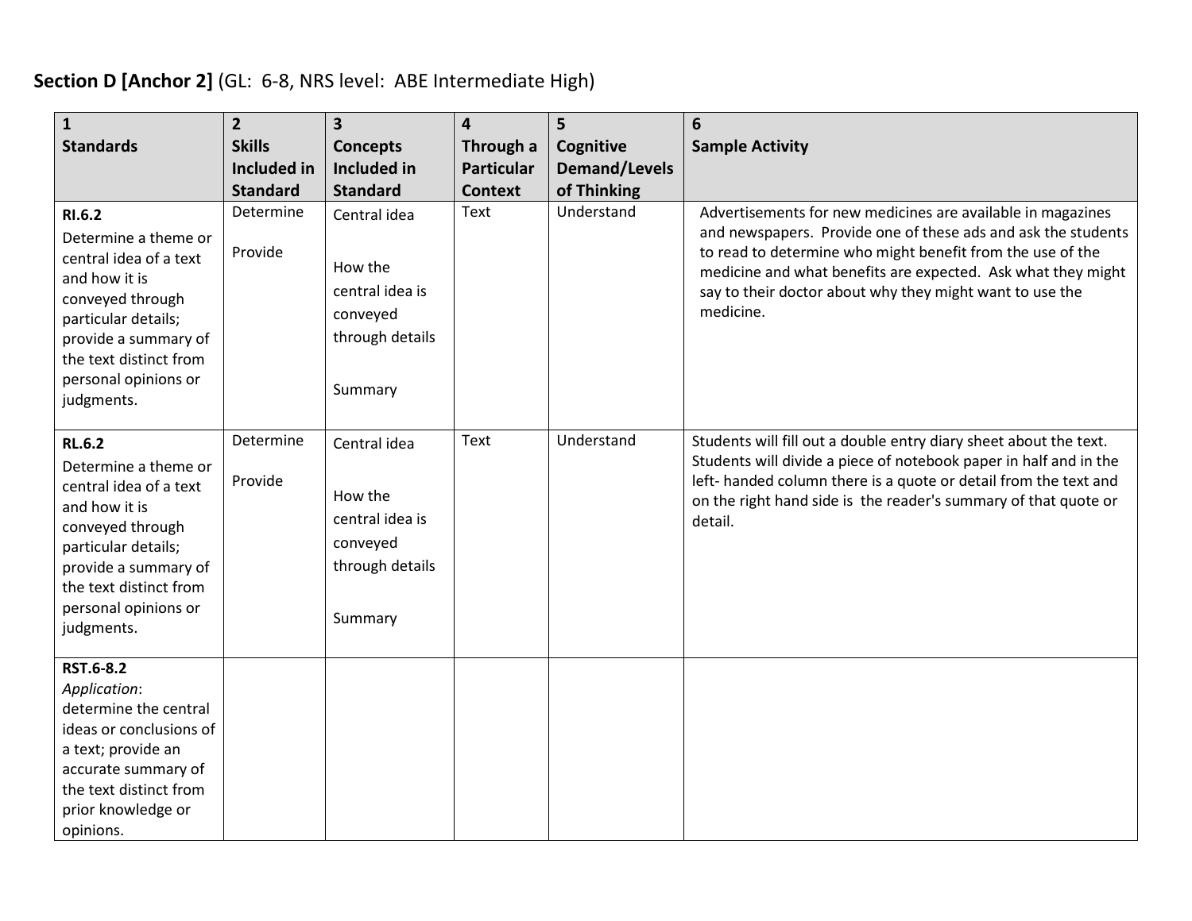**Section D [Anchor 2]** (GL: 6-8, NRS level: ABE Intermediate High)

| 1<br>**Standards** | 2<br>**Skills Included in Standard** | 3<br>**Concepts Included in Standard** | 4<br>**Through a Particular Context** | 5<br>**Cognitive Demand/Levels of Thinking** | 6<br>**Sample Activity** |
|---|---|---|---|---|---|
| **RI.6.2**<br>Determine a theme or central idea of a text and how it is conveyed through particular details; provide a summary of the text distinct from personal opinions or judgments. | Determine<br><br>Provide | Central idea<br><br>How the central idea is conveyed through details<br><br>Summary | Text | Understand | Advertisements for new medicines are available in magazines and newspapers. Provide one of these ads and ask the students to read to determine who might benefit from the use of the medicine and what benefits are expected. Ask what they might say to their doctor about why they might want to use the medicine. |
| **RL.6.2**<br>Determine a theme or central idea of a text and how it is conveyed through particular details; provide a summary of the text distinct from personal opinions or judgments. | Determine<br><br>Provide | Central idea<br><br>How the central idea is conveyed through details<br><br>Summary | Text | Understand | Students will fill out a double entry diary sheet about the text. Students will divide a piece of notebook paper in half and in the left- handed column there is a quote or detail from the text and on the right hand side is the reader's summary of that quote or detail. |
| **RST.6-8.2**<br>*Application*: determine the central ideas or conclusions of a text; provide an accurate summary of the text distinct from prior knowledge or opinions. | | | | | |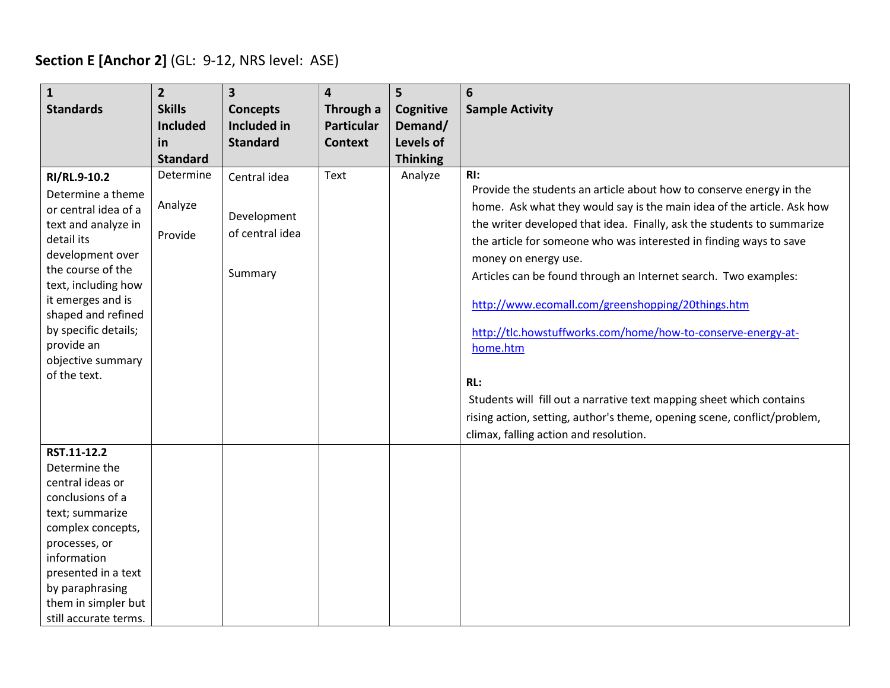**Section E [Anchor 2]** (GL: 9-12, NRS level: ASE)

| 1<br>**Standards** | 2<br>**Skills Included in Standard** | 3<br>**Concepts Included in Standard** | 4<br>**Through a Particular Context** | 5<br>**Cognitive Demand/ Levels of Thinking** | 6<br>**Sample Activity** |
|---|---|---|---|---|---|
| **RI/RL.9-10.2**<br>Determine a theme or central idea of a text and analyze in detail its development over the course of the text, including how it emerges and is shaped and refined by specific details; provide an objective summary of the text. | Determine<br><br>Analyze<br><br>Provide | Central idea<br><br>Development of central idea<br><br>Summary | Text | Analyze | **RI:**<br>Provide the students an article about how to conserve energy in the home. Ask what they would say is the main idea of the article. Ask how the writer developed that idea. Finally, ask the students to summarize the article for someone who was interested in finding ways to save money on energy use.<br>Articles can be found through an Internet search. Two examples:<br>http://www.ecomall.com/greenshopping/20things.htm<br>http://tlc.howstuffworks.com/home/how-to-conserve-energy-at-home.htm<br><br>**RL:**<br>Students will fill out a narrative text mapping sheet which contains rising action, setting, author's theme, opening scene, conflict/problem, climax, falling action and resolution. |
| **RST.11-12.2**<br>Determine the central ideas or conclusions of a text; summarize complex concepts, processes, or information presented in a text by paraphrasing them in simpler but still accurate terms. | | | | | |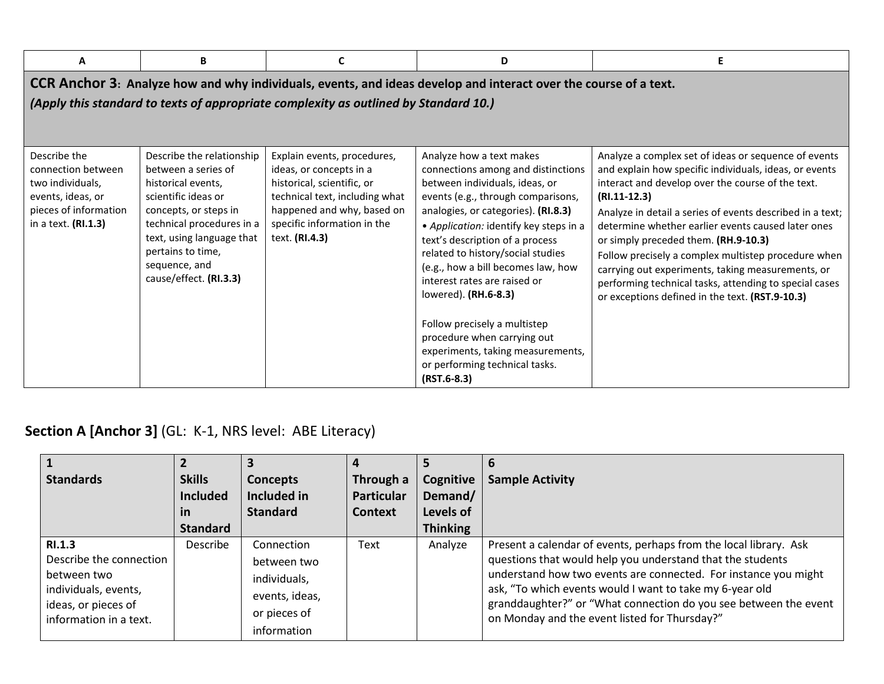| A | B | C | D | E |
|---|---|---|---|---|
| **CCR Anchor 3: Analyze how and why individuals, events, and ideas develop and interact over the course of a text.** ***(Apply this standard to texts of appropriate complexity as outlined by Standard 10.)*** | | | | |
| Describe the connection between two individuals, events, ideas, or pieces of information in a text. **(RI.1.3)** | Describe the relationship between a series of historical events, scientific ideas or concepts, or steps in technical procedures in a text, using language that pertains to time, sequence, and cause/effect. **(RI.3.3)** | Explain events, procedures, ideas, or concepts in a historical, scientific, or technical text, including what happened and why, based on specific information in the text. **(RI.4.3)** | Analyze how a text makes connections among and distinctions between individuals, ideas, or events (e.g., through comparisons, analogies, or categories). **(RI.8.3)**<br>• *Application:* identify key steps in a text's description of a process related to history/social studies (e.g., how a bill becomes law, how interest rates are raised or lowered). **(RH.6-8.3)**<br><br>Follow precisely a multistep procedure when carrying out experiments, taking measurements, or performing technical tasks. **(RST.6-8.3)** | Analyze a complex set of ideas or sequence of events and explain how specific individuals, ideas, or events interact and develop over the course of the text. **(RI.11-12.3)**<br>Analyze in detail a series of events described in a text; determine whether earlier events caused later ones or simply preceded them. **(RH.9-10.3)**<br>Follow precisely a complex multistep procedure when carrying out experiments, taking measurements, or performing technical tasks, attending to special cases or exceptions defined in the text. **(RST.9-10.3)** |

## **Section A [Anchor 3]** (GL: K-1, NRS level: ABE Literacy)

| 1<br>**Standards** | 2<br>**Skills Included in Standard** | 3<br>**Concepts Included in Standard** | 4<br>**Through a Particular Context** | 5<br>**Cognitive Demand/ Levels of Thinking** | 6<br>**Sample Activity** |
|---|---|---|---|---|---|
| **RI.1.3**<br>Describe the connection between two individuals, events, ideas, or pieces of information in a text. | Describe | Connection between two individuals, events, ideas, or pieces of information | Text | Analyze | Present a calendar of events, perhaps from the local library. Ask questions that would help you understand that the students understand how two events are connected. For instance you might ask, "To which events would I want to take my 6-year old granddaughter?" or "What connection do you see between the event on Monday and the event listed for Thursday?" |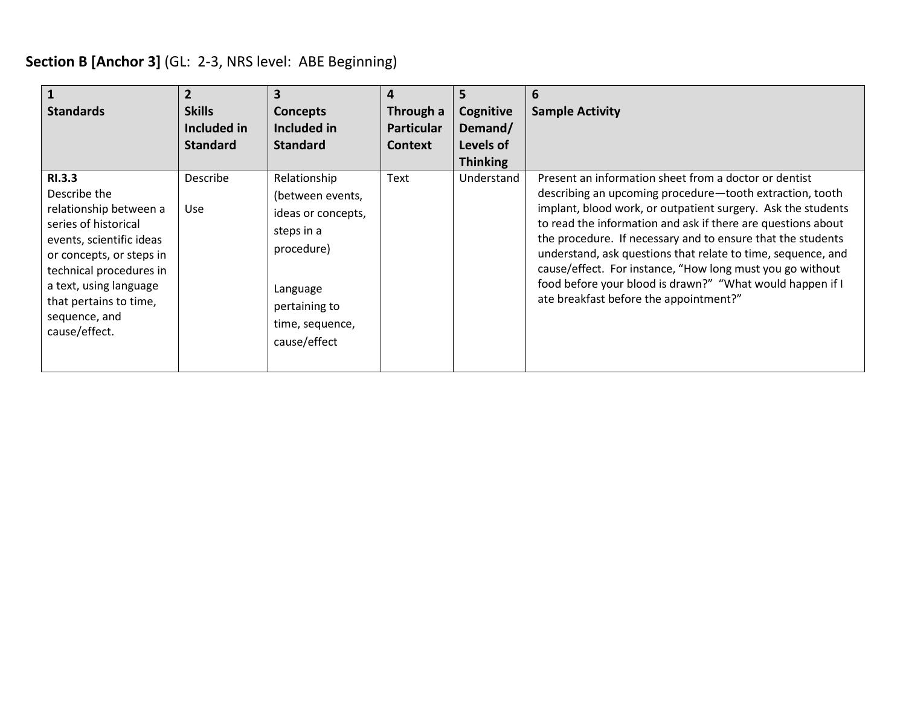**Section B [Anchor 3]** (GL: 2-3, NRS level: ABE Beginning)

| 1<br>**Standards** | 2<br>**Skills Included in Standard** | 3<br>**Concepts Included in Standard** | 4<br>**Through a Particular Context** | 5<br>**Cognitive Demand/ Levels of Thinking** | 6<br>**Sample Activity** |
|---|---|---|---|---|---|
| **RI.3.3**<br>Describe the relationship between a series of historical events, scientific ideas or concepts, or steps in technical procedures in a text, using language that pertains to time, sequence, and cause/effect. | Describe<br><br>Use | Relationship (between events, ideas or concepts, steps in a procedure)<br><br>Language pertaining to time, sequence, cause/effect | Text | Understand | Present an information sheet from a doctor or dentist describing an upcoming procedure—tooth extraction, tooth implant, blood work, or outpatient surgery. Ask the students to read the information and ask if there are questions about the procedure. If necessary and to ensure that the students understand, ask questions that relate to time, sequence, and cause/effect. For instance, "How long must you go without food before your blood is drawn?" "What would happen if I ate breakfast before the appointment?" |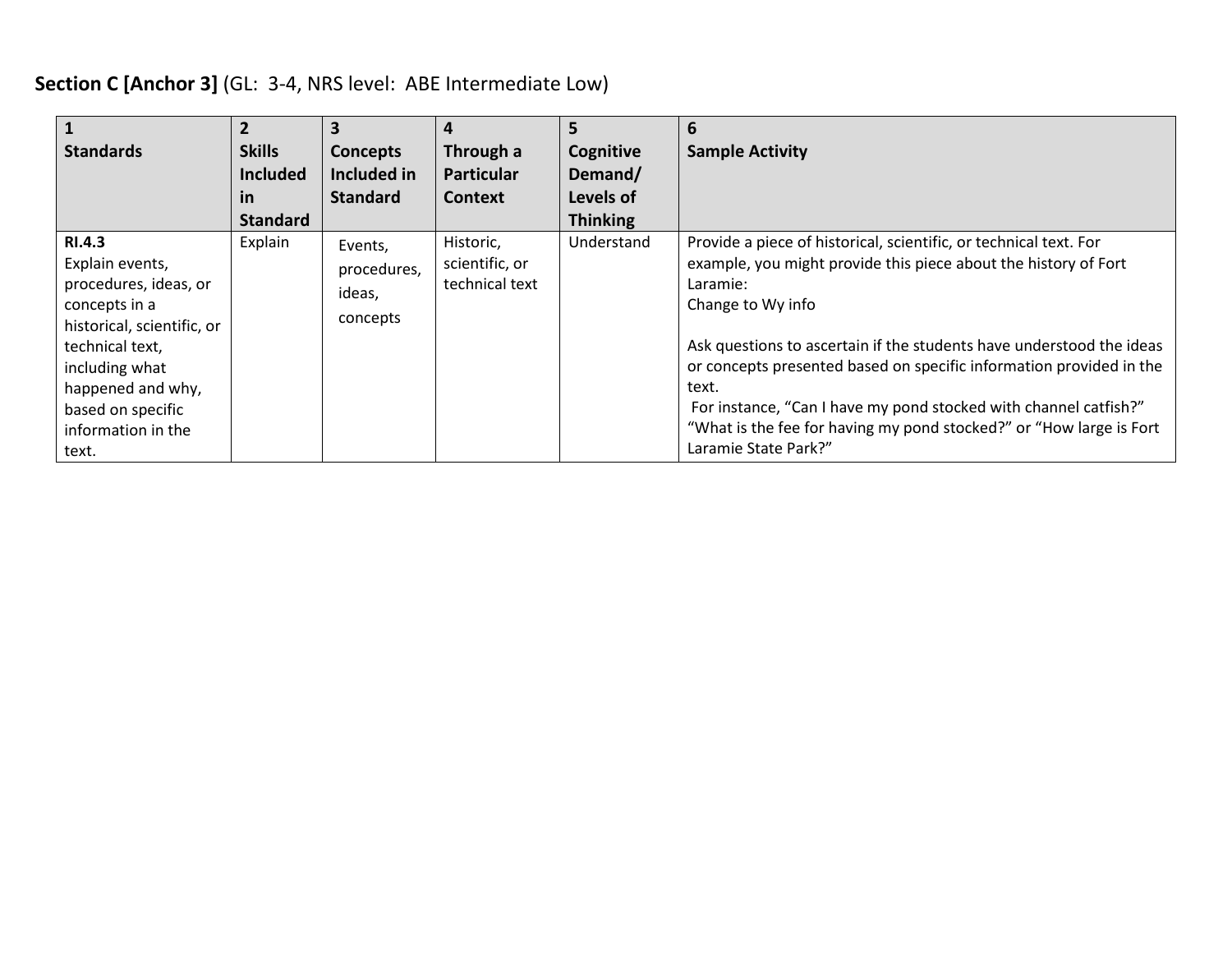**Section C [Anchor 3]** (GL: 3-4, NRS level: ABE Intermediate Low)

| 1<br>**Standards** | 2<br>**Skills Included in Standard** | 3<br>**Concepts Included in Standard** | 4<br>**Through a Particular Context** | 5<br>**Cognitive Demand/ Levels of Thinking** | 6<br>**Sample Activity** |
|---|---|---|---|---|---|
| **RI.4.3**<br>Explain events, procedures, ideas, or concepts in a historical, scientific, or technical text, including what happened and why, based on specific information in the text. | Explain | Events, procedures, ideas, concepts | Historic, scientific, or technical text | Understand | Provide a piece of historical, scientific, or technical text. For example, you might provide this piece about the history of Fort Laramie:<br>Change to Wy info<br><br>Ask questions to ascertain if the students have understood the ideas or concepts presented based on specific information provided in the text.<br>For instance, "Can I have my pond stocked with channel catfish?" "What is the fee for having my pond stocked?" or "How large is Fort Laramie State Park?" |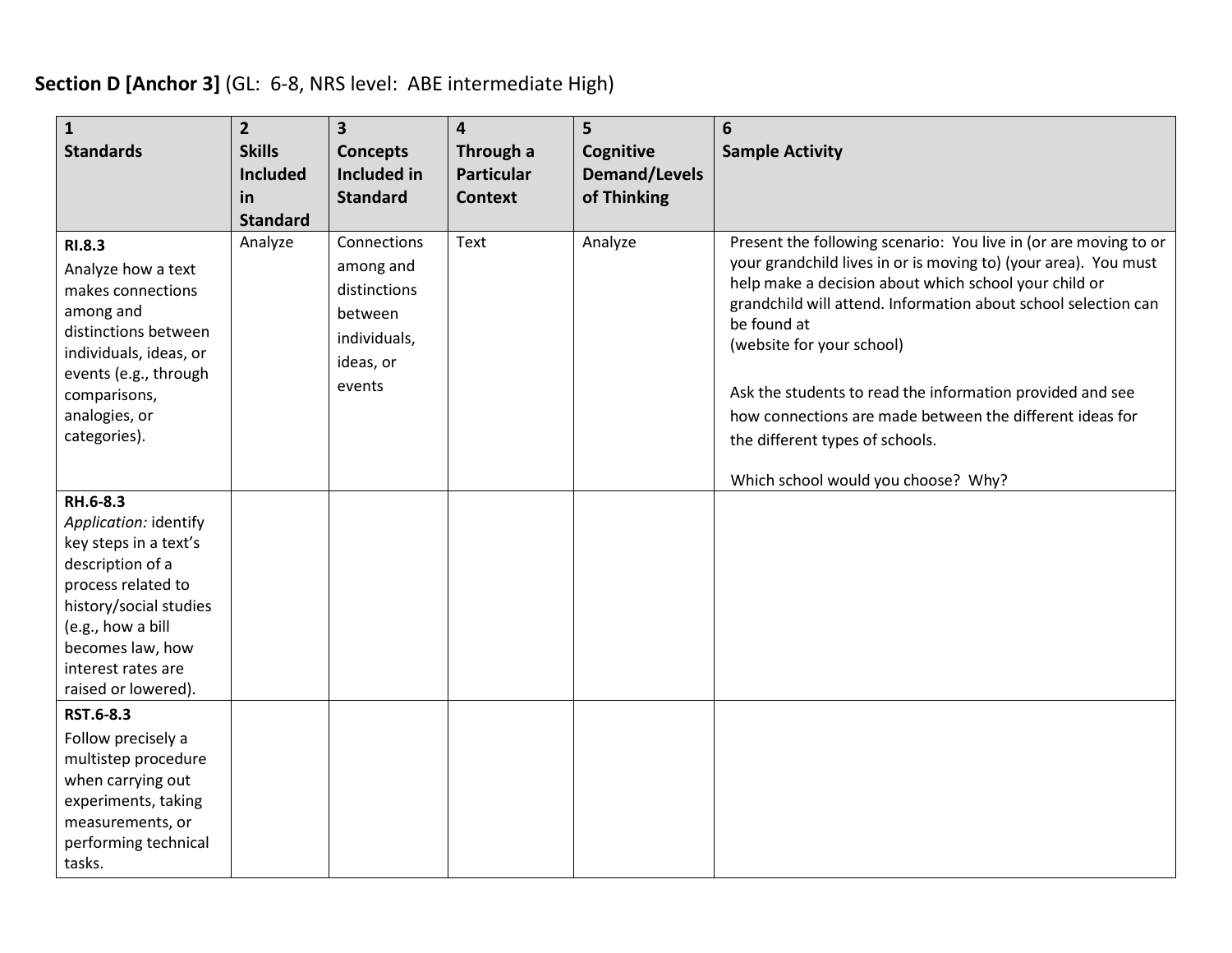**Section D [Anchor 3]** (GL: 6-8, NRS level: ABE intermediate High)

| 1 Standards | 2 Skills Included in Standard | 3 Concepts Included in Standard | 4 Through a Particular Context | 5 Cognitive Demand/Levels of Thinking | 6 Sample Activity |
|---|---|---|---|---|---|
| **RI.8.3** Analyze how a text makes connections among and distinctions between individuals, ideas, or events (e.g., through comparisons, analogies, or categories). | Analyze | Connections among and distinctions between individuals, ideas, or events | Text | Analyze | Present the following scenario: You live in (or are moving to or your grandchild lives in or is moving to) (your area). You must help make a decision about which school your child or grandchild will attend. Information about school selection can be found at (website for your school)<br><br>Ask the students to read the information provided and see how connections are made between the different ideas for the different types of schools.<br><br>Which school would you choose? Why? |
| **RH.6-8.3** *Application:* identify key steps in a text's description of a process related to history/social studies (e.g., how a bill becomes law, how interest rates are raised or lowered). | | | | | |
| **RST.6-8.3** Follow precisely a multistep procedure when carrying out experiments, taking measurements, or performing technical tasks. | | | | | |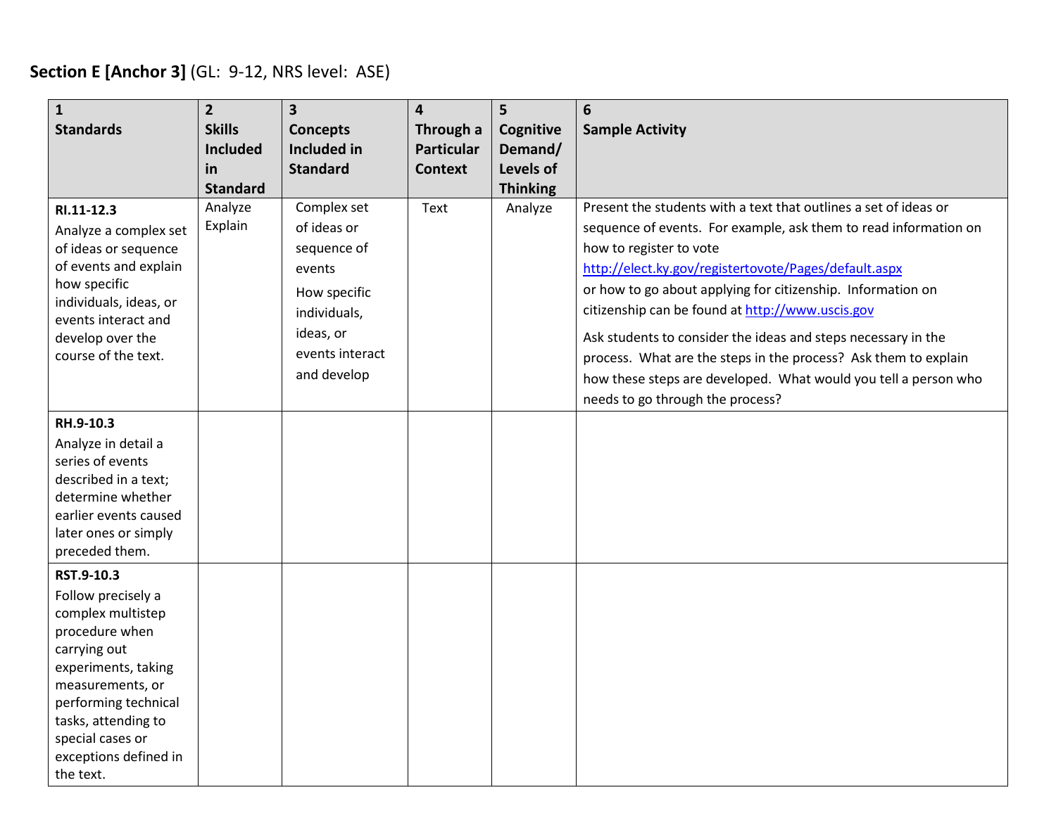**Section E [Anchor 3]** (GL: 9-12, NRS level: ASE)

| 1<br>Standards | 2<br>Skills Included in Standard | 3<br>Concepts Included in Standard | 4<br>Through a Particular Context | 5<br>Cognitive Demand/ Levels of Thinking | 6<br>Sample Activity |
|---|---|---|---|---|---|
| **RI.11-12.3**<br>Analyze a complex set of ideas or sequence of events and explain how specific individuals, ideas, or events interact and develop over the course of the text. | Analyze<br>Explain | Complex set of ideas or sequence of events<br>How specific individuals, ideas, or events interact and develop | Text | Analyze | Present the students with a text that outlines a set of ideas or sequence of events. For example, ask them to read information on how to register to vote http://elect.ky.gov/registertovote/Pages/default.aspx or how to go about applying for citizenship. Information on citizenship can be found at http://www.uscis.gov<br>Ask students to consider the ideas and steps necessary in the process. What are the steps in the process? Ask them to explain how these steps are developed. What would you tell a person who needs to go through the process? |
| **RH.9-10.3**<br>Analyze in detail a series of events described in a text; determine whether earlier events caused later ones or simply preceded them. | | | | | |
| **RST.9-10.3**<br>Follow precisely a complex multistep procedure when carrying out experiments, taking measurements, or performing technical tasks, attending to special cases or exceptions defined in the text. | | | | | |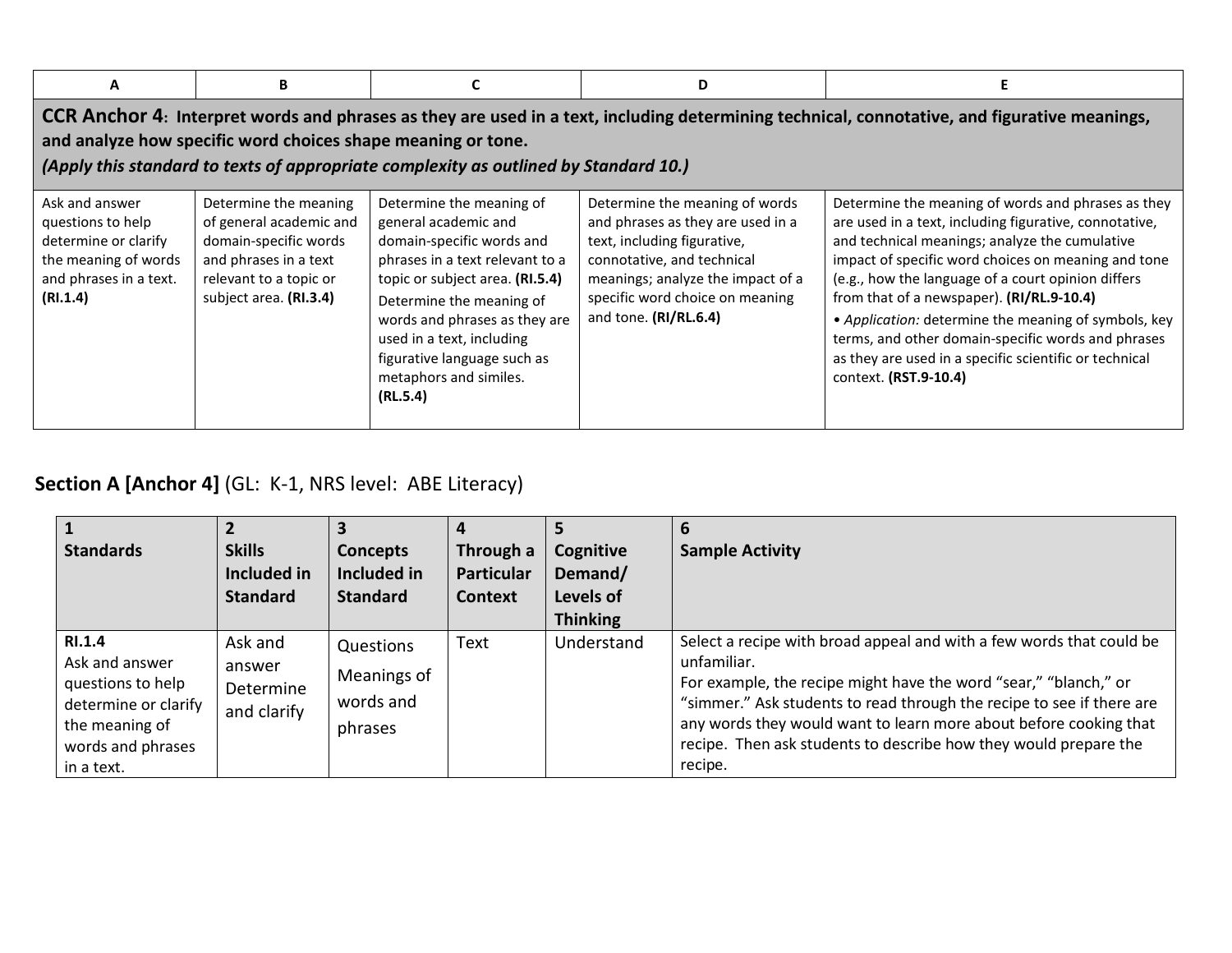| A | B | C | D | E |
|---|---|---|---|---|
| **CCR Anchor 4: Interpret words and phrases as they are used in a text, including determining technical, connotative, and figurative meanings, and analyze how specific word choices shape meaning or tone.** ***(Apply this standard to texts of appropriate complexity as outlined by Standard 10.)*** | | | | |
| Ask and answer questions to help determine or clarify the meaning of words and phrases in a text. **(RI.1.4)** | Determine the meaning of general academic and domain-specific words and phrases in a text relevant to a topic or subject area. **(RI.3.4)** | Determine the meaning of general academic and domain-specific words and phrases in a text relevant to a topic or subject area. **(RI.5.4)** Determine the meaning of words and phrases as they are used in a text, including figurative language such as metaphors and similes. **(RL.5.4)** | Determine the meaning of words and phrases as they are used in a text, including figurative, connotative, and technical meanings; analyze the impact of a specific word choice on meaning and tone. **(RI/RL.6.4)** | Determine the meaning of words and phrases as they are used in a text, including figurative, connotative, and technical meanings; analyze the cumulative impact of specific word choices on meaning and tone (e.g., how the language of a court opinion differs from that of a newspaper). **(RI/RL.9-10.4)** • *Application:* determine the meaning of symbols, key terms, and other domain-specific words and phrases as they are used in a specific scientific or technical context. **(RST.9-10.4)** |

## **Section A [Anchor 4]** (GL: K-1, NRS level: ABE Literacy)

| 1 **Standards** | 2 **Skills Included in Standard** | 3 **Concepts Included in Standard** | 4 **Through a Particular Context** | 5 **Cognitive Demand/ Levels of Thinking** | 6 **Sample Activity** |
|---|---|---|---|---|---|
| **RI.1.4** Ask and answer questions to help determine or clarify the meaning of words and phrases in a text. | Ask and answer Determine and clarify | Questions Meanings of words and phrases | Text | Understand | Select a recipe with broad appeal and with a few words that could be unfamiliar. For example, the recipe might have the word "sear," "blanch," or "simmer." Ask students to read through the recipe to see if there are any words they would want to learn more about before cooking that recipe. Then ask students to describe how they would prepare the recipe. |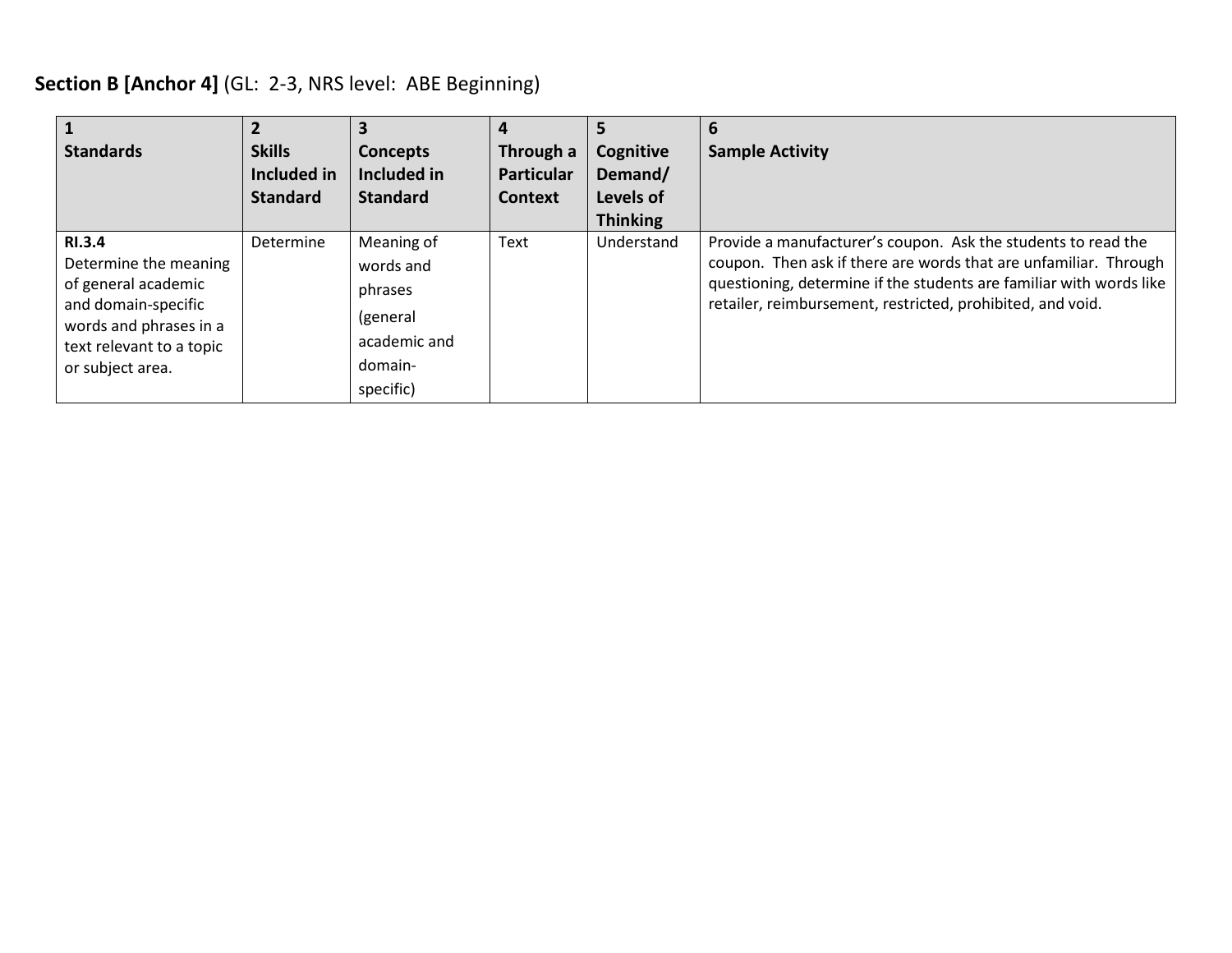**Section B [Anchor 4]** (GL: 2-3, NRS level: ABE Beginning)

| 1<br>**Standards** | 2<br>**Skills Included in Standard** | 3<br>**Concepts Included in Standard** | 4<br>**Through a Particular Context** | 5<br>**Cognitive Demand/ Levels of Thinking** | 6<br>**Sample Activity** |
|---|---|---|---|---|---|
| **RI.3.4**<br>Determine the meaning of general academic and domain-specific words and phrases in a text relevant to a topic or subject area. | Determine | Meaning of words and phrases (general academic and domain-specific) | Text | Understand | Provide a manufacturer's coupon. Ask the students to read the coupon. Then ask if there are words that are unfamiliar. Through questioning, determine if the students are familiar with words like retailer, reimbursement, restricted, prohibited, and void. |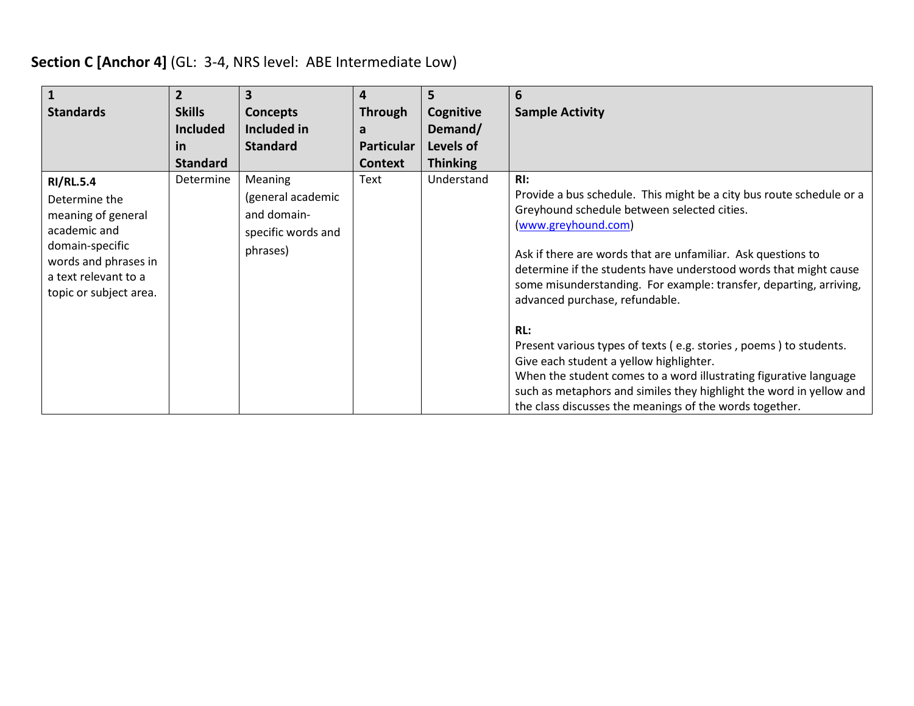**Section C [Anchor 4]** (GL: 3-4, NRS level: ABE Intermediate Low)

| 1<br>**Standards** | 2<br>**Skills Included in Standard** | 3<br>**Concepts Included in Standard** | 4<br>**Through a Particular Context** | 5<br>**Cognitive Demand/ Levels of Thinking** | 6<br>**Sample Activity** |
|---|---|---|---|---|---|
| **RI/RL.5.4**<br>Determine the meaning of general academic and domain-specific words and phrases in a text relevant to a topic or subject area. | Determine | Meaning (general academic and domain-specific words and phrases) | Text | Understand | **RI:**<br>Provide a bus schedule. This might be a city bus route schedule or a Greyhound schedule between selected cities. (www.greyhound.com)<br><br>Ask if there are words that are unfamiliar. Ask questions to determine if the students have understood words that might cause some misunderstanding. For example: transfer, departing, arriving, advanced purchase, refundable.<br><br>**RL:**<br>Present various types of texts ( e.g. stories , poems ) to students. Give each student a yellow highlighter.<br>When the student comes to a word illustrating figurative language such as metaphors and similes they highlight the word in yellow and the class discusses the meanings of the words together. |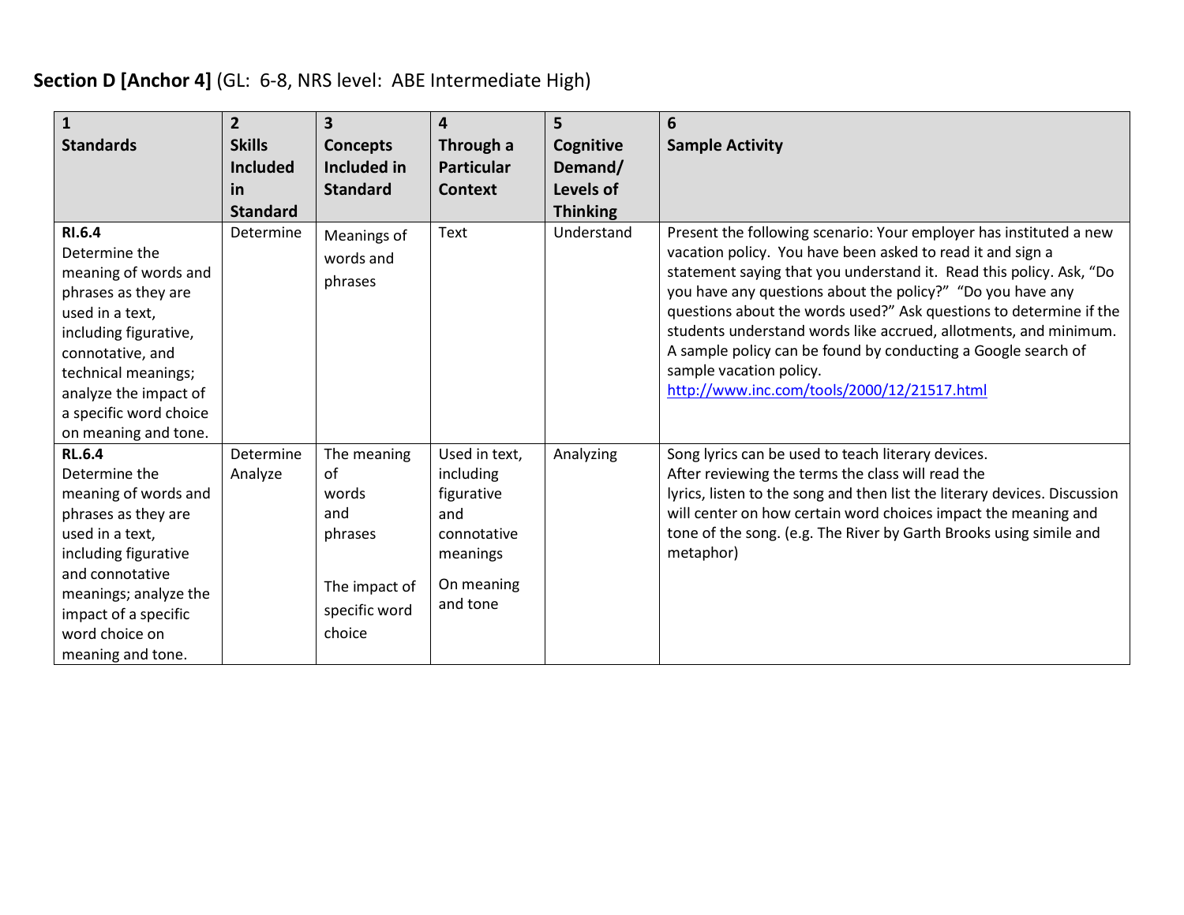**Section D [Anchor 4]** (GL: 6-8, NRS level: ABE Intermediate High)

| 1 Standards | 2 Skills Included in Standard | 3 Concepts Included in Standard | 4 Through a Particular Context | 5 Cognitive Demand/ Levels of Thinking | 6 Sample Activity |
|---|---|---|---|---|---|
| **RI.6.4** Determine the meaning of words and phrases as they are used in a text, including figurative, connotative, and technical meanings; analyze the impact of a specific word choice on meaning and tone. | Determine | Meanings of words and phrases | Text | Understand | Present the following scenario: Your employer has instituted a new vacation policy. You have been asked to read it and sign a statement saying that you understand it. Read this policy. Ask, "Do you have any questions about the policy?" "Do you have any questions about the words used?" Ask questions to determine if the students understand words like accrued, allotments, and minimum. A sample policy can be found by conducting a Google search of sample vacation policy. http://www.inc.com/tools/2000/12/21517.html |
| **RL.6.4** Determine the meaning of words and phrases as they are used in a text, including figurative and connotative meanings; analyze the impact of a specific word choice on meaning and tone. | Determine Analyze | The meaning of words and phrases<br><br>The impact of specific word choice | Used in text, including figurative and connotative meanings<br><br>On meaning and tone | Analyzing | Song lyrics can be used to teach literary devices. After reviewing the terms the class will read the lyrics, listen to the song and then list the literary devices. Discussion will center on how certain word choices impact the meaning and tone of the song. (e.g. The River by Garth Brooks using simile and metaphor) |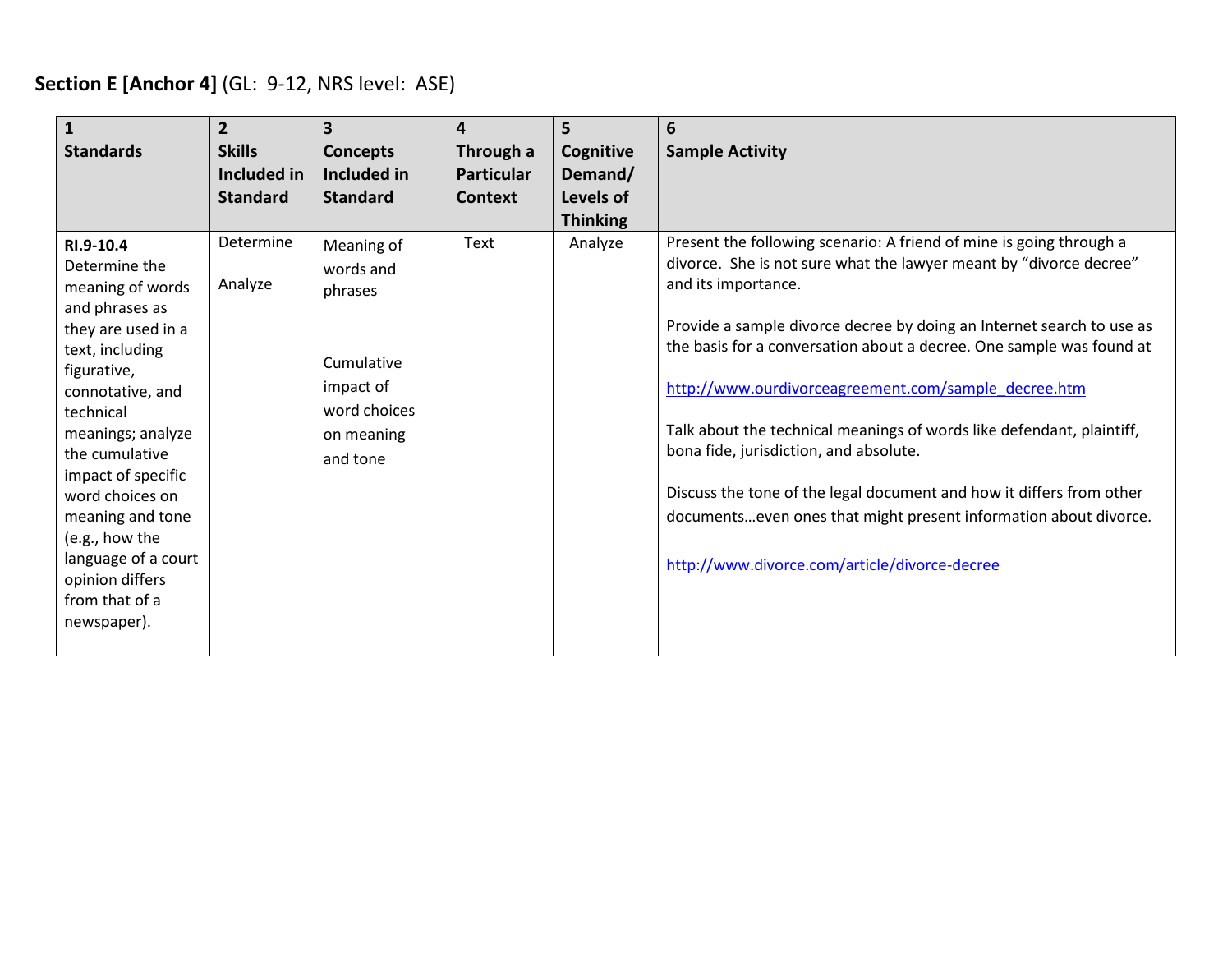**Section E [Anchor 4]** (GL: 9-12, NRS level: ASE)

| 1<br>**Standards** | 2<br>**Skills Included in Standard** | 3<br>**Concepts Included in Standard** | 4<br>**Through a Particular Context** | 5<br>**Cognitive Demand/ Levels of Thinking** | 6<br>**Sample Activity** |
|---|---|---|---|---|---|
| **RI.9-10.4**<br>Determine the meaning of words and phrases as they are used in a text, including figurative, connotative, and technical meanings; analyze the cumulative impact of specific word choices on meaning and tone (e.g., how the language of a court opinion differs from that of a newspaper). | Determine<br><br>Analyze | Meaning of words and phrases<br><br>Cumulative impact of word choices on meaning and tone | Text | Analyze | Present the following scenario: A friend of mine is going through a divorce. She is not sure what the lawyer meant by "divorce decree" and its importance.<br><br>Provide a sample divorce decree by doing an Internet search to use as the basis for a conversation about a decree. One sample was found at<br><br>http://www.ourdivorceagreement.com/sample_decree.htm<br><br>Talk about the technical meanings of words like defendant, plaintiff, bona fide, jurisdiction, and absolute.<br><br>Discuss the tone of the legal document and how it differs from other documents…even ones that might present information about divorce.<br><br>http://www.divorce.com/article/divorce-decree |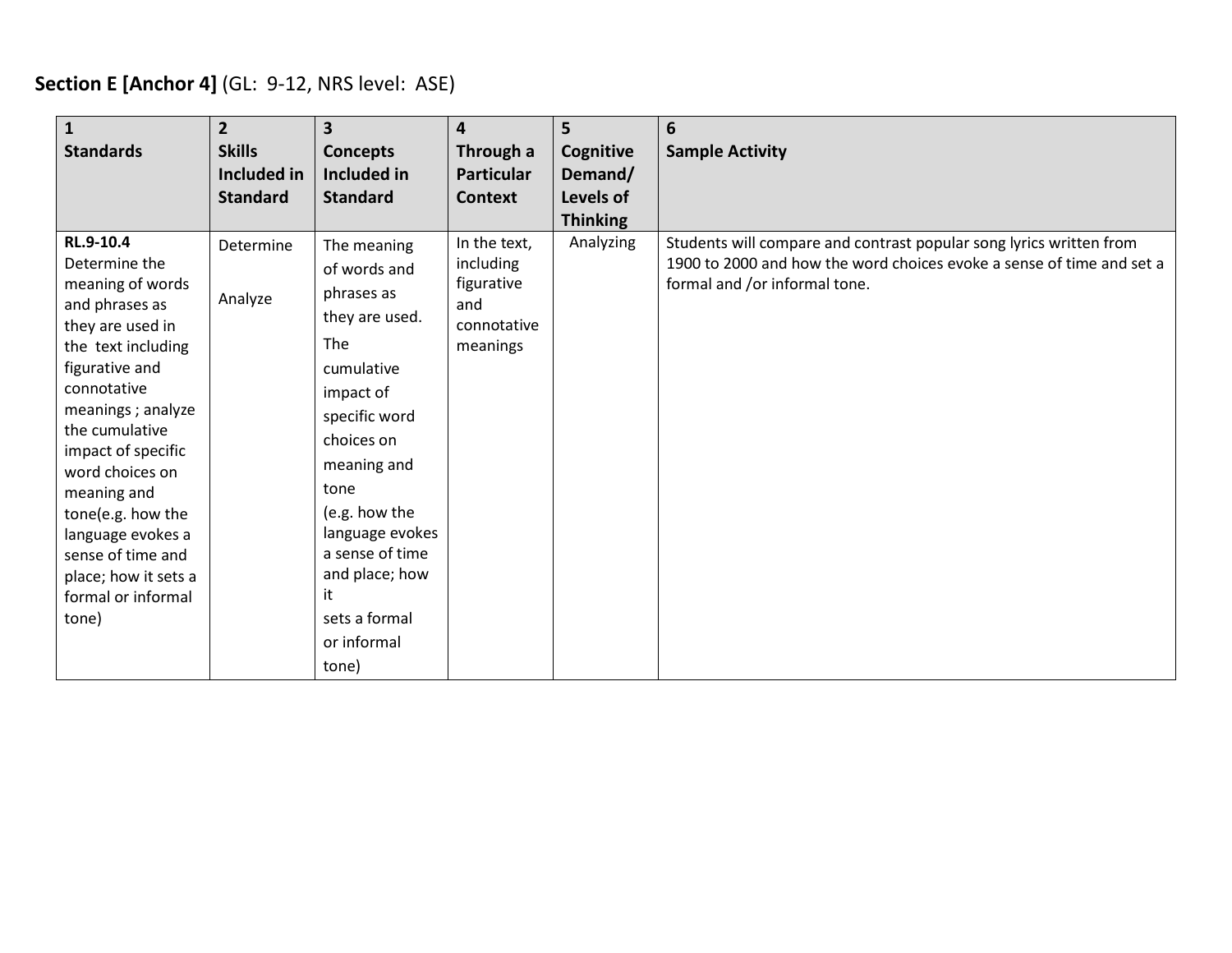**Section E [Anchor 4]** (GL: 9-12, NRS level: ASE)

| 1<br>**Standards** | 2<br>**Skills Included in Standard** | 3<br>**Concepts Included in Standard** | 4<br>**Through a Particular Context** | 5<br>**Cognitive Demand/ Levels of Thinking** | 6<br>**Sample Activity** |
|---|---|---|---|---|---|
| **RL.9-10.4**<br>Determine the meaning of words and phrases as they are used in the text including figurative and connotative meanings ; analyze the cumulative impact of specific word choices on meaning and tone(e.g. how the language evokes a sense of time and place; how it sets a formal or informal tone) | Determine<br><br>Analyze | The meaning of words and phrases as they are used.<br>The cumulative impact of specific word choices on meaning and tone<br>(e.g. how the language evokes a sense of time and place; how it sets a formal or informal tone) | In the text, including figurative and connotative meanings | Analyzing | Students will compare and contrast popular song lyrics written from 1900 to 2000 and how the word choices evoke a sense of time and set a formal and /or informal tone. |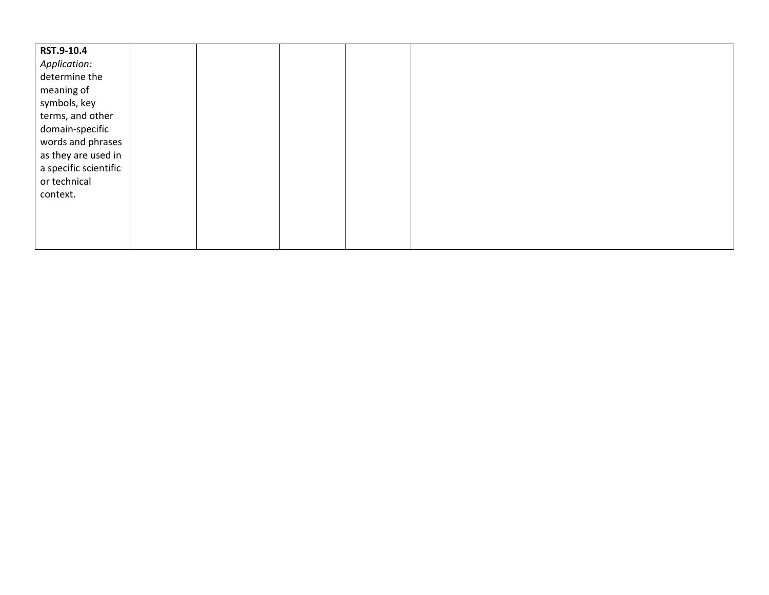| | | | | | |
|---|---|---|---|---|---|
| **RST.9-10.4** *Application:* determine the meaning of symbols, key terms, and other domain-specific words and phrases as they are used in a specific scientific or technical context. | | | | | |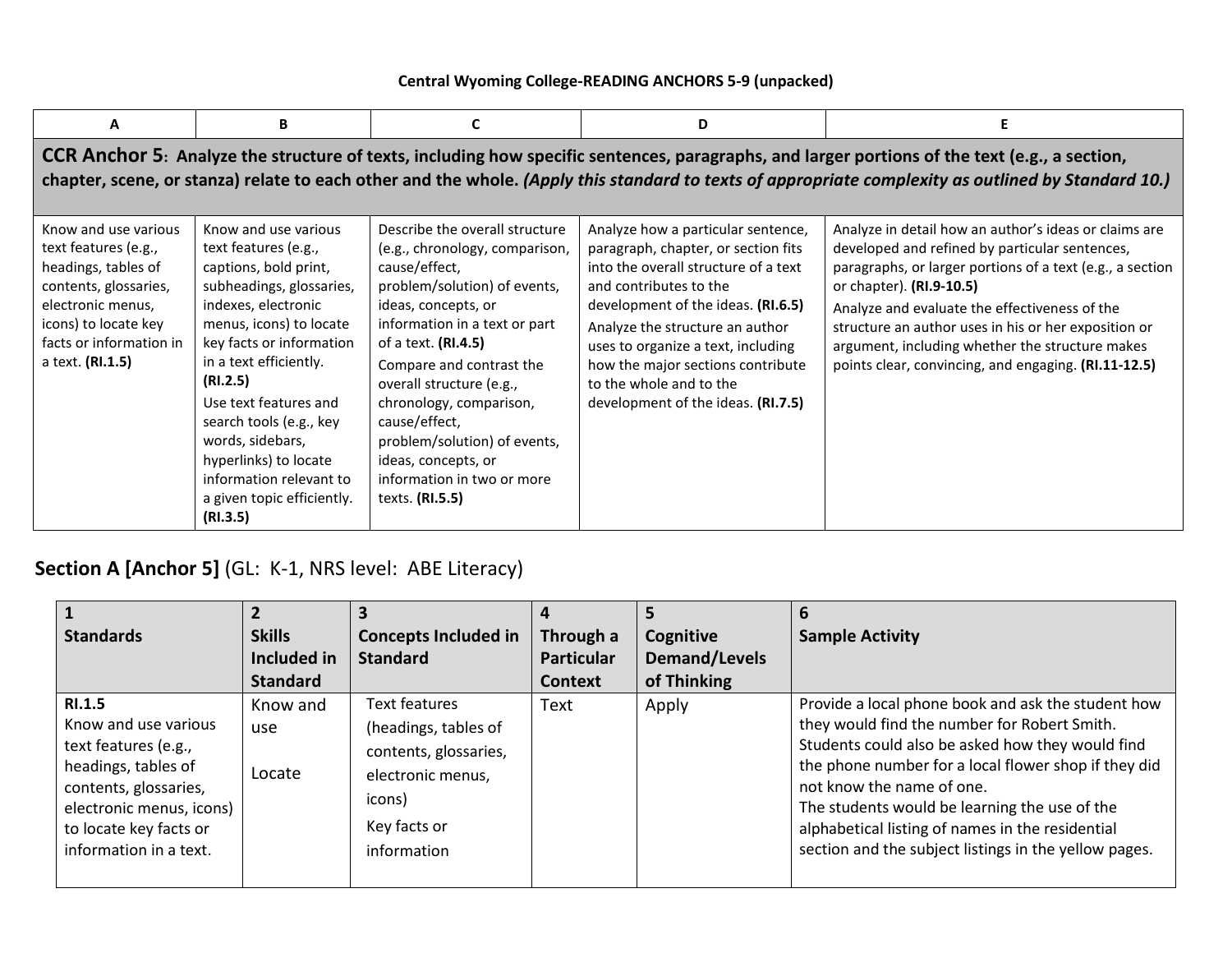**Central Wyoming College-READING ANCHORS 5-9 (unpacked)**

| A | B | C | D | E |
|---|---|---|---|---|
| **CCR Anchor 5: Analyze the structure of texts, including how specific sentences, paragraphs, and larger portions of the text (e.g., a section, chapter, scene, or stanza) relate to each other and the whole. *(Apply this standard to texts of appropriate complexity as outlined by Standard 10.)*** | | | | |
| Know and use various text features (e.g., headings, tables of contents, glossaries, electronic menus, icons) to locate key facts or information in a text. **(RI.1.5)** | Know and use various text features (e.g., captions, bold print, subheadings, glossaries, indexes, electronic menus, icons) to locate key facts or information in a text efficiently. **(RI.2.5)**<br>Use text features and search tools (e.g., key words, sidebars, hyperlinks) to locate information relevant to a given topic efficiently. **(RI.3.5)** | Describe the overall structure (e.g., chronology, comparison, cause/effect, problem/solution) of events, ideas, concepts, or information in a text or part of a text. **(RI.4.5)**<br>Compare and contrast the overall structure (e.g., chronology, comparison, cause/effect, problem/solution) of events, ideas, concepts, or information in two or more texts. **(RI.5.5)** | Analyze how a particular sentence, paragraph, chapter, or section fits into the overall structure of a text and contributes to the development of the ideas. **(RI.6.5)**<br>Analyze the structure an author uses to organize a text, including how the major sections contribute to the whole and to the development of the ideas. **(RI.7.5)** | Analyze in detail how an author's ideas or claims are developed and refined by particular sentences, paragraphs, or larger portions of a text (e.g., a section or chapter). **(RI.9-10.5)**<br>Analyze and evaluate the effectiveness of the structure an author uses in his or her exposition or argument, including whether the structure makes points clear, convincing, and engaging. **(RI.11-12.5)** |

## Section A [Anchor 5] (GL: K-1, NRS level: ABE Literacy)

| 1<br>Standards | 2<br>Skills Included in Standard | 3<br>Concepts Included in Standard | 4<br>Through a Particular Context | 5<br>Cognitive Demand/Levels of Thinking | 6<br>Sample Activity |
|---|---|---|---|---|---|
| **RI.1.5**<br>Know and use various text features (e.g., headings, tables of contents, glossaries, electronic menus, icons) to locate key facts or information in a text. | Know and use<br><br>Locate | Text features (headings, tables of contents, glossaries, electronic menus, icons)<br>Key facts or information | Text | Apply | Provide a local phone book and ask the student how they would find the number for Robert Smith. Students could also be asked how they would find the phone number for a local flower shop if they did not know the name of one.<br>The students would be learning the use of the alphabetical listing of names in the residential section and the subject listings in the yellow pages. |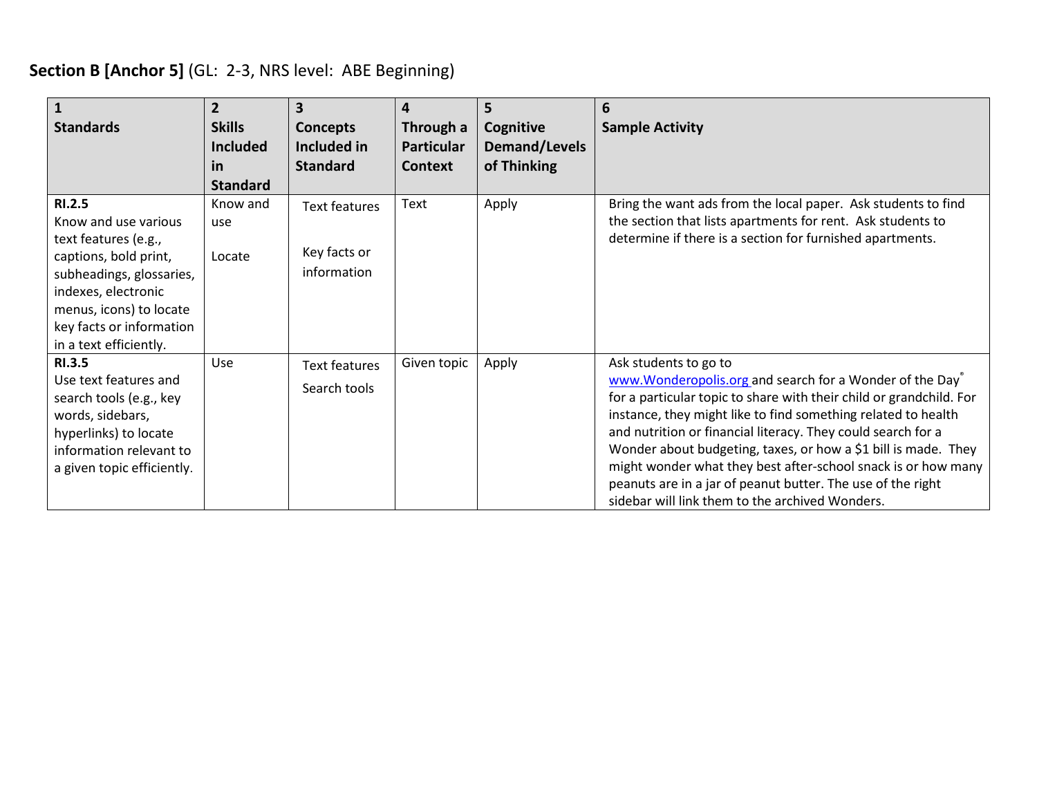**Section B [Anchor 5]** (GL: 2-3, NRS level: ABE Beginning)

| 1<br>Standards | 2<br>Skills Included in Standard | 3<br>Concepts Included in Standard | 4<br>Through a Particular Context | 5<br>Cognitive Demand/Levels of Thinking | 6<br>Sample Activity |
|---|---|---|---|---|---|
| **RI.2.5**<br>Know and use various text features (e.g., captions, bold print, subheadings, glossaries, indexes, electronic menus, icons) to locate key facts or information in a text efficiently. | Know and use<br><br>Locate | Text features<br><br>Key facts or information | Text | Apply | Bring the want ads from the local paper. Ask students to find the section that lists apartments for rent. Ask students to determine if there is a section for furnished apartments. |
| **RI.3.5**<br>Use text features and search tools (e.g., key words, sidebars, hyperlinks) to locate information relevant to a given topic efficiently. | Use | Text features<br><br>Search tools | Given topic | Apply | Ask students to go to www.Wonderopolis.org and search for a Wonder of the Day® for a particular topic to share with their child or grandchild. For instance, they might like to find something related to health and nutrition or financial literacy. They could search for a Wonder about budgeting, taxes, or how a $1 bill is made. They might wonder what they best after-school snack is or how many peanuts are in a jar of peanut butter. The use of the right sidebar will link them to the archived Wonders. |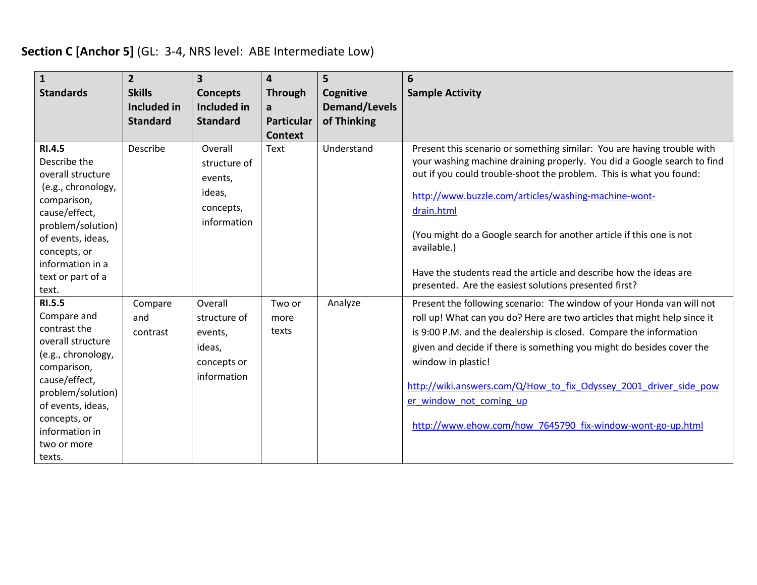**Section C [Anchor 5]** (GL: 3-4, NRS level: ABE Intermediate Low)

| 1 Standards | 2 Skills Included in Standard | 3 Concepts Included in Standard | 4 Through a Particular Context | 5 Cognitive Demand/Levels of Thinking | 6 Sample Activity |
|---|---|---|---|---|---|
| **RI.4.5** Describe the overall structure (e.g., chronology, comparison, cause/effect, problem/solution) of events, ideas, concepts, or information in a text or part of a text. | Describe | Overall structure of events, ideas, concepts, information | Text | Understand | Present this scenario or something similar: You are having trouble with your washing machine draining properly. You did a Google search to find out if you could trouble-shoot the problem. This is what you found: <br><br> http://www.buzzle.com/articles/washing-machine-wont-drain.html <br><br> (You might do a Google search for another article if this one is not available.) <br><br> Have the students read the article and describe how the ideas are presented. Are the easiest solutions presented first? |
| **RI.5.5** Compare and contrast the overall structure (e.g., chronology, comparison, cause/effect, problem/solution) of events, ideas, concepts, or information in two or more texts. | Compare and contrast | Overall structure of events, ideas, concepts or information | Two or more texts | Analyze | Present the following scenario: The window of your Honda van will not roll up! What can you do? Here are two articles that might help since it is 9:00 P.M. and the dealership is closed. Compare the information given and decide if there is something you might do besides cover the window in plastic! <br><br> http://wiki.answers.com/Q/How_to_fix_Odyssey_2001_driver_side_power_window_not_coming_up <br><br> http://www.ehow.com/how_7645790_fix-window-wont-go-up.html |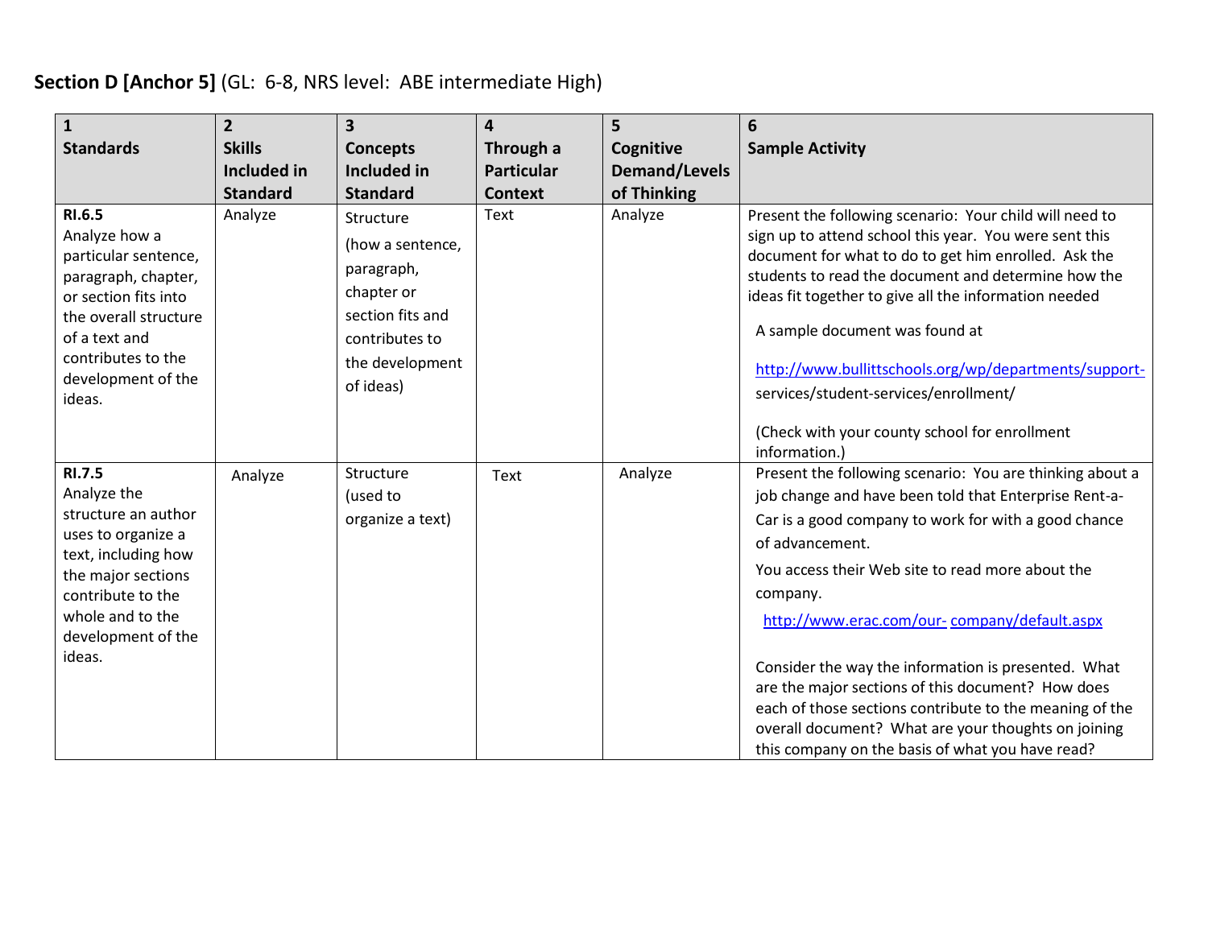**Section D [Anchor 5]** (GL: 6-8, NRS level: ABE intermediate High)

| 1<br>**Standards** | 2<br>**Skills Included in Standard** | 3<br>**Concepts Included in Standard** | 4<br>**Through a Particular Context** | 5<br>**Cognitive Demand/Levels of Thinking** | 6<br>**Sample Activity** |
|---|---|---|---|---|---|
| **RI.6.5**<br>Analyze how a particular sentence, paragraph, chapter, or section fits into the overall structure of a text and contributes to the development of the ideas. | Analyze | Structure<br>(how a sentence, paragraph, chapter or section fits and contributes to the development of ideas) | Text | Analyze | Present the following scenario: Your child will need to sign up to attend school this year. You were sent this document for what to do to get him enrolled. Ask the students to read the document and determine how the ideas fit together to give all the information needed<br><br>A sample document was found at<br><br>http://www.bullittschools.org/wp/departments/support-services/student-services/enrollment/<br><br>(Check with your county school for enrollment information.) |
| **RI.7.5**<br>Analyze the structure an author uses to organize a text, including how the major sections contribute to the whole and to the development of the ideas. | Analyze | Structure<br>(used to organize a text) | Text | Analyze | Present the following scenario: You are thinking about a job change and have been told that Enterprise Rent-a-Car is a good company to work for with a good chance of advancement.<br><br>You access their Web site to read more about the company.<br><br>http://www.erac.com/our-company/default.aspx<br><br>Consider the way the information is presented. What are the major sections of this document? How does each of those sections contribute to the meaning of the overall document? What are your thoughts on joining this company on the basis of what you have read? |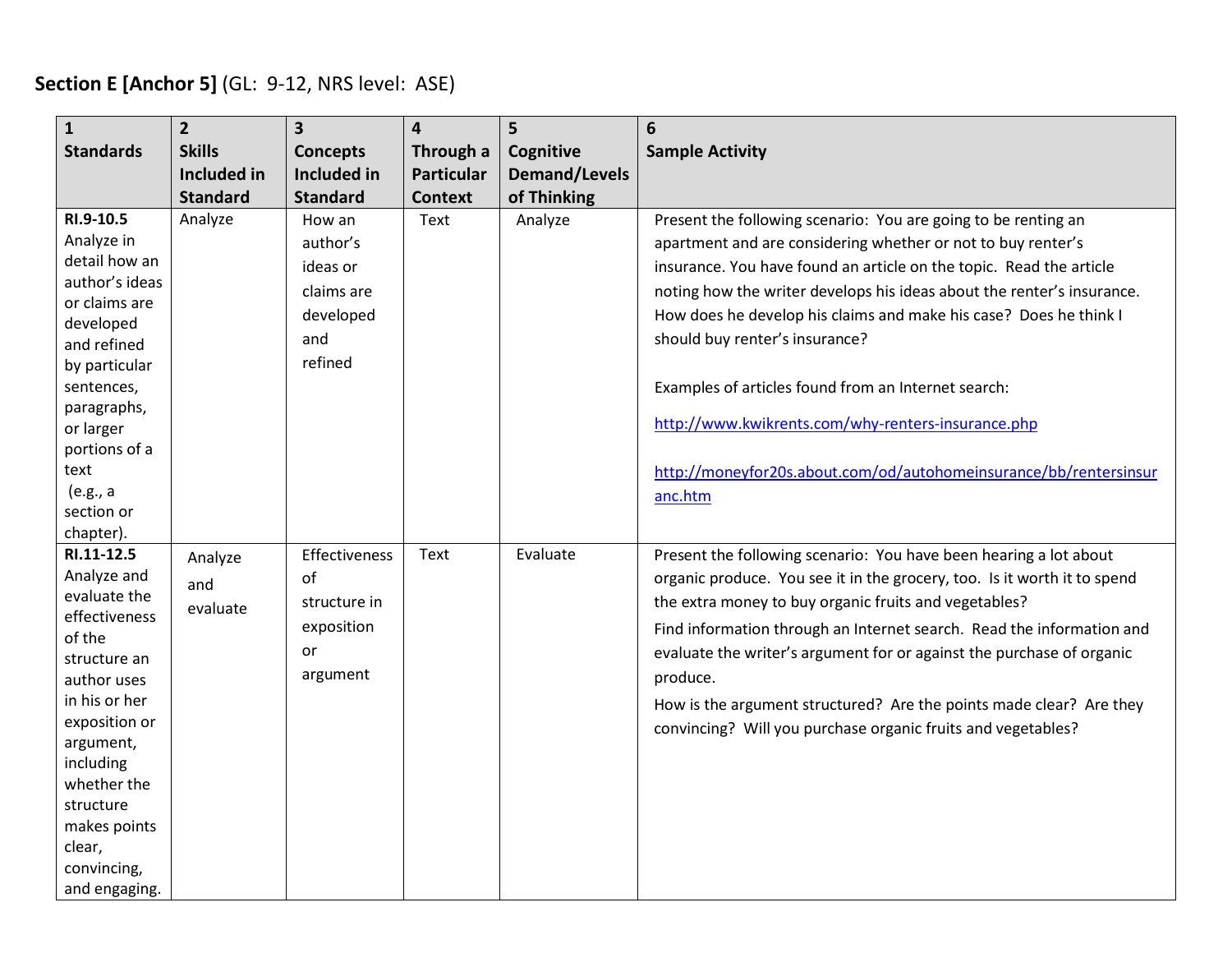**Section E [Anchor 5]** (GL: 9-12, NRS level: ASE)

| 1<br>Standards | 2<br>Skills Included in Standard | 3<br>Concepts Included in Standard | 4<br>Through a Particular Context | 5<br>Cognitive Demand/Levels of Thinking | 6<br>Sample Activity |
|---|---|---|---|---|---|
| **RI.9-10.5** Analyze in detail how an author's ideas or claims are developed and refined by particular sentences, paragraphs, or larger portions of a text (e.g., a section or chapter). | Analyze | How an author's ideas or claims are developed and refined | Text | Analyze | Present the following scenario: You are going to be renting an apartment and are considering whether or not to buy renter's insurance. You have found an article on the topic. Read the article noting how the writer develops his ideas about the renter's insurance. How does he develop his claims and make his case? Does he think I should buy renter's insurance?<br><br>Examples of articles found from an Internet search:<br><br>http://www.kwikrents.com/why-renters-insurance.php<br><br>http://moneyfor20s.about.com/od/autohomeinsurance/bb/rentersinsuranc.htm |
| **RI.11-12.5** Analyze and evaluate the effectiveness of the structure an author uses in his or her exposition or argument, including whether the structure makes points clear, convincing, and engaging. | Analyze and evaluate | Effectiveness of structure in exposition or argument | Text | Evaluate | Present the following scenario: You have been hearing a lot about organic produce. You see it in the grocery, too. Is it worth it to spend the extra money to buy organic fruits and vegetables?<br>Find information through an Internet search. Read the information and evaluate the writer's argument for or against the purchase of organic produce.<br>How is the argument structured? Are the points made clear? Are they convincing? Will you purchase organic fruits and vegetables? |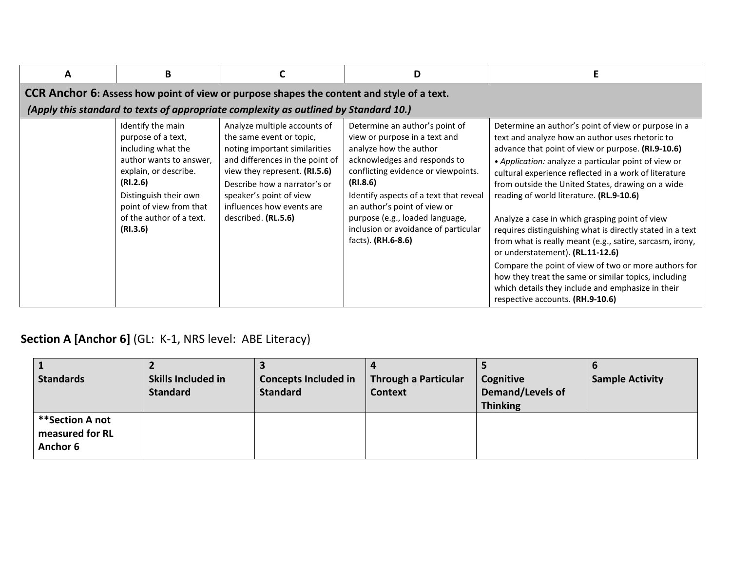| A | B | C | D | E |
|---|---|---|---|---|
| **CCR Anchor 6: Assess how point of view or purpose shapes the content and style of a text.** ***(Apply this standard to texts of appropriate complexity as outlined by Standard 10.)*** | | | | |
| | Identify the main purpose of a text, including what the author wants to answer, explain, or describe. **(RI.2.6)** Distinguish their own point of view from that of the author of a text. **(RI.3.6)** | Analyze multiple accounts of the same event or topic, noting important similarities and differences in the point of view they represent. **(RI.5.6)** Describe how a narrator's or speaker's point of view influences how events are described. **(RL.5.6)** | Determine an author's point of view or purpose in a text and analyze how the author acknowledges and responds to conflicting evidence or viewpoints. **(RI.8.6)** Identify aspects of a text that reveal an author's point of view or purpose (e.g., loaded language, inclusion or avoidance of particular facts). **(RH.6-8.6)** | Determine an author's point of view or purpose in a text and analyze how an author uses rhetoric to advance that point of view or purpose. **(RI.9-10.6)** • *Application:* analyze a particular point of view or cultural experience reflected in a work of literature from outside the United States, drawing on a wide reading of world literature. **(RL.9-10.6)** Analyze a case in which grasping point of view requires distinguishing what is directly stated in a text from what is really meant (e.g., satire, sarcasm, irony, or understatement). **(RL.11-12.6)** Compare the point of view of two or more authors for how they treat the same or similar topics, including which details they include and emphasize in their respective accounts. **(RH.9-10.6)** |

## **Section A [Anchor 6]** (GL: K-1, NRS level: ABE Literacy)

| 1 Standards | 2 Skills Included in Standard | 3 Concepts Included in Standard | 4 Through a Particular Context | 5 Cognitive Demand/Levels of Thinking | 6 Sample Activity |
|---|---|---|---|---|---|
| **\*\*Section A not measured for RL Anchor 6** | | | | | |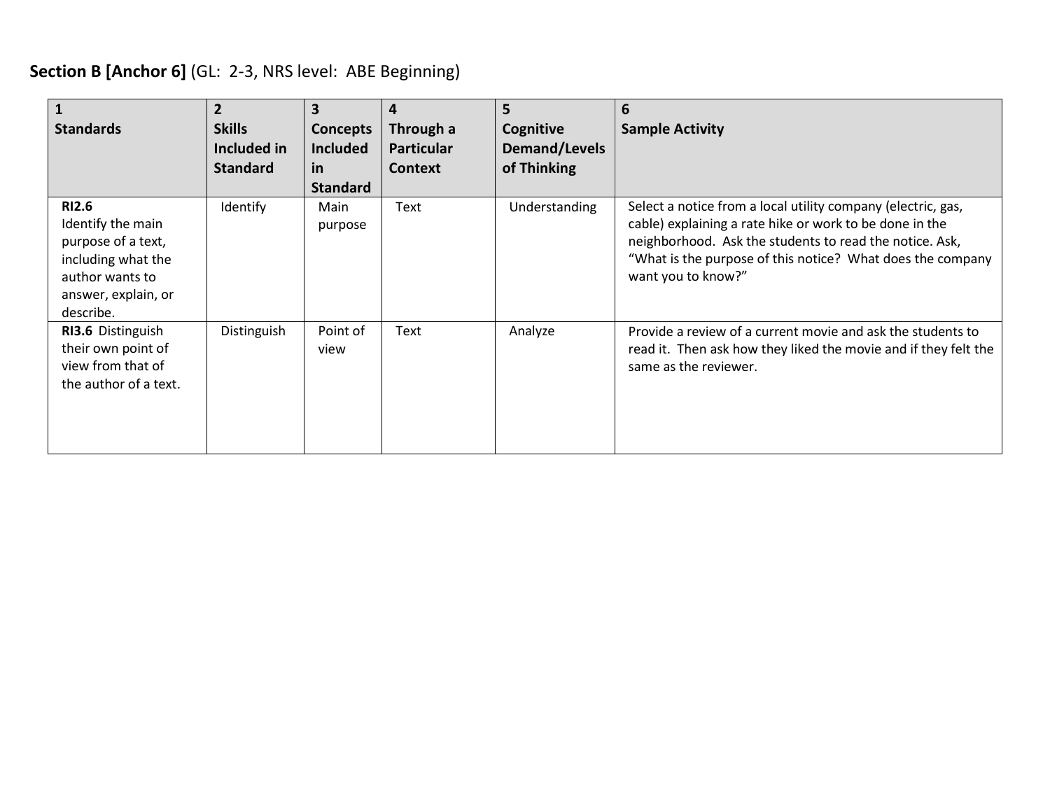**Section B [Anchor 6]** (GL: 2-3, NRS level: ABE Beginning)

| 1<br>Standards | 2<br>Skills Included in Standard | 3<br>Concepts Included in Standard | 4<br>Through a Particular Context | 5<br>Cognitive Demand/Levels of Thinking | 6<br>Sample Activity |
|---|---|---|---|---|---|
| **RI2.6**<br>Identify the main purpose of a text, including what the author wants to answer, explain, or describe. | Identify | Main purpose | Text | Understanding | Select a notice from a local utility company (electric, gas, cable) explaining a rate hike or work to be done in the neighborhood. Ask the students to read the notice. Ask, "What is the purpose of this notice? What does the company want you to know?" |
| **RI3.6** Distinguish their own point of view from that of the author of a text. | Distinguish | Point of view | Text | Analyze | Provide a review of a current movie and ask the students to read it. Then ask how they liked the movie and if they felt the same as the reviewer. |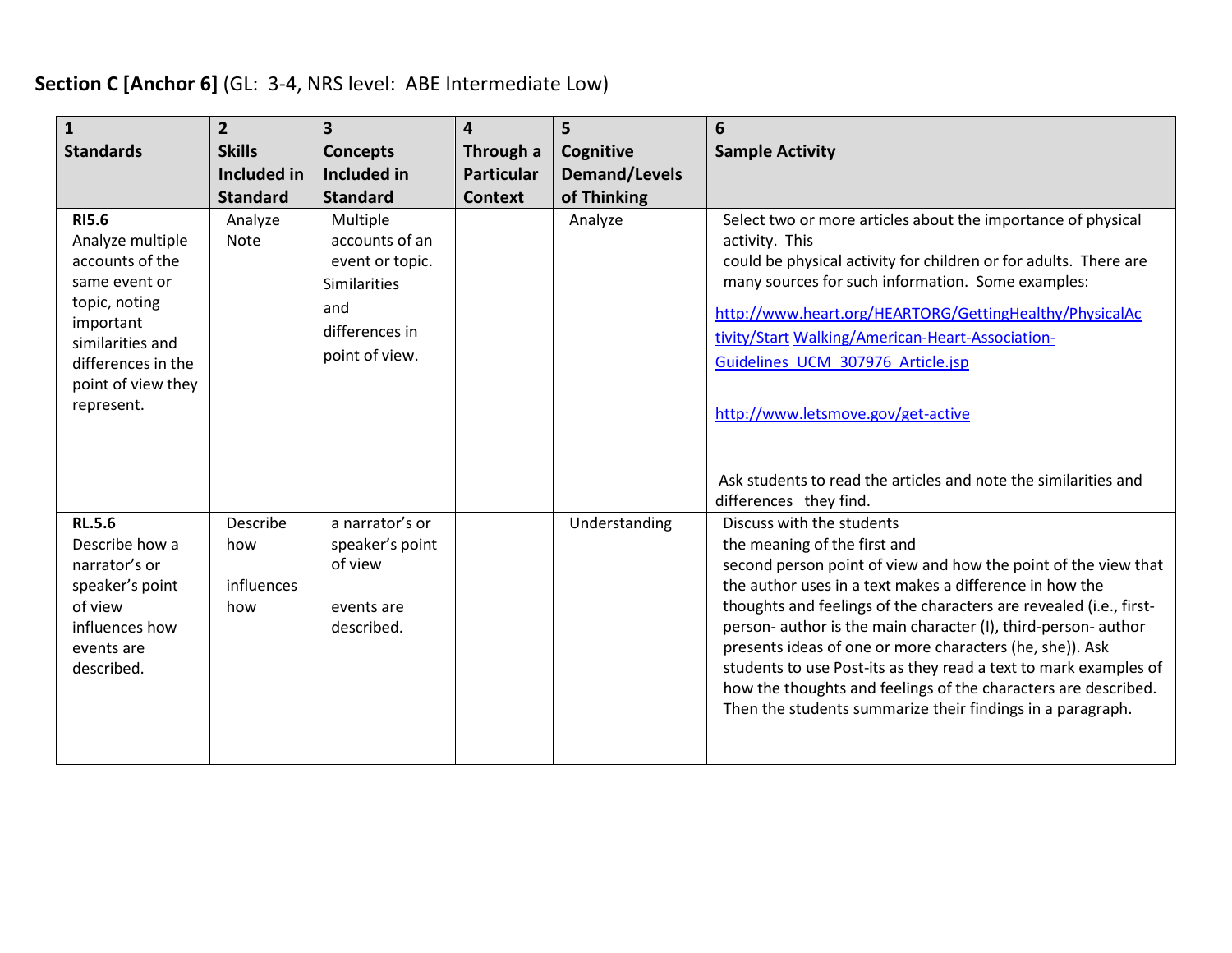**Section C [Anchor 6]** (GL: 3-4, NRS level: ABE Intermediate Low)

| 1<br>**Standards** | 2<br>**Skills Included in Standard** | 3<br>**Concepts Included in Standard** | 4<br>**Through a Particular Context** | 5<br>**Cognitive Demand/Levels of Thinking** | 6<br>**Sample Activity** |
|---|---|---|---|---|---|
| **RI5.6**<br>Analyze multiple accounts of the same event or topic, noting important similarities and differences in the point of view they represent. | Analyze<br>Note | Multiple accounts of an event or topic.<br>Similarities and differences in point of view. | | Analyze | Select two or more articles about the importance of physical activity. This could be physical activity for children or for adults. There are many sources for such information. Some examples:<br>http://www.heart.org/HEARTORG/GettingHealthy/PhysicalActivity/Start Walking/American-Heart-Association-Guidelines_UCM_307976_Article.jsp<br>http://www.letsmove.gov/get-active<br>Ask students to read the articles and note the similarities and differences they find. |
| **RL.5.6**<br>Describe how a narrator's or speaker's point of view influences how events are described. | Describe how<br>influences how | a narrator's or speaker's point of view<br>events are described. | | Understanding | Discuss with the students the meaning of the first and second person point of view and how the point of the view that the author uses in a text makes a difference in how the thoughts and feelings of the characters are revealed (i.e., first-person- author is the main character (I), third-person- author presents ideas of one or more characters (he, she)). Ask students to use Post-its as they read a text to mark examples of how the thoughts and feelings of the characters are described. Then the students summarize their findings in a paragraph. |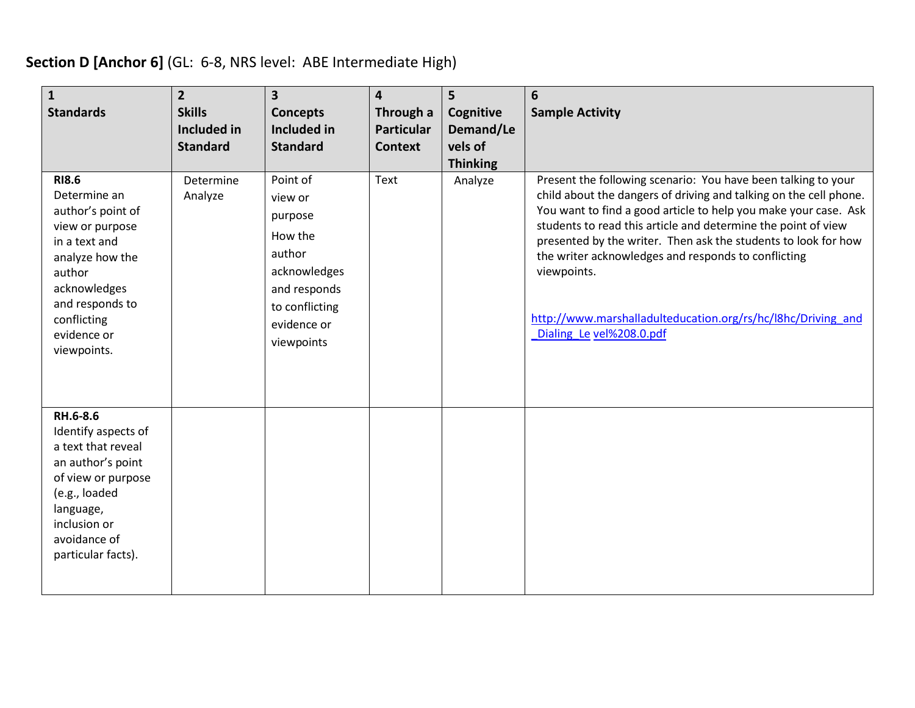**Section D [Anchor 6]** (GL: 6-8, NRS level: ABE Intermediate High)

| 1 Standards | 2 Skills Included in Standard | 3 Concepts Included in Standard | 4 Through a Particular Context | 5 Cognitive Demand/Levels of Thinking | 6 Sample Activity |
|---|---|---|---|---|---|
| **RI8.6** Determine an author's point of view or purpose in a text and analyze how the author acknowledges and responds to conflicting evidence or viewpoints. | Determine Analyze | Point of view or purpose How the author acknowledges and responds to conflicting evidence or viewpoints | Text | Analyze | Present the following scenario: You have been talking to your child about the dangers of driving and talking on the cell phone. You want to find a good article to help you make your case. Ask students to read this article and determine the point of view presented by the writer. Then ask the students to look for how the writer acknowledges and responds to conflicting viewpoints. http://www.marshalladulteducation.org/rs/hc/l8hc/Driving_and_Dialing_Level%208.0.pdf |
| **RH.6-8.6** Identify aspects of a text that reveal an author's point of view or purpose (e.g., loaded language, inclusion or avoidance of particular facts). | | | | | |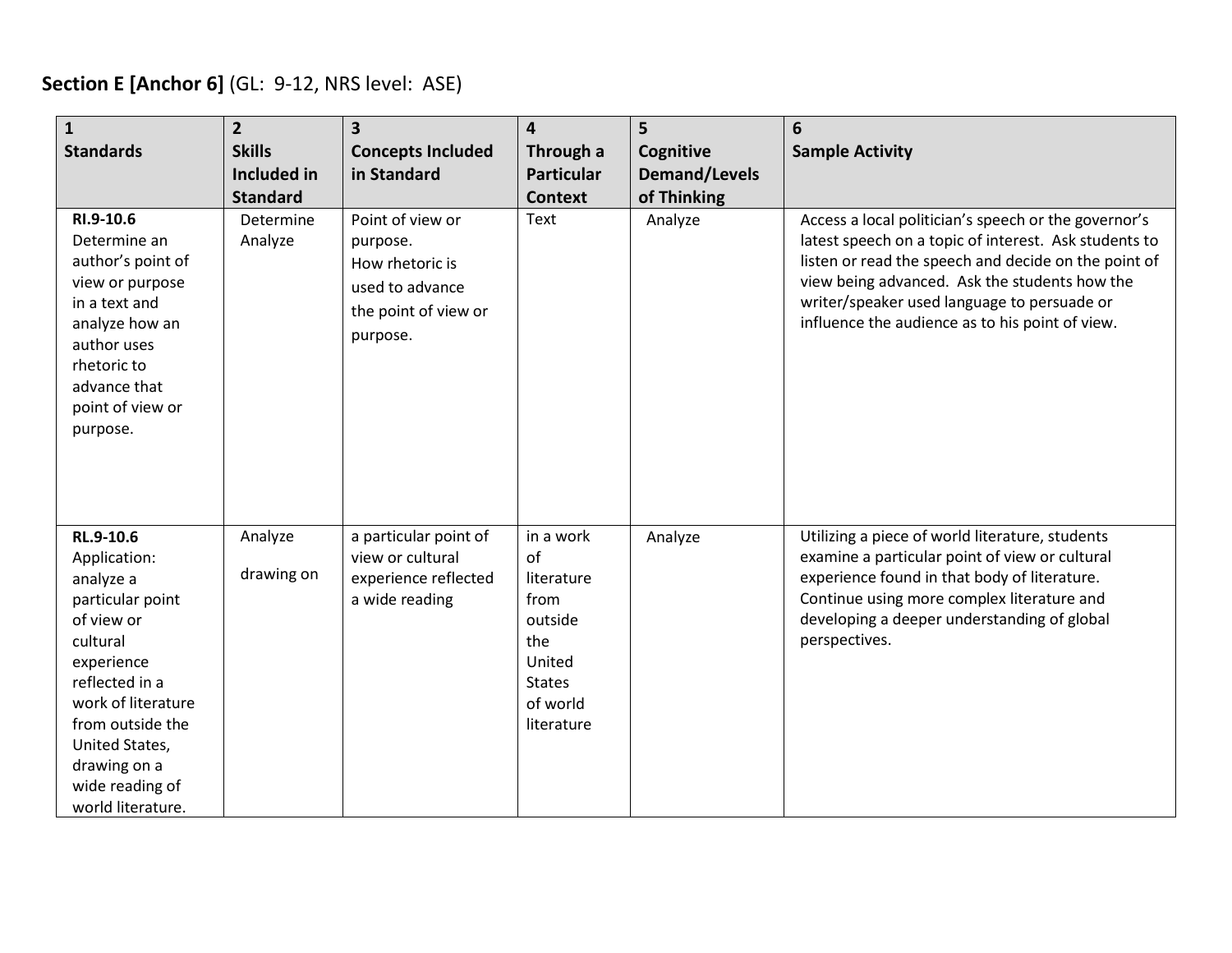**Section E [Anchor 6]** (GL: 9-12, NRS level: ASE)

| 1<br>**Standards** | 2<br>**Skills Included in Standard** | 3<br>**Concepts Included in Standard** | 4<br>**Through a Particular Context** | 5<br>**Cognitive Demand/Levels of Thinking** | 6<br>**Sample Activity** |
|---|---|---|---|---|---|
| **RI.9-10.6**<br>Determine an author's point of view or purpose in a text and analyze how an author uses rhetoric to advance that point of view or purpose. | Determine<br>Analyze | Point of view or purpose.<br>How rhetoric is used to advance the point of view or purpose. | Text | Analyze | Access a local politician's speech or the governor's latest speech on a topic of interest. Ask students to listen or read the speech and decide on the point of view being advanced. Ask the students how the writer/speaker used language to persuade or influence the audience as to his point of view. |
| **RL.9-10.6**<br>Application: analyze a particular point of view or cultural experience reflected in a work of literature from outside the United States, drawing on a wide reading of world literature. | Analyze<br><br>drawing on | a particular point of view or cultural experience reflected a wide reading | in a work of literature from outside the United States of world literature | Analyze | Utilizing a piece of world literature, students examine a particular point of view or cultural experience found in that body of literature. Continue using more complex literature and developing a deeper understanding of global perspectives. |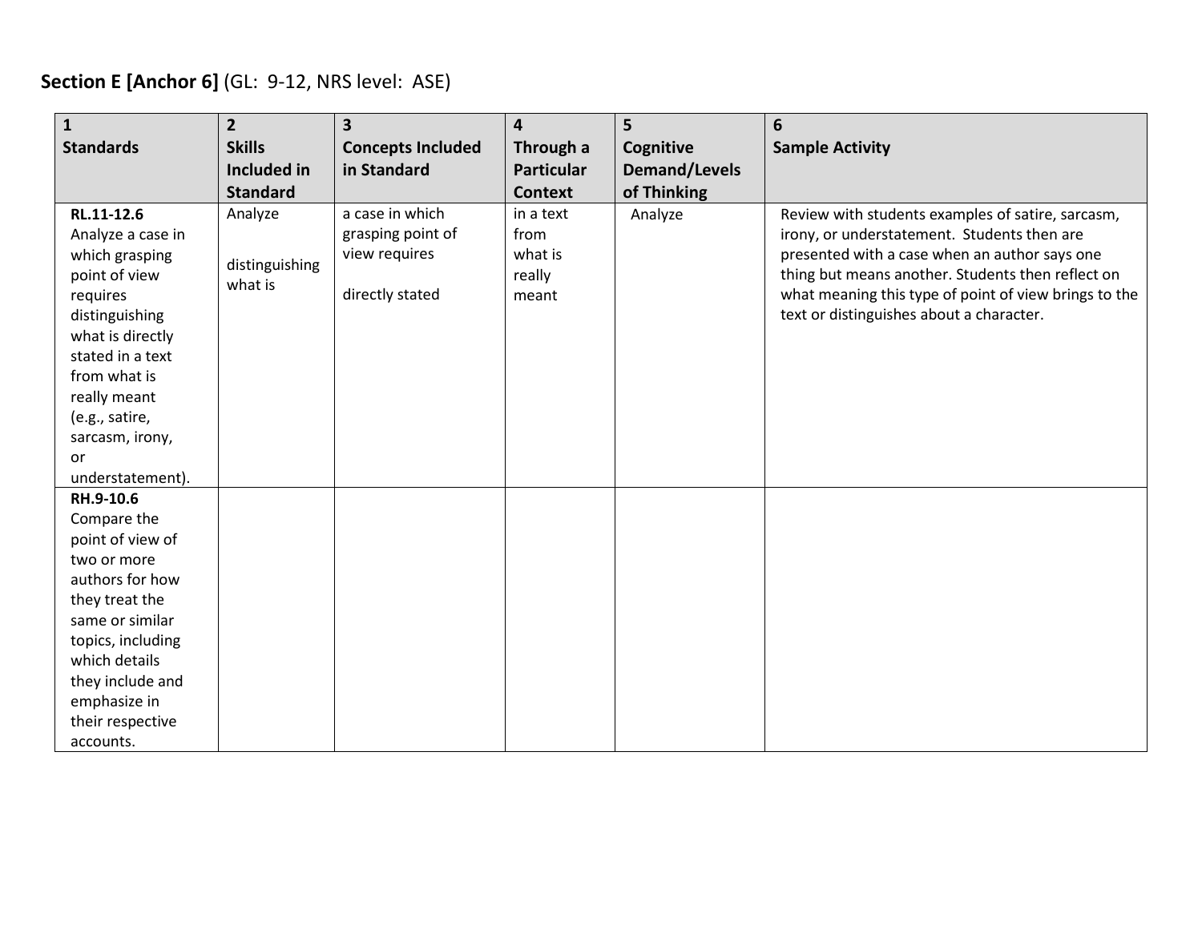**Section E [Anchor 6]** (GL: 9-12, NRS level: ASE)

| 1<br>**Standards** | 2<br>**Skills Included in Standard** | 3<br>**Concepts Included in Standard** | 4<br>**Through a Particular Context** | 5<br>**Cognitive Demand/Levels of Thinking** | 6<br>**Sample Activity** |
|---|---|---|---|---|---|
| **RL.11-12.6**<br>Analyze a case in which grasping point of view requires distinguishing what is directly stated in a text from what is really meant (e.g., satire, sarcasm, irony, or understatement). | Analyze<br><br>distinguishing what is | a case in which grasping point of view requires<br><br>directly stated | in a text from what is really meant | Analyze | Review with students examples of satire, sarcasm, irony, or understatement. Students then are presented with a case when an author says one thing but means another. Students then reflect on what meaning this type of point of view brings to the text or distinguishes about a character. |
| **RH.9-10.6**<br>Compare the point of view of two or more authors for how they treat the same or similar topics, including which details they include and emphasize in their respective accounts. | | | | | |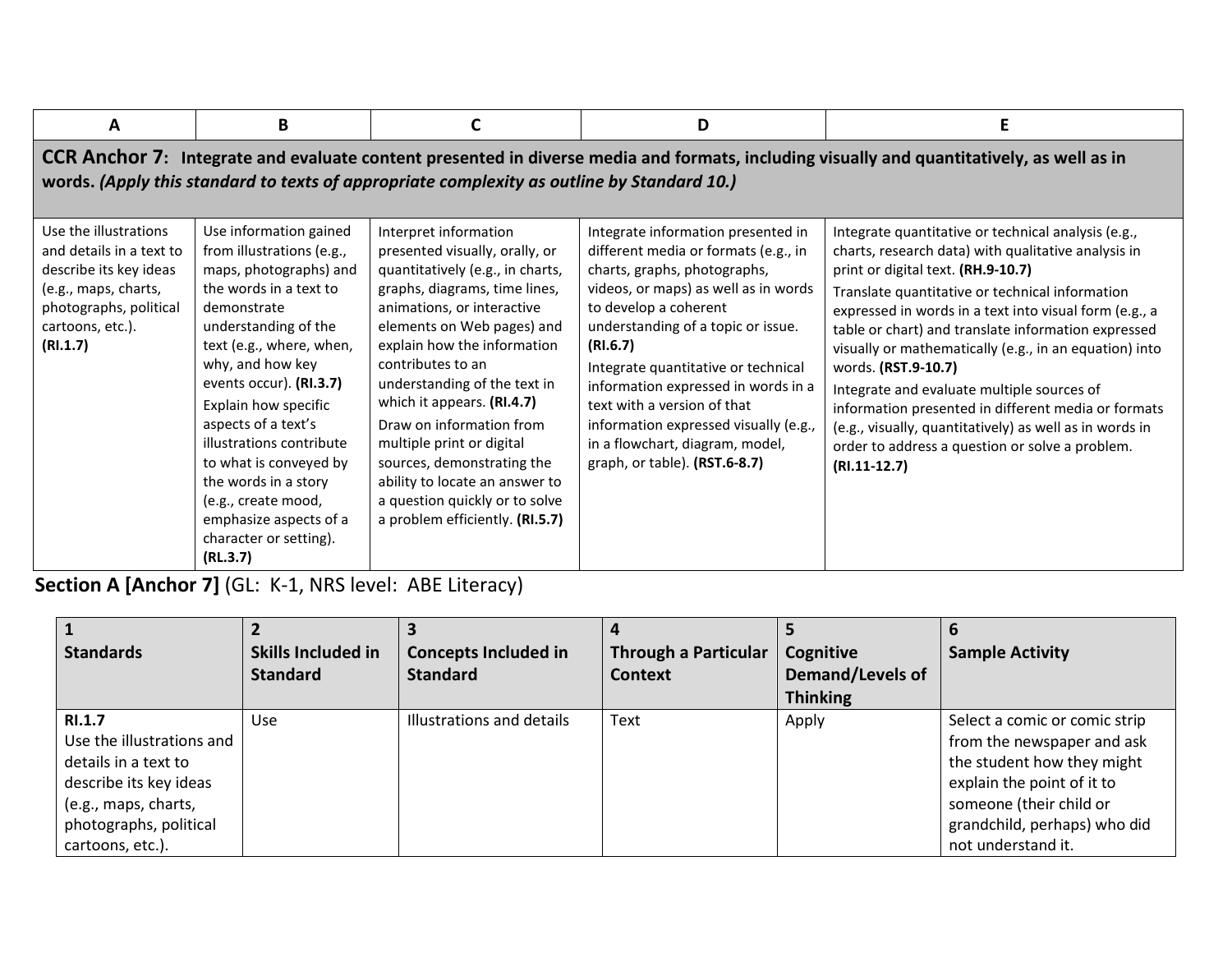| A | B | C | D | E |
|---|---|---|---|---|
| **CCR Anchor 7: Integrate and evaluate content presented in diverse media and formats, including visually and quantitatively, as well as in words.** ***(Apply this standard to texts of appropriate complexity as outline by Standard 10.)*** | | | | |
| Use the illustrations and details in a text to describe its key ideas (e.g., maps, charts, photographs, political cartoons, etc.). **(RI.1.7)** | Use information gained from illustrations (e.g., maps, photographs) and the words in a text to demonstrate understanding of the text (e.g., where, when, why, and how key events occur). **(RI.3.7)**<br>Explain how specific aspects of a text's illustrations contribute to what is conveyed by the words in a story (e.g., create mood, emphasize aspects of a character or setting). **(RL.3.7)** | Interpret information presented visually, orally, or quantitatively (e.g., in charts, graphs, diagrams, time lines, animations, or interactive elements on Web pages) and explain how the information contributes to an understanding of the text in which it appears. **(RI.4.7)**<br>Draw on information from multiple print or digital sources, demonstrating the ability to locate an answer to a question quickly or to solve a problem efficiently. **(RI.5.7)** | Integrate information presented in different media or formats (e.g., in charts, graphs, photographs, videos, or maps) as well as in words to develop a coherent understanding of a topic or issue. **(RI.6.7)**<br>Integrate quantitative or technical information expressed in words in a text with a version of that information expressed visually (e.g., in a flowchart, diagram, model, graph, or table). **(RST.6-8.7)** | Integrate quantitative or technical analysis (e.g., charts, research data) with qualitative analysis in print or digital text. **(RH.9-10.7)**<br>Translate quantitative or technical information expressed in words in a text into visual form (e.g., a table or chart) and translate information expressed visually or mathematically (e.g., in an equation) into words. **(RST.9-10.7)**<br>Integrate and evaluate multiple sources of information presented in different media or formats (e.g., visually, quantitatively) as well as in words in order to address a question or solve a problem. **(RI.11-12.7)** |

**Section A [Anchor 7]** (GL: K-1, NRS level: ABE Literacy)

| 1<br>Standards | 2<br>Skills Included in Standard | 3<br>Concepts Included in Standard | 4<br>Through a Particular Context | 5<br>Cognitive Demand/Levels of Thinking | 6<br>Sample Activity |
|---|---|---|---|---|---|
| **RI.1.7**<br>Use the illustrations and details in a text to describe its key ideas (e.g., maps, charts, photographs, political cartoons, etc.). | Use | Illustrations and details | Text | Apply | Select a comic or comic strip from the newspaper and ask the student how they might explain the point of it to someone (their child or grandchild, perhaps) who did not understand it. |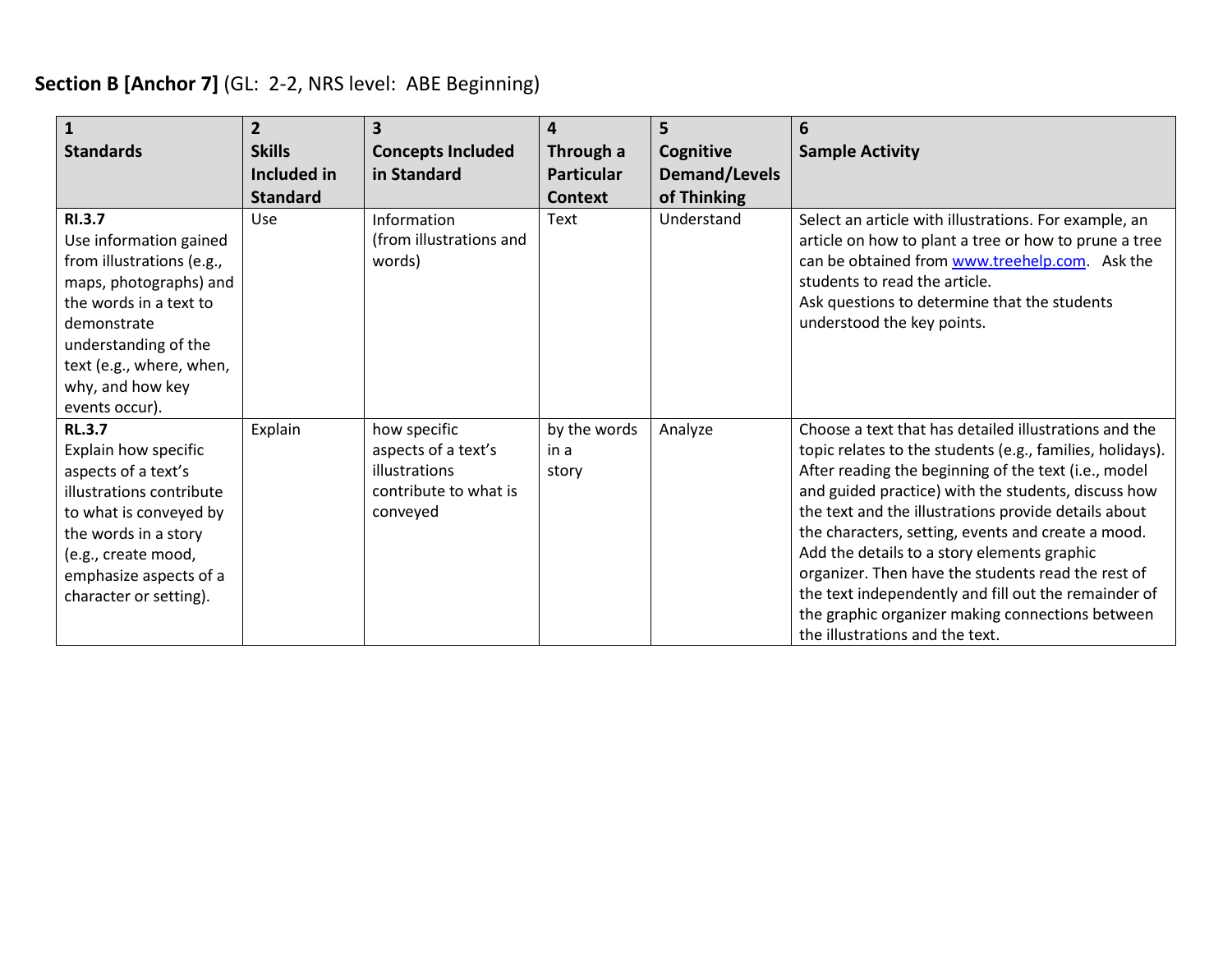**Section B [Anchor 7]** (GL: 2-2, NRS level: ABE Beginning)

| 1<br>Standards | 2<br>Skills Included in Standard | 3<br>Concepts Included in Standard | 4<br>Through a Particular Context | 5<br>Cognitive Demand/Levels of Thinking | 6<br>Sample Activity |
|---|---|---|---|---|---|
| **RI.3.7**<br>Use information gained from illustrations (e.g., maps, photographs) and the words in a text to demonstrate understanding of the text (e.g., where, when, why, and how key events occur). | Use | Information (from illustrations and words) | Text | Understand | Select an article with illustrations. For example, an article on how to plant a tree or how to prune a tree can be obtained from www.treehelp.com. Ask the students to read the article.<br>Ask questions to determine that the students understood the key points. |
| **RL.3.7**<br>Explain how specific aspects of a text's illustrations contribute to what is conveyed by the words in a story (e.g., create mood, emphasize aspects of a character or setting). | Explain | how specific aspects of a text's illustrations contribute to what is conveyed | by the words in a story | Analyze | Choose a text that has detailed illustrations and the topic relates to the students (e.g., families, holidays). After reading the beginning of the text (i.e., model and guided practice) with the students, discuss how the text and the illustrations provide details about the characters, setting, events and create a mood. Add the details to a story elements graphic organizer. Then have the students read the rest of the text independently and fill out the remainder of the graphic organizer making connections between the illustrations and the text. |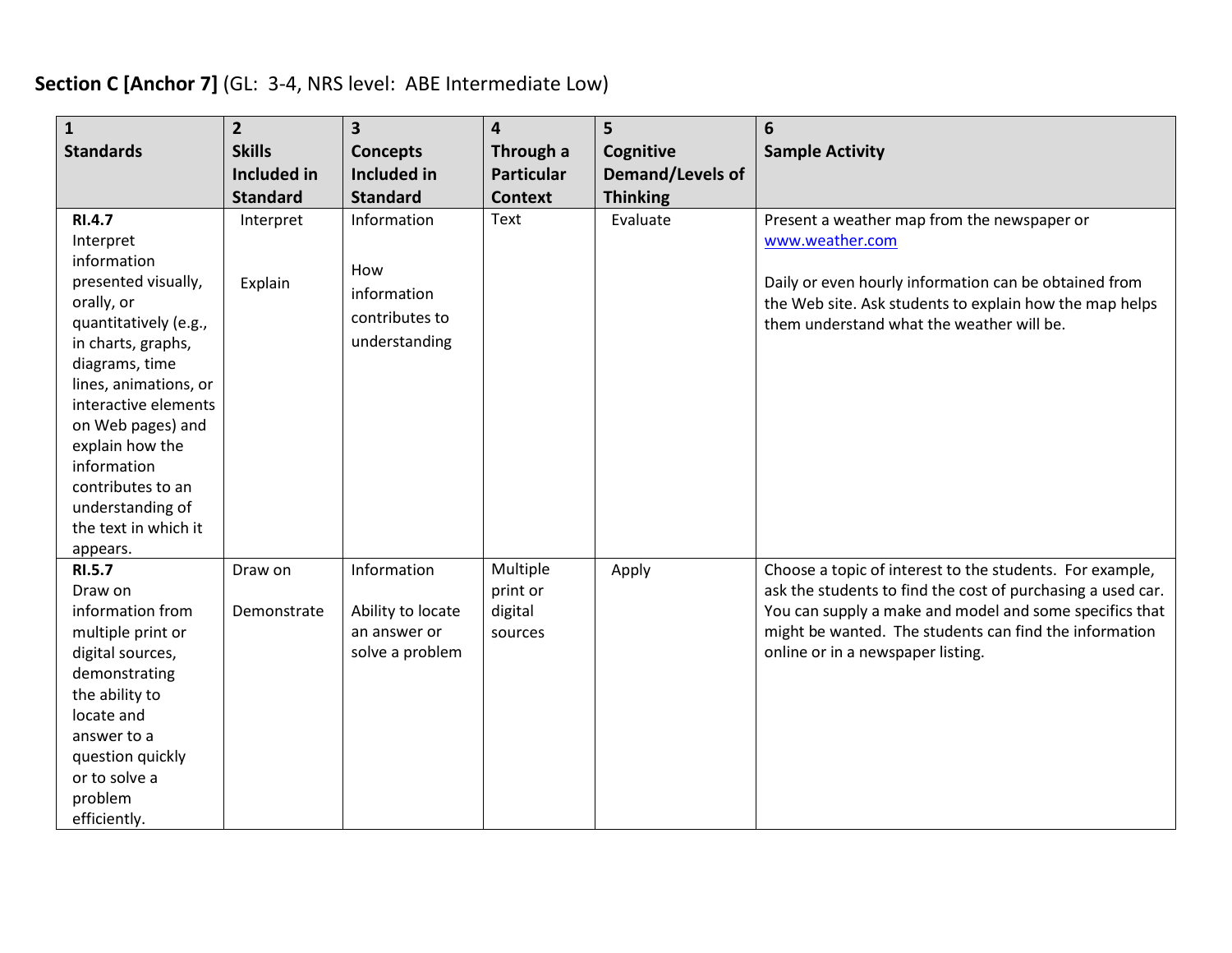**Section C [Anchor 7]** (GL: 3-4, NRS level: ABE Intermediate Low)

| 1<br>**Standards** | 2<br>**Skills Included in Standard** | 3<br>**Concepts Included in Standard** | 4<br>**Through a Particular Context** | 5<br>**Cognitive Demand/Levels of Thinking** | 6<br>**Sample Activity** |
|---|---|---|---|---|---|
| **RI.4.7**<br>Interpret information presented visually, orally, or quantitatively (e.g., in charts, graphs, diagrams, time lines, animations, or interactive elements on Web pages) and explain how the information contributes to an understanding of the text in which it appears. | Interpret<br><br>Explain | Information<br><br>How information contributes to understanding | Text | Evaluate | Present a weather map from the newspaper or www.weather.com<br><br>Daily or even hourly information can be obtained from the Web site. Ask students to explain how the map helps them understand what the weather will be. |
| **RI.5.7**<br>Draw on information from multiple print or digital sources, demonstrating the ability to locate and answer to a question quickly or to solve a problem efficiently. | Draw on<br><br>Demonstrate | Information<br><br>Ability to locate an answer or solve a problem | Multiple print or digital sources | Apply | Choose a topic of interest to the students. For example, ask the students to find the cost of purchasing a used car. You can supply a make and model and some specifics that might be wanted. The students can find the information online or in a newspaper listing. |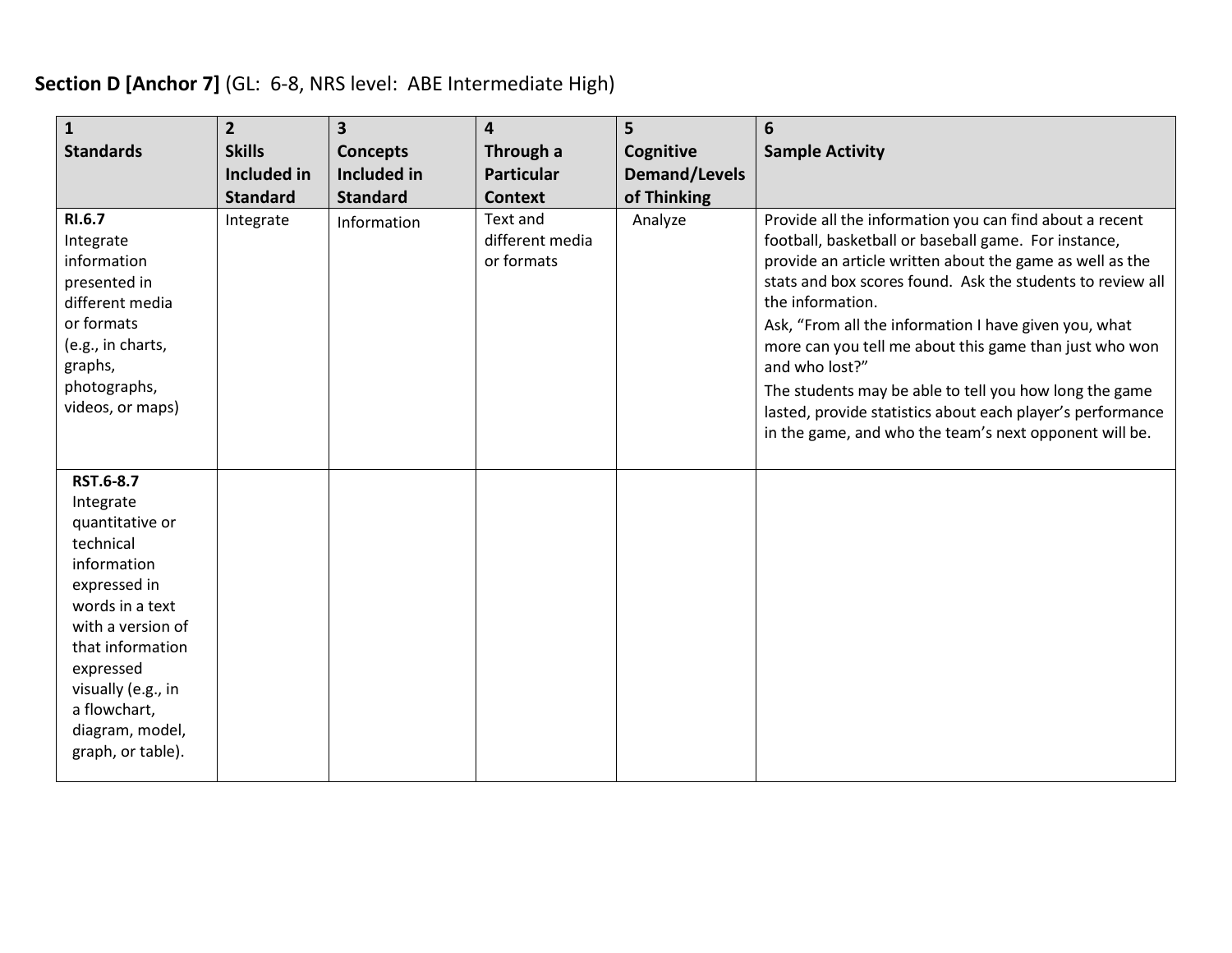**Section D [Anchor 7]** (GL: 6-8, NRS level: ABE Intermediate High)

| 1<br>Standards | 2<br>Skills Included in Standard | 3<br>Concepts Included in Standard | 4<br>Through a Particular Context | 5<br>Cognitive Demand/Levels of Thinking | 6<br>Sample Activity |
|---|---|---|---|---|---|
| **RI.6.7**<br>Integrate information presented in different media or formats (e.g., in charts, graphs, photographs, videos, or maps) | Integrate | Information | Text and different media or formats | Analyze | Provide all the information you can find about a recent football, basketball or baseball game. For instance, provide an article written about the game as well as the stats and box scores found. Ask the students to review all the information.<br>Ask, "From all the information I have given you, what more can you tell me about this game than just who won and who lost?"<br>The students may be able to tell you how long the game lasted, provide statistics about each player's performance in the game, and who the team's next opponent will be. |
| **RST.6-8.7**<br>Integrate quantitative or technical information expressed in words in a text with a version of that information expressed visually (e.g., in a flowchart, diagram, model, graph, or table). | | | | | |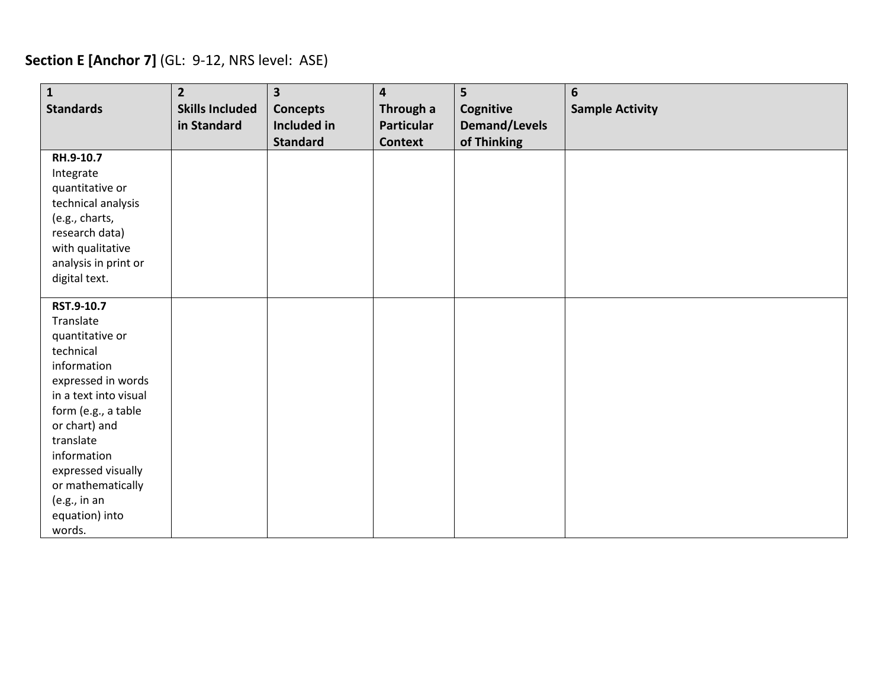**Section E [Anchor 7]** (GL: 9-12, NRS level: ASE)

| 1 Standards | 2 Skills Included in Standard | 3 Concepts Included in Standard | 4 Through a Particular Context | 5 Cognitive Demand/Levels of Thinking | 6 Sample Activity |
|---|---|---|---|---|---|
| **RH.9-10.7** Integrate quantitative or technical analysis (e.g., charts, research data) with qualitative analysis in print or digital text. | | | | | |
| **RST.9-10.7** Translate quantitative or technical information expressed in words in a text into visual form (e.g., a table or chart) and translate information expressed visually or mathematically (e.g., in an equation) into words. | | | | | |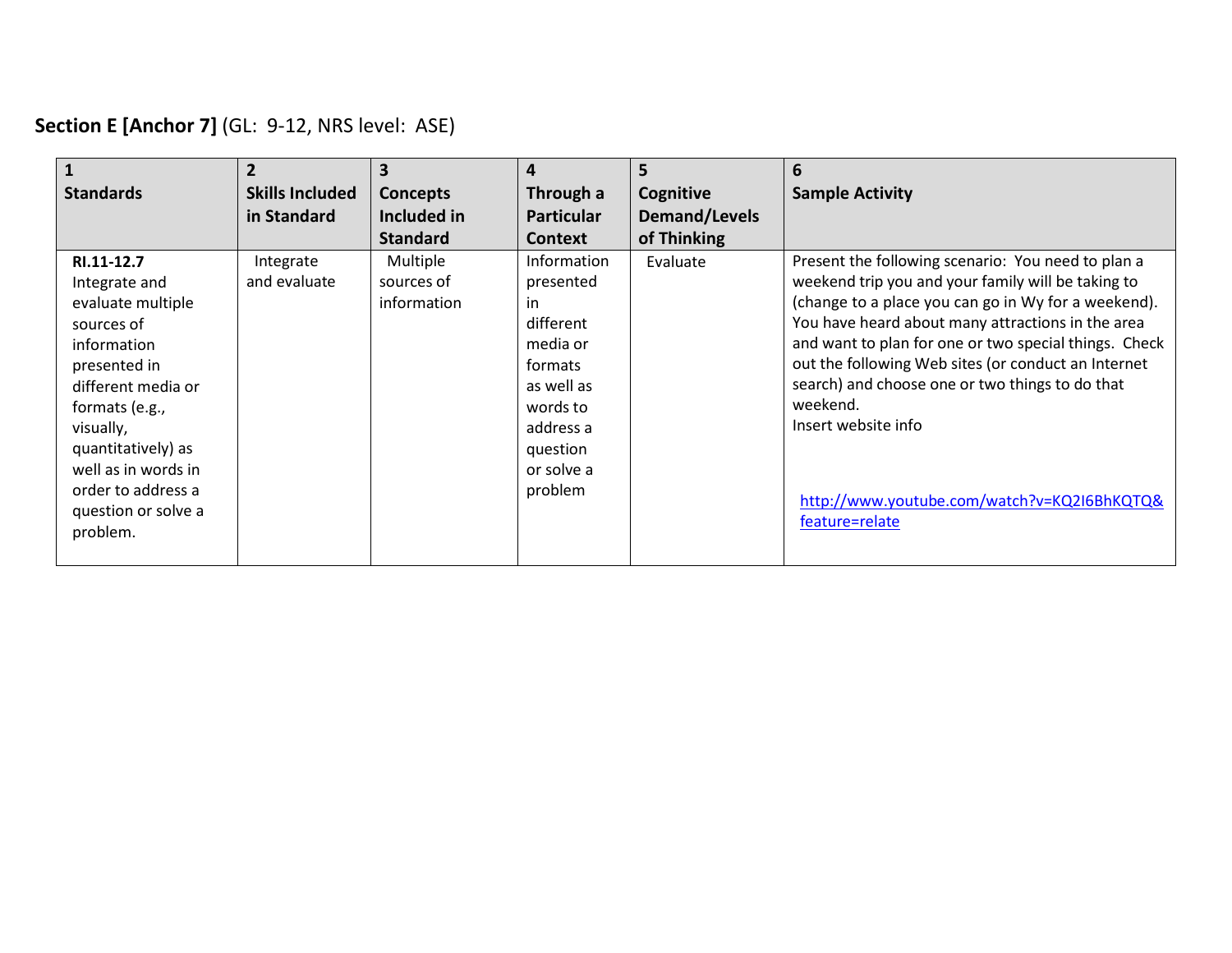**Section E [Anchor 7]** (GL: 9-12, NRS level: ASE)

| 1<br>**Standards** | 2<br>**Skills Included in Standard** | 3<br>**Concepts Included in Standard** | 4<br>**Through a Particular Context** | 5<br>**Cognitive Demand/Levels of Thinking** | 6<br>**Sample Activity** |
|---|---|---|---|---|---|
| **RI.11-12.7**<br>Integrate and evaluate multiple sources of information presented in different media or formats (e.g., visually, quantitatively) as well as in words in order to address a question or solve a problem. | Integrate and evaluate | Multiple sources of information | Information presented in different media or formats as well as words to address a question or solve a problem | Evaluate | Present the following scenario: You need to plan a weekend trip you and your family will be taking to (change to a place you can go in Wy for a weekend). You have heard about many attractions in the area and want to plan for one or two special things. Check out the following Web sites (or conduct an Internet search) and choose one or two things to do that weekend.<br>Insert website info<br><br>http://www.youtube.com/watch?v=KQ2I6BhKQTQ&feature=relate |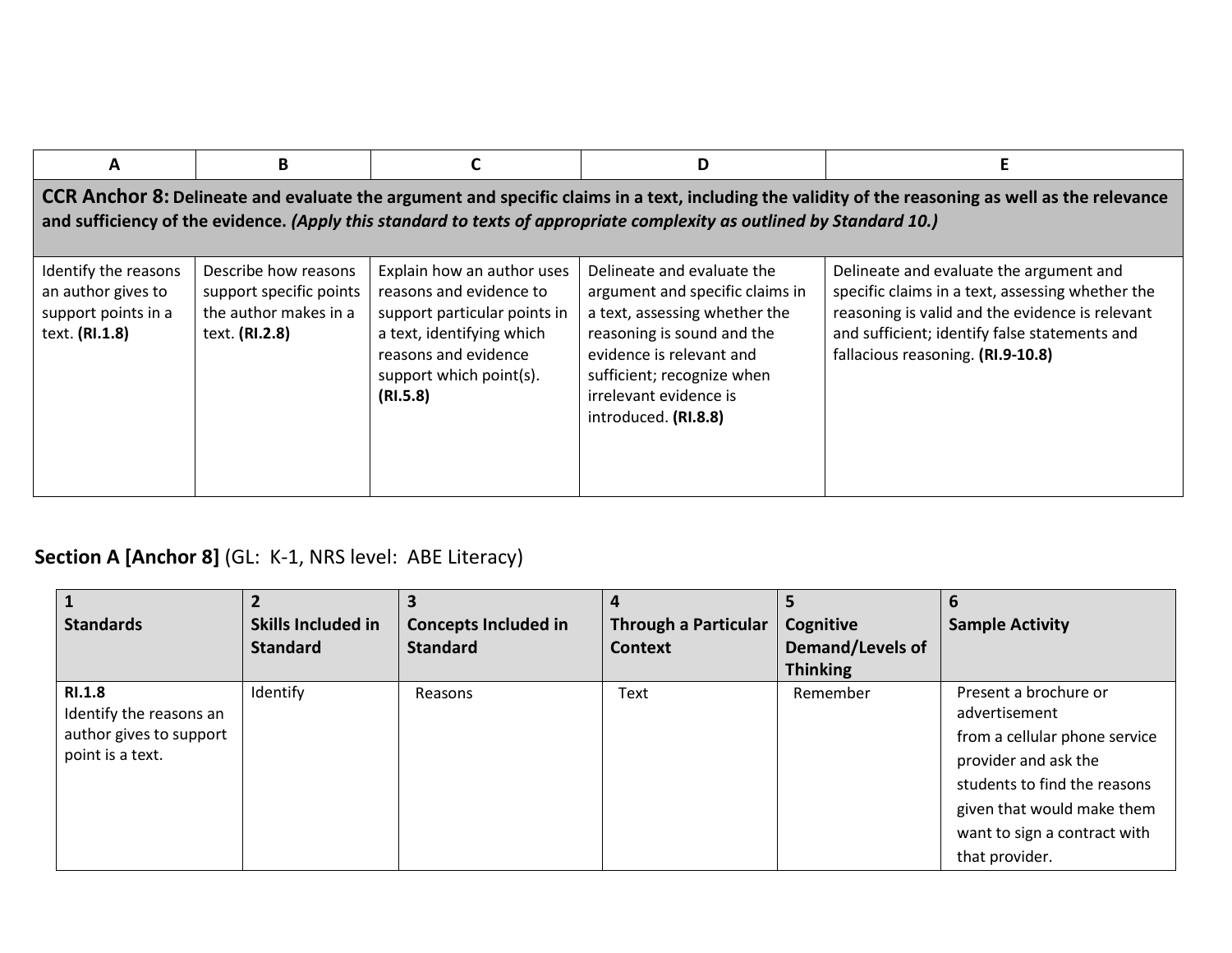| A | B | C | D | E |
|---|---|---|---|---|
| **CCR Anchor 8: Delineate and evaluate the argument and specific claims in a text, including the validity of the reasoning as well as the relevance and sufficiency of the evidence.** ***(Apply this standard to texts of appropriate complexity as outlined by Standard 10.)*** | | | | |
| Identify the reasons an author gives to support points in a text. **(RI.1.8)** | Describe how reasons support specific points the author makes in a text. **(RI.2.8)** | Explain how an author uses reasons and evidence to support particular points in a text, identifying which reasons and evidence support which point(s). **(RI.5.8)** | Delineate and evaluate the argument and specific claims in a text, assessing whether the reasoning is sound and the evidence is relevant and sufficient; recognize when irrelevant evidence is introduced. **(RI.8.8)** | Delineate and evaluate the argument and specific claims in a text, assessing whether the reasoning is valid and the evidence is relevant and sufficient; identify false statements and fallacious reasoning. **(RI.9-10.8)** |

**Section A [Anchor 8]** (GL: K-1, NRS level: ABE Literacy)

| 1<br>Standards | 2<br>Skills Included in Standard | 3<br>Concepts Included in Standard | 4<br>Through a Particular Context | 5<br>Cognitive Demand/Levels of Thinking | 6<br>Sample Activity |
|---|---|---|---|---|---|
| **RI.1.8**<br>Identify the reasons an author gives to support point is a text. | Identify | Reasons | Text | Remember | Present a brochure or advertisement from a cellular phone service provider and ask the students to find the reasons given that would make them want to sign a contract with that provider. |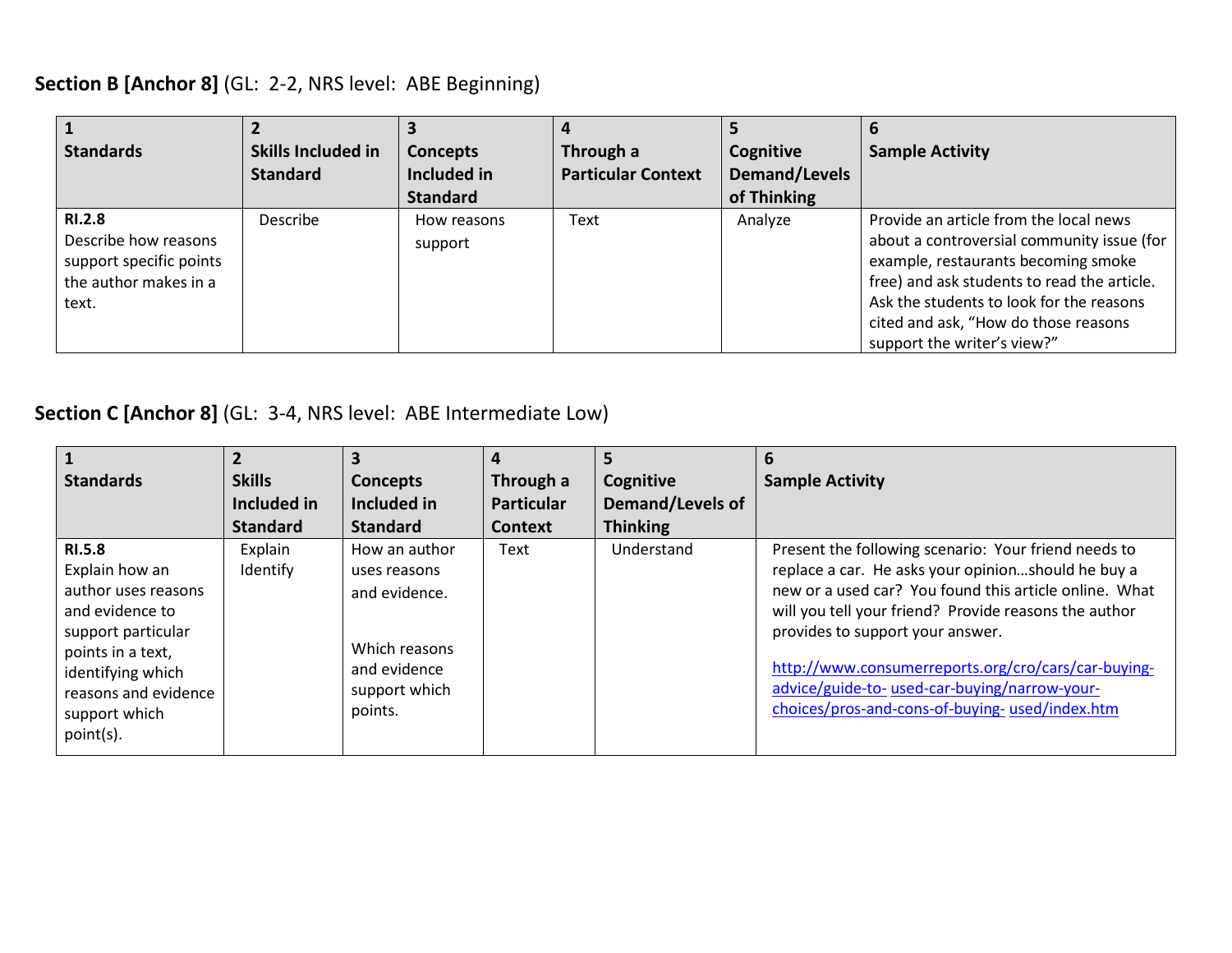**Section B [Anchor 8]** (GL: 2-2, NRS level: ABE Beginning)

| 1<br>Standards | 2<br>Skills Included in Standard | 3<br>Concepts Included in Standard | 4<br>Through a Particular Context | 5<br>Cognitive Demand/Levels of Thinking | 6<br>Sample Activity |
|---|---|---|---|---|---|
| **RI.2.8**<br>Describe how reasons support specific points the author makes in a text. | Describe | How reasons support | Text | Analyze | Provide an article from the local news about a controversial community issue (for example, restaurants becoming smoke free) and ask students to read the article. Ask the students to look for the reasons cited and ask, "How do those reasons support the writer's view?" |

**Section C [Anchor 8]** (GL: 3-4, NRS level: ABE Intermediate Low)

| 1<br>Standards | 2<br>Skills Included in Standard | 3<br>Concepts Included in Standard | 4<br>Through a Particular Context | 5<br>Cognitive Demand/Levels of Thinking | 6<br>Sample Activity |
|---|---|---|---|---|---|
| **RI.5.8**<br>Explain how an author uses reasons and evidence to support particular points in a text, identifying which reasons and evidence support which point(s). | Explain<br>Identify | How an author uses reasons and evidence.<br><br>Which reasons and evidence support which points. | Text | Understand | Present the following scenario: Your friend needs to replace a car. He asks your opinion…should he buy a new or a used car? You found this article online. What will you tell your friend? Provide reasons the author provides to support your answer.<br><br>http://www.consumerreports.org/cro/cars/car-buying-advice/guide-to-used-car-buying/narrow-your-choices/pros-and-cons-of-buying-used/index.htm |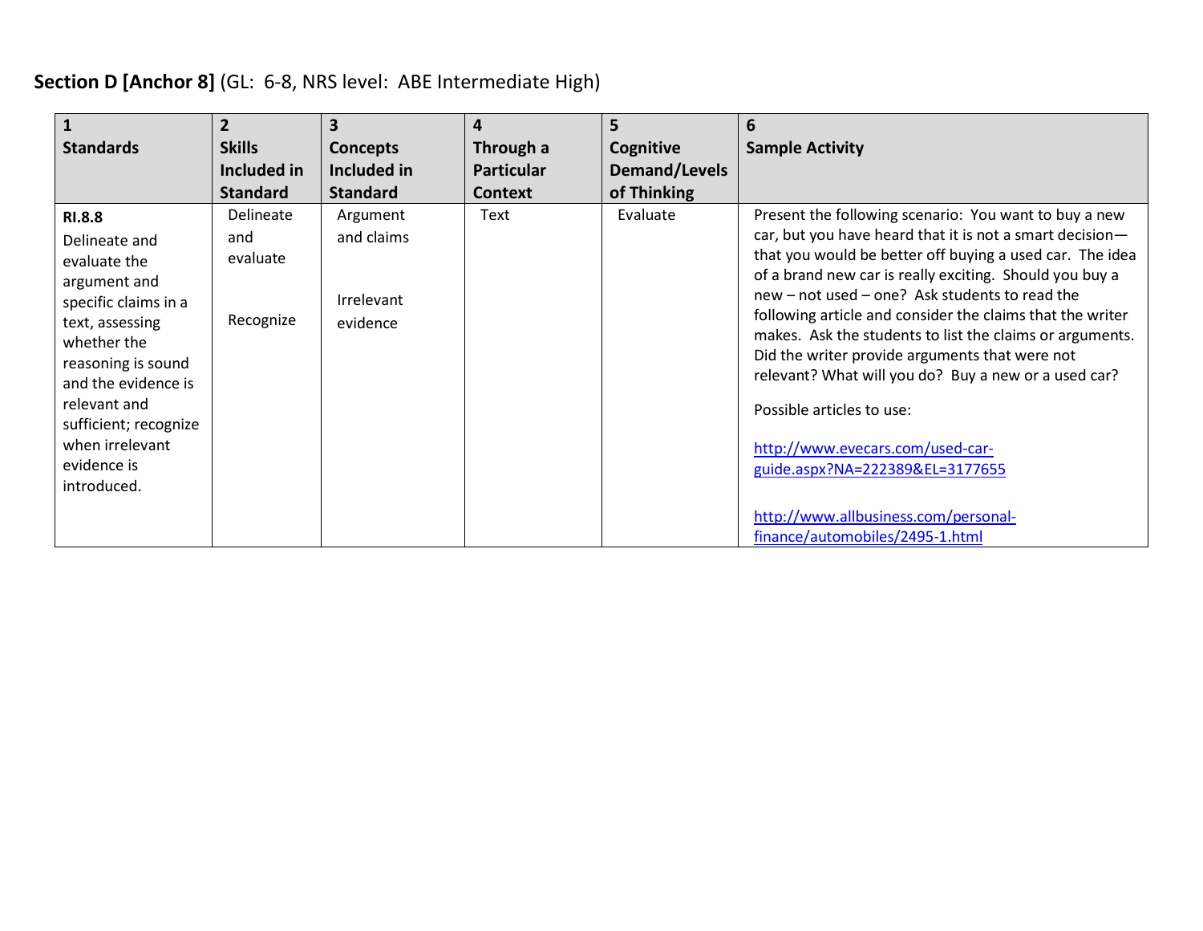**Section D [Anchor 8]** (GL: 6-8, NRS level: ABE Intermediate High)

| 1 Standards | 2 Skills Included in Standard | 3 Concepts Included in Standard | 4 Through a Particular Context | 5 Cognitive Demand/Levels of Thinking | 6 Sample Activity |
|---|---|---|---|---|---|
| **RI.8.8** Delineate and evaluate the argument and specific claims in a text, assessing whether the reasoning is sound and the evidence is relevant and sufficient; recognize when irrelevant evidence is introduced. | Delineate and evaluate<br><br>Recognize | Argument and claims<br><br>Irrelevant evidence | Text | Evaluate | Present the following scenario: You want to buy a new car, but you have heard that it is not a smart decision—that you would be better off buying a used car. The idea of a brand new car is really exciting. Should you buy a new – not used – one? Ask students to read the following article and consider the claims that the writer makes. Ask the students to list the claims or arguments. Did the writer provide arguments that were not relevant? What will you do? Buy a new or a used car?<br><br>Possible articles to use:<br><br>http://www.evecars.com/used-car-guide.aspx?NA=222389&EL=3177655<br><br>http://www.allbusiness.com/personal-finance/automobiles/2495-1.html |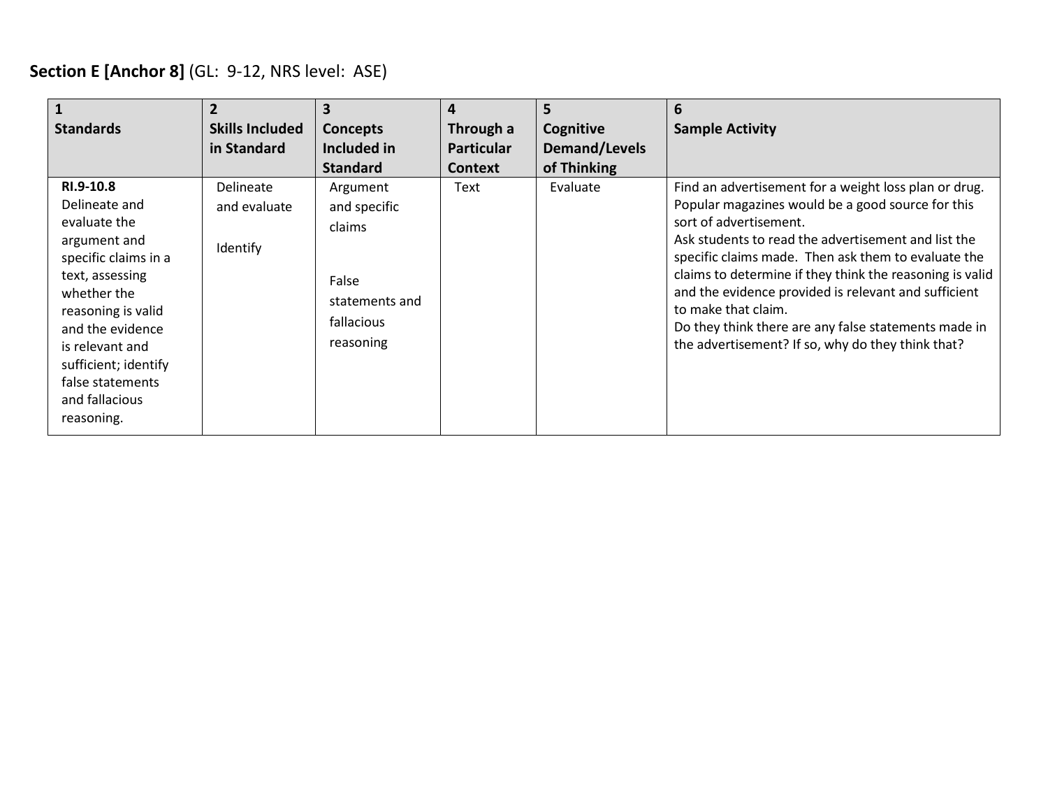**Section E [Anchor 8]** (GL: 9-12, NRS level: ASE)

| 1<br>**Standards** | 2<br>**Skills Included in Standard** | 3<br>**Concepts Included in Standard** | 4<br>**Through a Particular Context** | 5<br>**Cognitive Demand/Levels of Thinking** | 6<br>**Sample Activity** |
|---|---|---|---|---|---|
| **RI.9-10.8**<br>Delineate and evaluate the argument and specific claims in a text, assessing whether the reasoning is valid and the evidence is relevant and sufficient; identify false statements and fallacious reasoning. | Delineate and evaluate<br><br>Identify | Argument and specific claims<br><br>False statements and fallacious reasoning | Text | Evaluate | Find an advertisement for a weight loss plan or drug. Popular magazines would be a good source for this sort of advertisement.<br>Ask students to read the advertisement and list the specific claims made. Then ask them to evaluate the claims to determine if they think the reasoning is valid and the evidence provided is relevant and sufficient to make that claim.<br>Do they think there are any false statements made in the advertisement? If so, why do they think that? |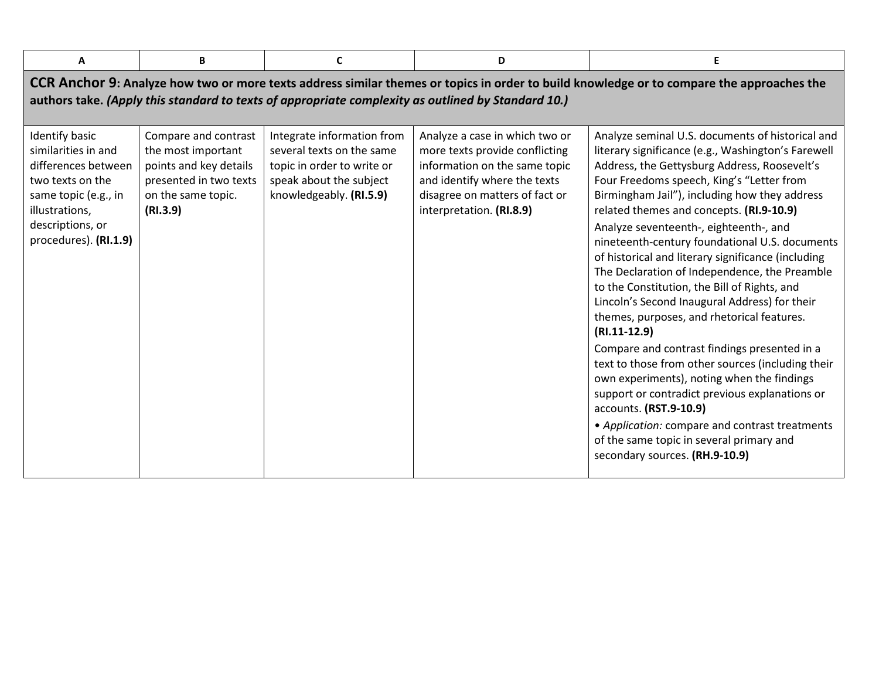| A | B | C | D | E |
|---|---|---|---|---|
| **CCR Anchor 9: Analyze how two or more texts address similar themes or topics in order to build knowledge or to compare the approaches the authors take.** ***(Apply this standard to texts of appropriate complexity as outlined by Standard 10.)*** | | | | |
| Identify basic similarities in and differences between two texts on the same topic (e.g., in illustrations, descriptions, or procedures). **(RI.1.9)** | Compare and contrast the most important points and key details presented in two texts on the same topic. **(RI.3.9)** | Integrate information from several texts on the same topic in order to write or speak about the subject knowledgeably. **(RI.5.9)** | Analyze a case in which two or more texts provide conflicting information on the same topic and identify where the texts disagree on matters of fact or interpretation. **(RI.8.9)** | Analyze seminal U.S. documents of historical and literary significance (e.g., Washington's Farewell Address, the Gettysburg Address, Roosevelt's Four Freedoms speech, King's "Letter from Birmingham Jail"), including how they address related themes and concepts. **(RI.9-10.9)**<br>Analyze seventeenth-, eighteenth-, and nineteenth-century foundational U.S. documents of historical and literary significance (including The Declaration of Independence, the Preamble to the Constitution, the Bill of Rights, and Lincoln's Second Inaugural Address) for their themes, purposes, and rhetorical features. **(RI.11-12.9)**<br>Compare and contrast findings presented in a text to those from other sources (including their own experiments), noting when the findings support or contradict previous explanations or accounts. **(RST.9-10.9)**<br>• *Application:* compare and contrast treatments of the same topic in several primary and secondary sources. **(RH.9-10.9)** |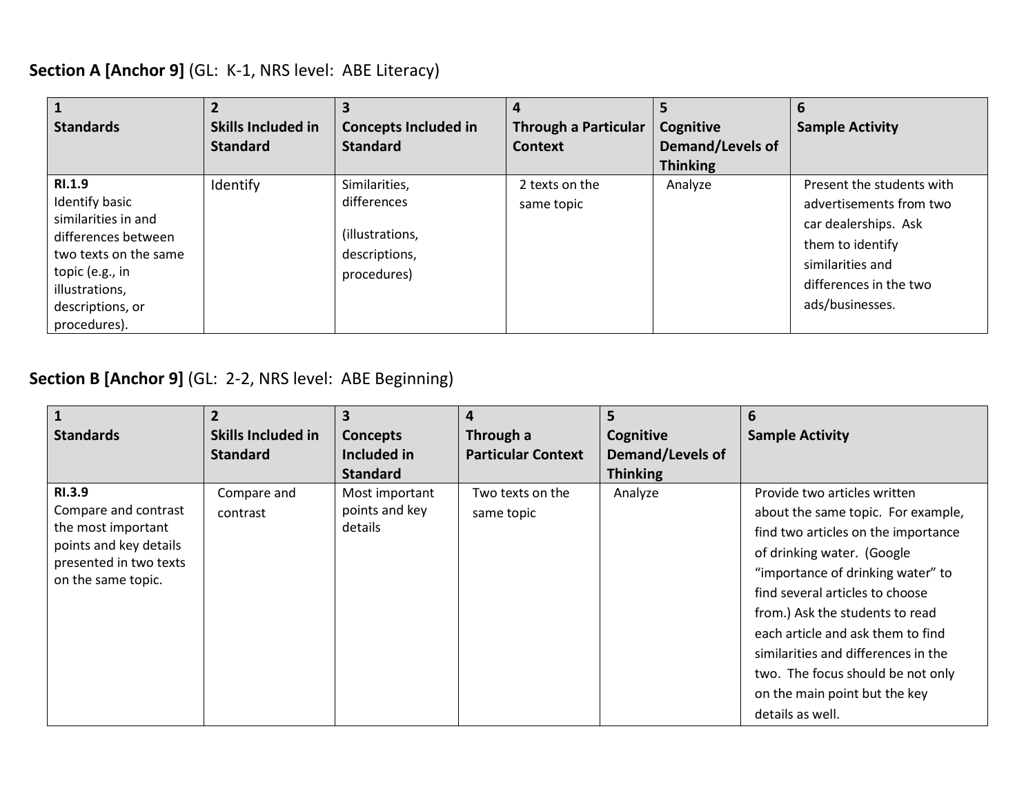## Section A [Anchor 9] (GL: K-1, NRS level: ABE Literacy)

| 1<br>Standards | 2<br>Skills Included in Standard | 3<br>Concepts Included in Standard | 4<br>Through a Particular Context | 5<br>Cognitive Demand/Levels of Thinking | 6<br>Sample Activity |
|---|---|---|---|---|---|
| **RI.1.9**<br>Identify basic similarities in and differences between two texts on the same topic (e.g., in illustrations, descriptions, or procedures). | Identify | Similarities, differences<br>(illustrations, descriptions, procedures) | 2 texts on the same topic | Analyze | Present the students with advertisements from two car dealerships. Ask them to identify similarities and differences in the two ads/businesses. |

## Section B [Anchor 9] (GL: 2-2, NRS level: ABE Beginning)

| 1<br>Standards | 2<br>Skills Included in Standard | 3<br>Concepts Included in Standard | 4<br>Through a Particular Context | 5<br>Cognitive Demand/Levels of Thinking | 6<br>Sample Activity |
|---|---|---|---|---|---|
| **RI.3.9**<br>Compare and contrast the most important points and key details presented in two texts on the same topic. | Compare and contrast | Most important points and key details | Two texts on the same topic | Analyze | Provide two articles written about the same topic. For example, find two articles on the importance of drinking water. (Google "importance of drinking water" to find several articles to choose from.) Ask the students to read each article and ask them to find similarities and differences in the two. The focus should be not only on the main point but the key details as well. |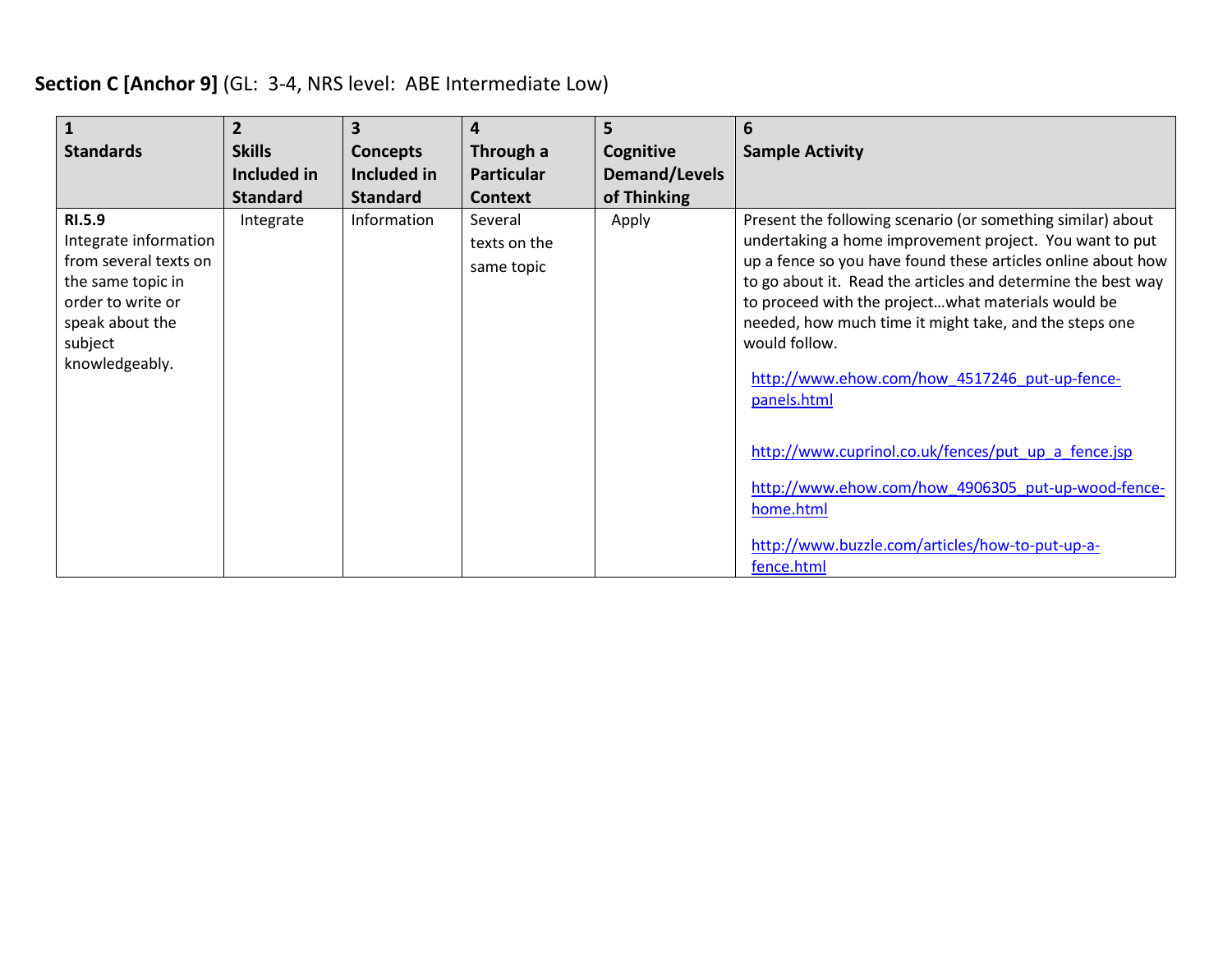**Section C [Anchor 9]** (GL: 3-4, NRS level: ABE Intermediate Low)

| 1<br>**Standards** | 2<br>**Skills Included in Standard** | 3<br>**Concepts Included in Standard** | 4<br>**Through a Particular Context** | 5<br>**Cognitive Demand/Levels of Thinking** | 6<br>**Sample Activity** |
|---|---|---|---|---|---|
| **RI.5.9**<br>Integrate information from several texts on the same topic in order to write or speak about the subject knowledgeably. | Integrate | Information | Several texts on the same topic | Apply | Present the following scenario (or something similar) about undertaking a home improvement project. You want to put up a fence so you have found these articles online about how to go about it. Read the articles and determine the best way to proceed with the project…what materials would be needed, how much time it might take, and the steps one would follow.<br><br>http://www.ehow.com/how_4517246_put-up-fence-panels.html<br><br>http://www.cuprinol.co.uk/fences/put_up_a_fence.jsp<br><br>http://www.ehow.com/how_4906305_put-up-wood-fence-home.html<br><br>http://www.buzzle.com/articles/how-to-put-up-a-fence.html |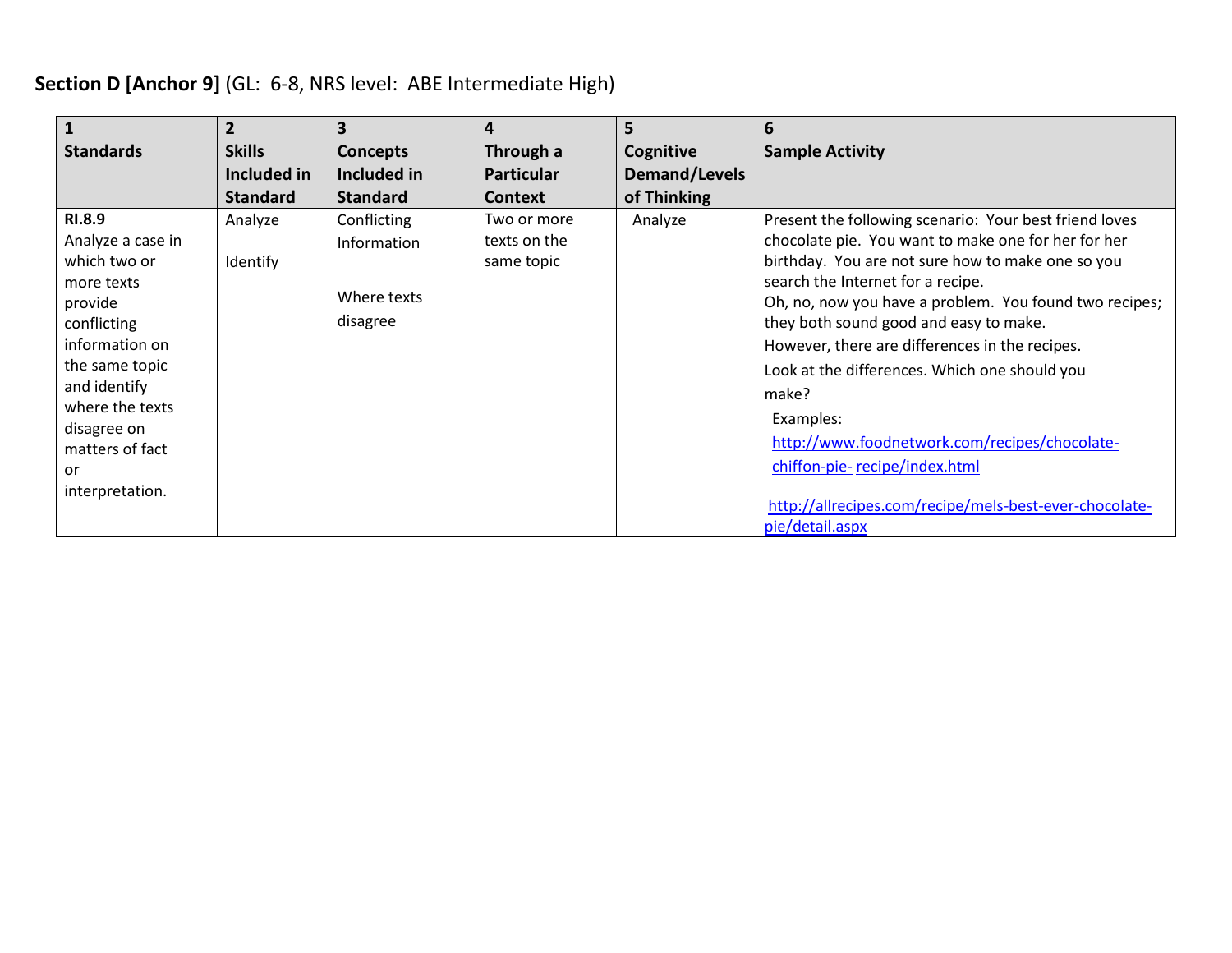**Section D [Anchor 9]** (GL: 6-8, NRS level: ABE Intermediate High)

| 1<br>**Standards** | 2<br>**Skills Included in Standard** | 3<br>**Concepts Included in Standard** | 4<br>**Through a Particular Context** | 5<br>**Cognitive Demand/Levels of Thinking** | 6<br>**Sample Activity** |
|---|---|---|---|---|---|
| **RI.8.9**<br>Analyze a case in which two or more texts provide conflicting information on the same topic and identify where the texts disagree on matters of fact or interpretation. | Analyze<br><br>Identify | Conflicting Information<br><br>Where texts disagree | Two or more texts on the same topic | Analyze | Present the following scenario: Your best friend loves chocolate pie. You want to make one for her for her birthday. You are not sure how to make one so you search the Internet for a recipe.<br>Oh, no, now you have a problem. You found two recipes; they both sound good and easy to make.<br>However, there are differences in the recipes.<br>Look at the differences. Which one should you make?<br>Examples:<br>http://www.foodnetwork.com/recipes/chocolate-chiffon-pie-recipe/index.html<br><br>http://allrecipes.com/recipe/mels-best-ever-chocolate-pie/detail.aspx |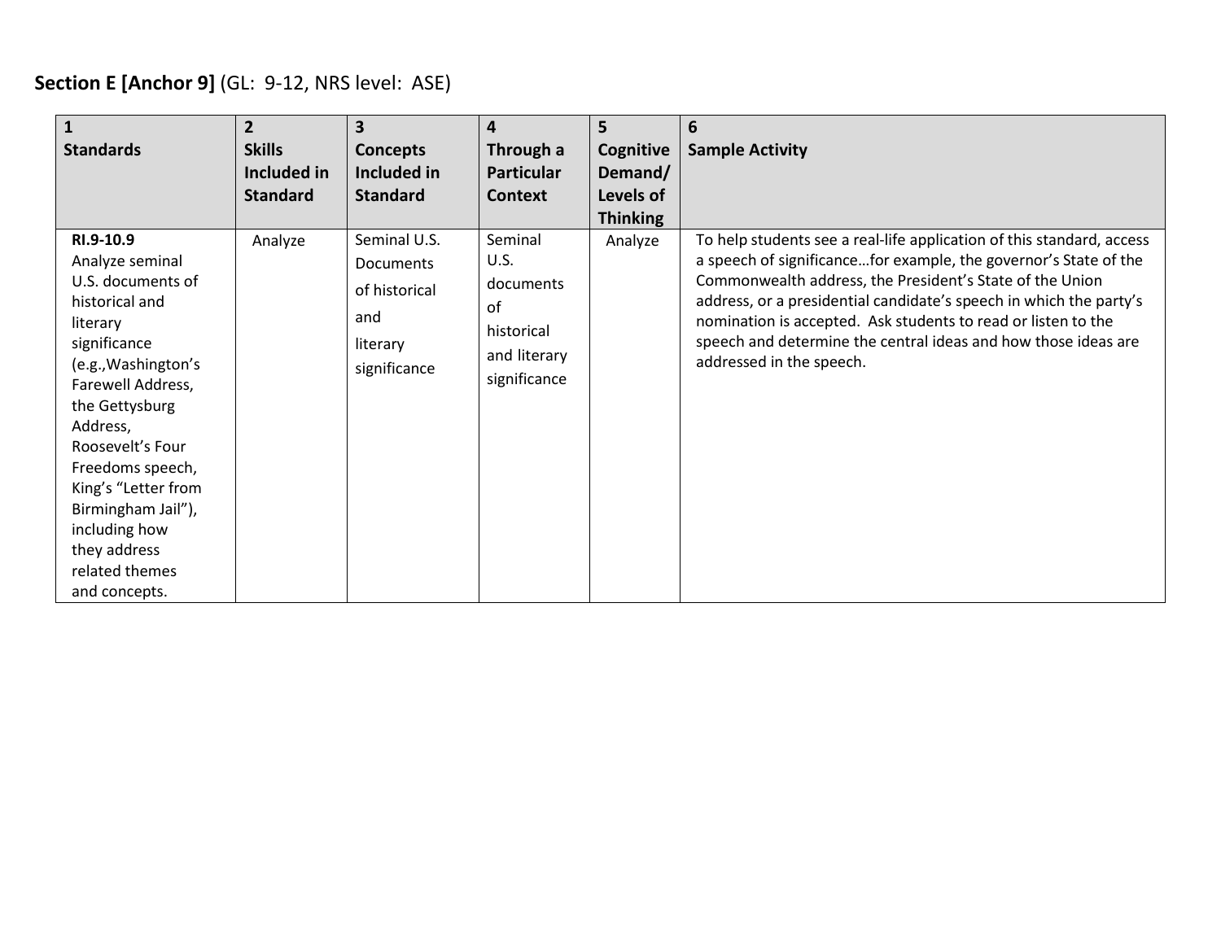**Section E [Anchor 9]** (GL: 9-12, NRS level: ASE)

| 1<br>**Standards** | 2<br>**Skills Included in Standard** | 3<br>**Concepts Included in Standard** | 4<br>**Through a Particular Context** | 5<br>**Cognitive Demand/ Levels of Thinking** | 6<br>**Sample Activity** |
|---|---|---|---|---|---|
| **RI.9-10.9**<br>Analyze seminal U.S. documents of historical and literary significance (e.g.,Washington's Farewell Address, the Gettysburg Address, Roosevelt's Four Freedoms speech, King's "Letter from Birmingham Jail"), including how they address related themes and concepts. | Analyze | Seminal U.S. Documents of historical and literary significance | Seminal U.S. documents of historical and literary significance | Analyze | To help students see a real-life application of this standard, access a speech of significance…for example, the governor's State of the Commonwealth address, the President's State of the Union address, or a presidential candidate's speech in which the party's nomination is accepted. Ask students to read or listen to the speech and determine the central ideas and how those ideas are addressed in the speech. |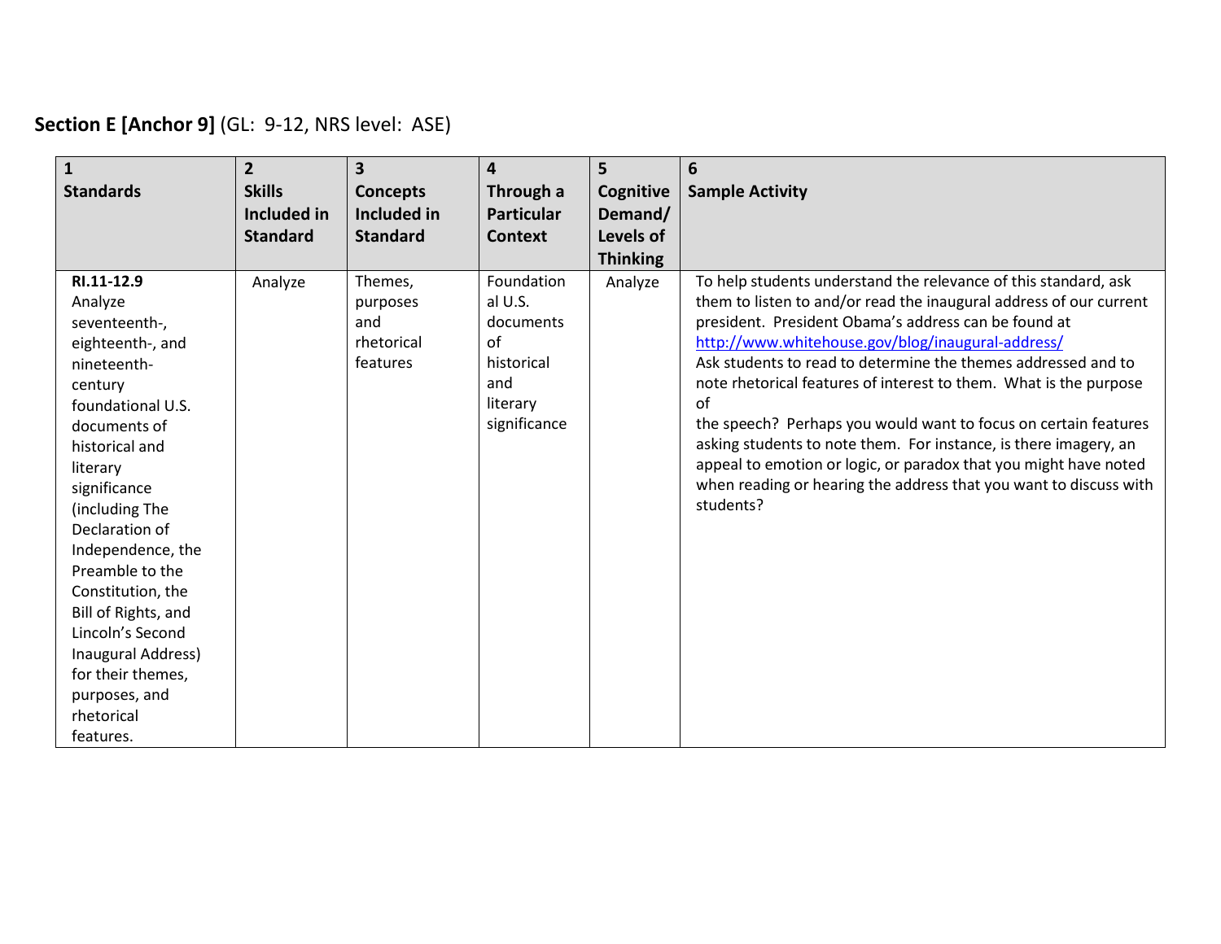**Section E [Anchor 9]** (GL: 9-12, NRS level: ASE)

| 1<br>**Standards** | 2<br>**Skills Included in Standard** | 3<br>**Concepts Included in Standard** | 4<br>**Through a Particular Context** | 5<br>**Cognitive Demand/ Levels of Thinking** | 6<br>**Sample Activity** |
|---|---|---|---|---|---|
| **RI.11-12.9** Analyze seventeenth-, eighteenth-, and nineteenth-century foundational U.S. documents of historical and literary significance (including The Declaration of Independence, the Preamble to the Constitution, the Bill of Rights, and Lincoln's Second Inaugural Address) for their themes, purposes, and rhetorical features. | Analyze | Themes, purposes and rhetorical features | Foundational U.S. documents of historical and literary significance | Analyze | To help students understand the relevance of this standard, ask them to listen to and/or read the inaugural address of our current president. President Obama's address can be found at http://www.whitehouse.gov/blog/inaugural-address/ Ask students to read to determine the themes addressed and to note rhetorical features of interest to them. What is the purpose of the speech? Perhaps you would want to focus on certain features asking students to note them. For instance, is there imagery, an appeal to emotion or logic, or paradox that you might have noted when reading or hearing the address that you want to discuss with students? |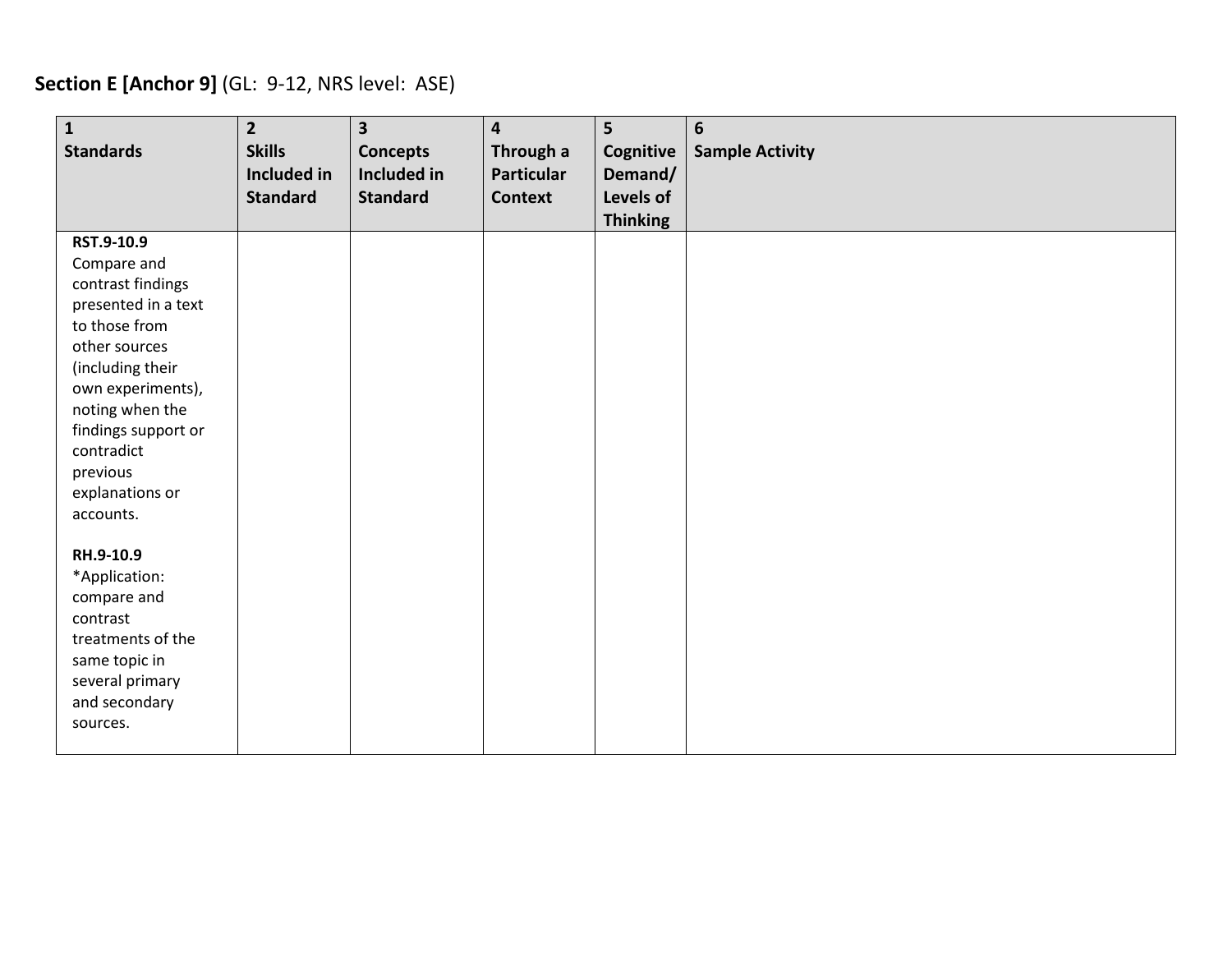**Section E [Anchor 9]** (GL: 9-12, NRS level: ASE)

| 1<br>**Standards** | 2<br>**Skills Included in Standard** | 3<br>**Concepts Included in Standard** | 4<br>**Through a Particular Context** | 5<br>**Cognitive Demand/ Levels of Thinking** | 6<br>**Sample Activity** |
|---|---|---|---|---|---|
| **RST.9-10.9**<br>Compare and contrast findings presented in a text to those from other sources (including their own experiments), noting when the findings support or contradict previous explanations or accounts.<br><br>**RH.9-10.9**<br>*Application: compare and contrast treatments of the same topic in several primary and secondary sources. | | | | | |